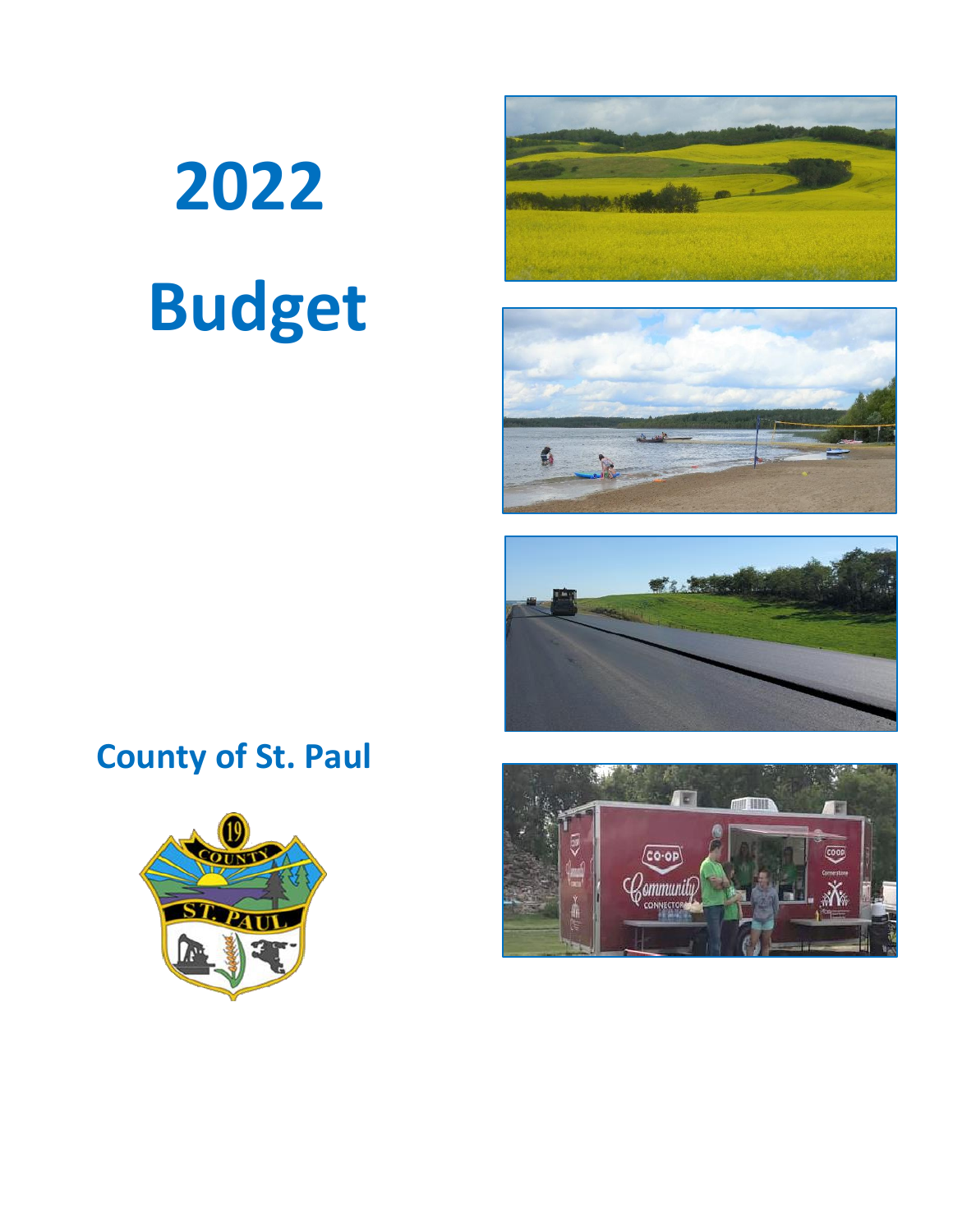# 2022

# Budget

## County of St. Paul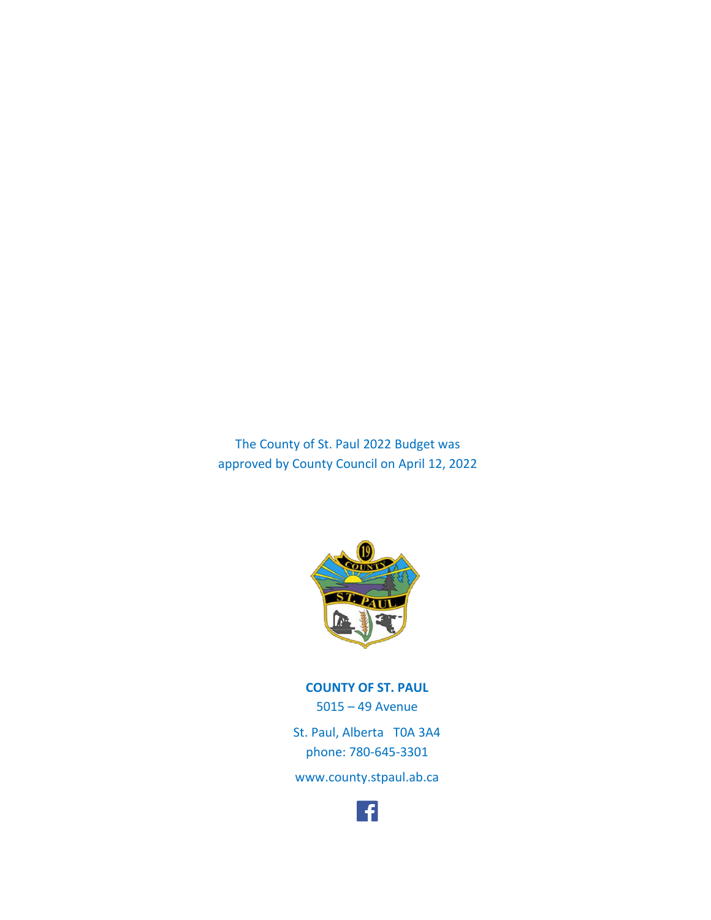The County of St. Paul 2022 Budget was approved by County Council on April 12, 2022

**COUNTY OF ST. PAUL**

5015 – 49 Avenue

St. Paul, Alberta T0A 3A4

phone: 780-645-3301

www.county.stpaul.ab.ca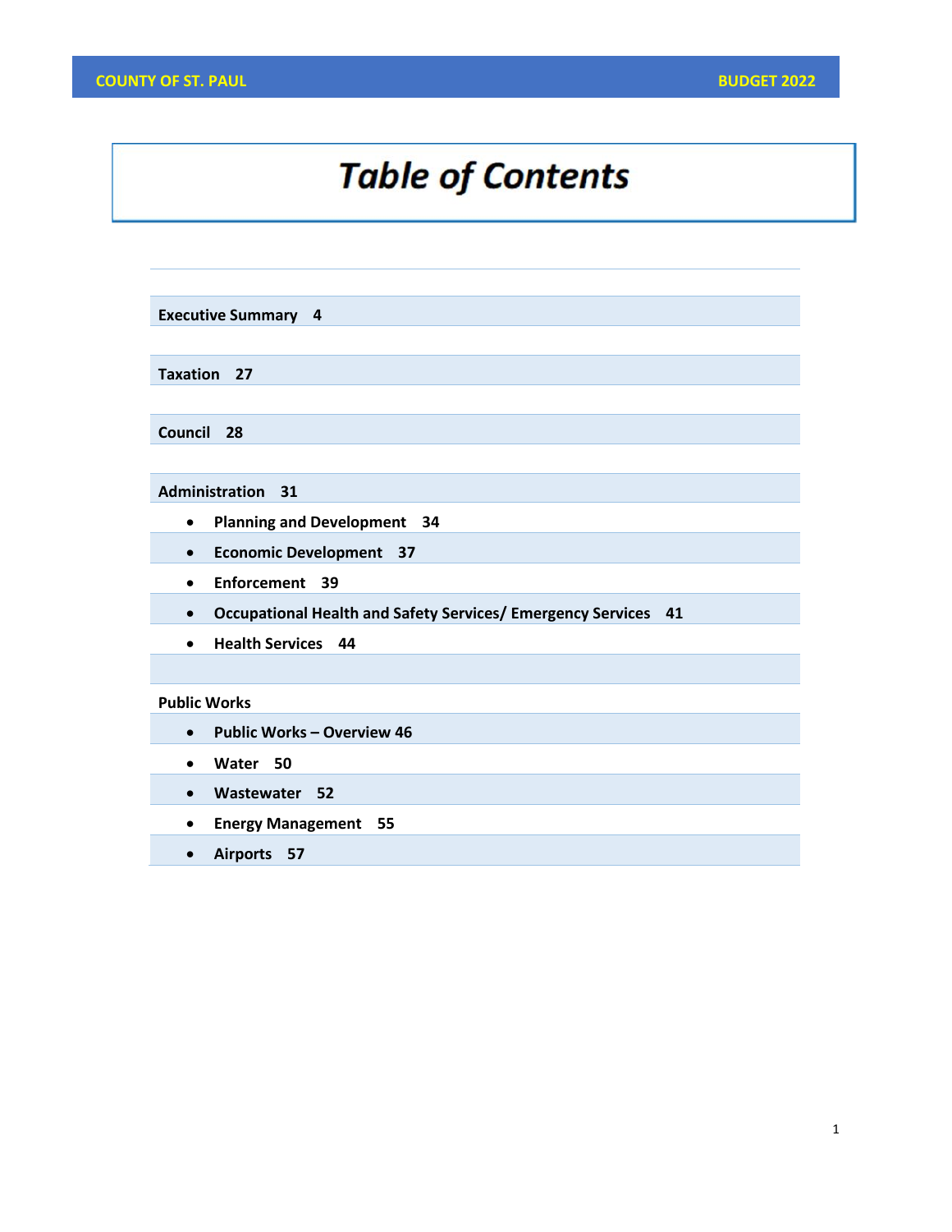# *Table of Contents*

**Executive Summary 4**

**Taxation 27**

**Council 28**

**Administration 31**

- **Planning and Development 34**
- **Economic Development 37**
- **Enforcement 39**
- **Occupational Health and Safety Services/ Emergency Services 41**
- **Health Services 44**

**Public Works**

- **Public Works – Overview 46**
- **Water 50**
- **Wastewater 52**
- **Energy Management 55**
- **Airports 57**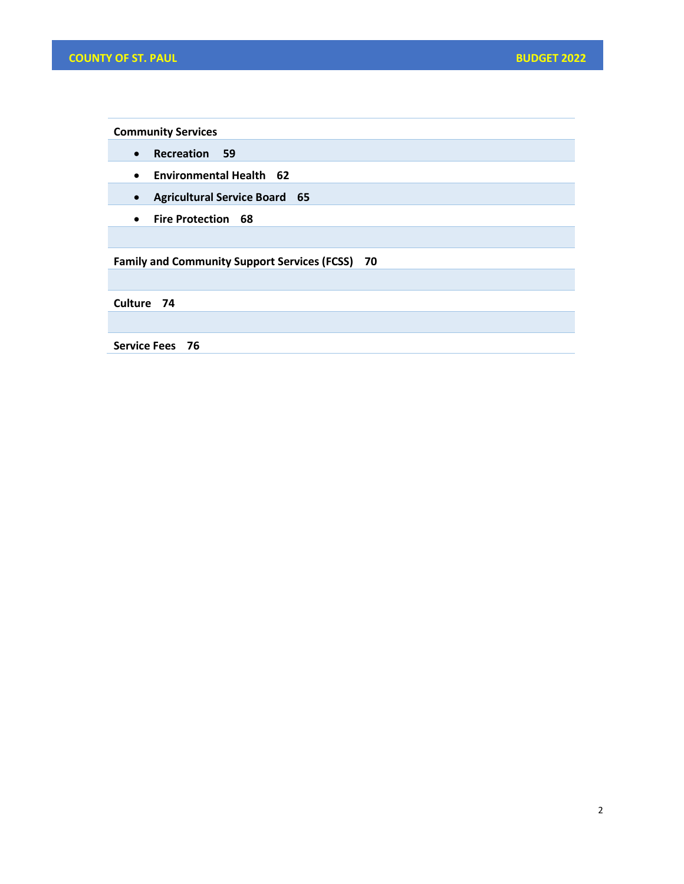**Community Services**

- **Recreation 59**
- **Environmental Health 62**
- **Agricultural Service Board 65**
- **Fire Protection 68**

**Family and Community Support Services (FCSS) 70**

**Culture 74**

**Service Fees 76**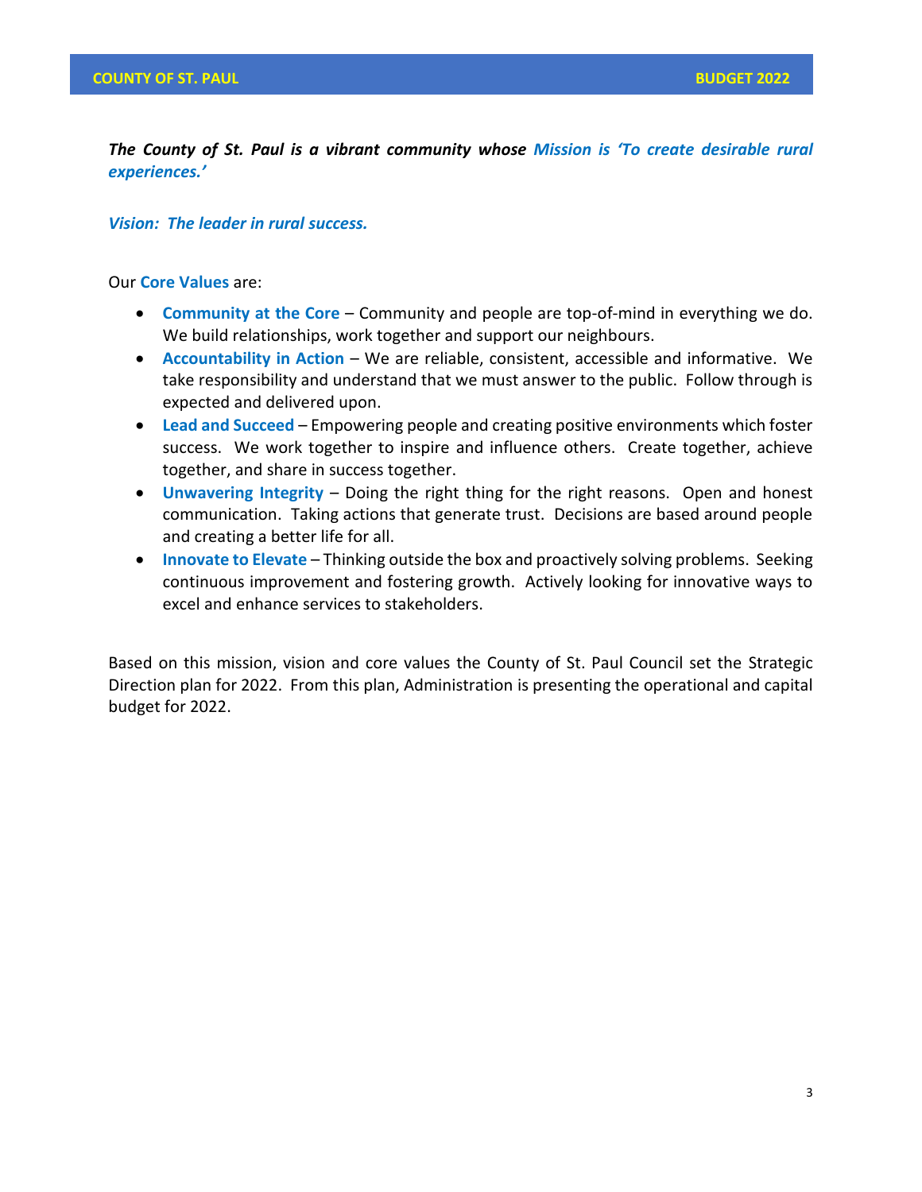***The County of St. Paul is a vibrant community whose Mission is 'To create desirable rural experiences.'***

***Vision: The leader in rural success.***

Our **Core Values** are:

- **Community at the Core** – Community and people are top-of-mind in everything we do. We build relationships, work together and support our neighbours.
- **Accountability in Action** – We are reliable, consistent, accessible and informative. We take responsibility and understand that we must answer to the public. Follow through is expected and delivered upon.
- **Lead and Succeed** – Empowering people and creating positive environments which foster success. We work together to inspire and influence others. Create together, achieve together, and share in success together.
- **Unwavering Integrity** – Doing the right thing for the right reasons. Open and honest communication. Taking actions that generate trust. Decisions are based around people and creating a better life for all.
- **Innovate to Elevate** – Thinking outside the box and proactively solving problems. Seeking continuous improvement and fostering growth. Actively looking for innovative ways to excel and enhance services to stakeholders.

Based on this mission, vision and core values the County of St. Paul Council set the Strategic Direction plan for 2022. From this plan, Administration is presenting the operational and capital budget for 2022.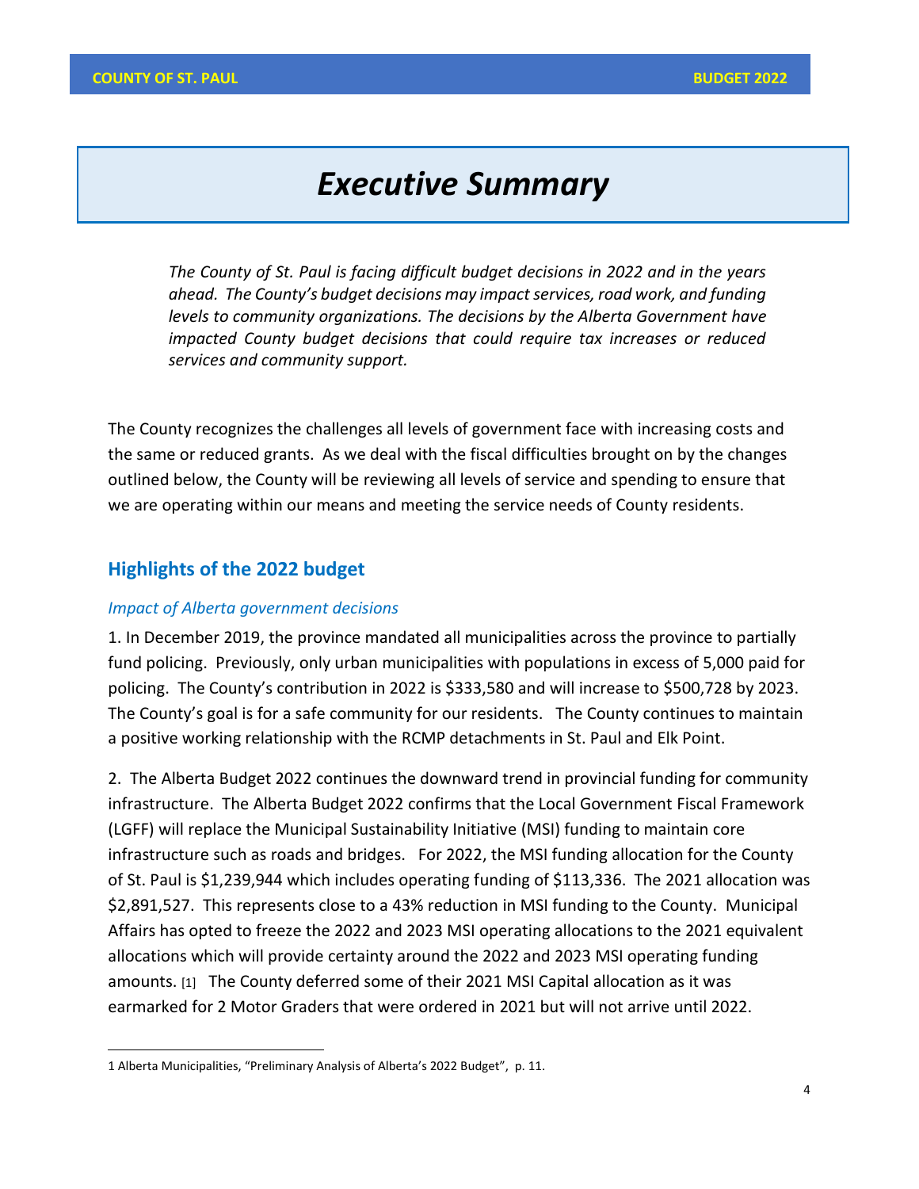# *Executive Summary*

*The County of St. Paul is facing difficult budget decisions in 2022 and in the years ahead. The County's budget decisions may impact services, road work, and funding levels to community organizations. The decisions by the Alberta Government have impacted County budget decisions that could require tax increases or reduced services and community support.*

The County recognizes the challenges all levels of government face with increasing costs and the same or reduced grants. As we deal with the fiscal difficulties brought on by the changes outlined below, the County will be reviewing all levels of service and spending to ensure that we are operating within our means and meeting the service needs of County residents.

## Highlights of the 2022 budget

### *Impact of Alberta government decisions*

1. In December 2019, the province mandated all municipalities across the province to partially fund policing. Previously, only urban municipalities with populations in excess of 5,000 paid for policing. The County's contribution in 2022 is $333,580 and will increase to $500,728 by 2023. The County's goal is for a safe community for our residents. The County continues to maintain a positive working relationship with the RCMP detachments in St. Paul and Elk Point.

2. The Alberta Budget 2022 continues the downward trend in provincial funding for community infrastructure. The Alberta Budget 2022 confirms that the Local Government Fiscal Framework (LGFF) will replace the Municipal Sustainability Initiative (MSI) funding to maintain core infrastructure such as roads and bridges. For 2022, the MSI funding allocation for the County of St. Paul is $1,239,944 which includes operating funding of $113,336. The 2021 allocation was $2,891,527. This represents close to a 43% reduction in MSI funding to the County. Municipal Affairs has opted to freeze the 2022 and 2023 MSI operating allocations to the 2021 equivalent allocations which will provide certainty around the 2022 and 2023 MSI operating funding amounts. [1] The County deferred some of their 2021 MSI Capital allocation as it was earmarked for 2 Motor Graders that were ordered in 2021 but will not arrive until 2022.

1 Alberta Municipalities, "Preliminary Analysis of Alberta's 2022 Budget", p. 11.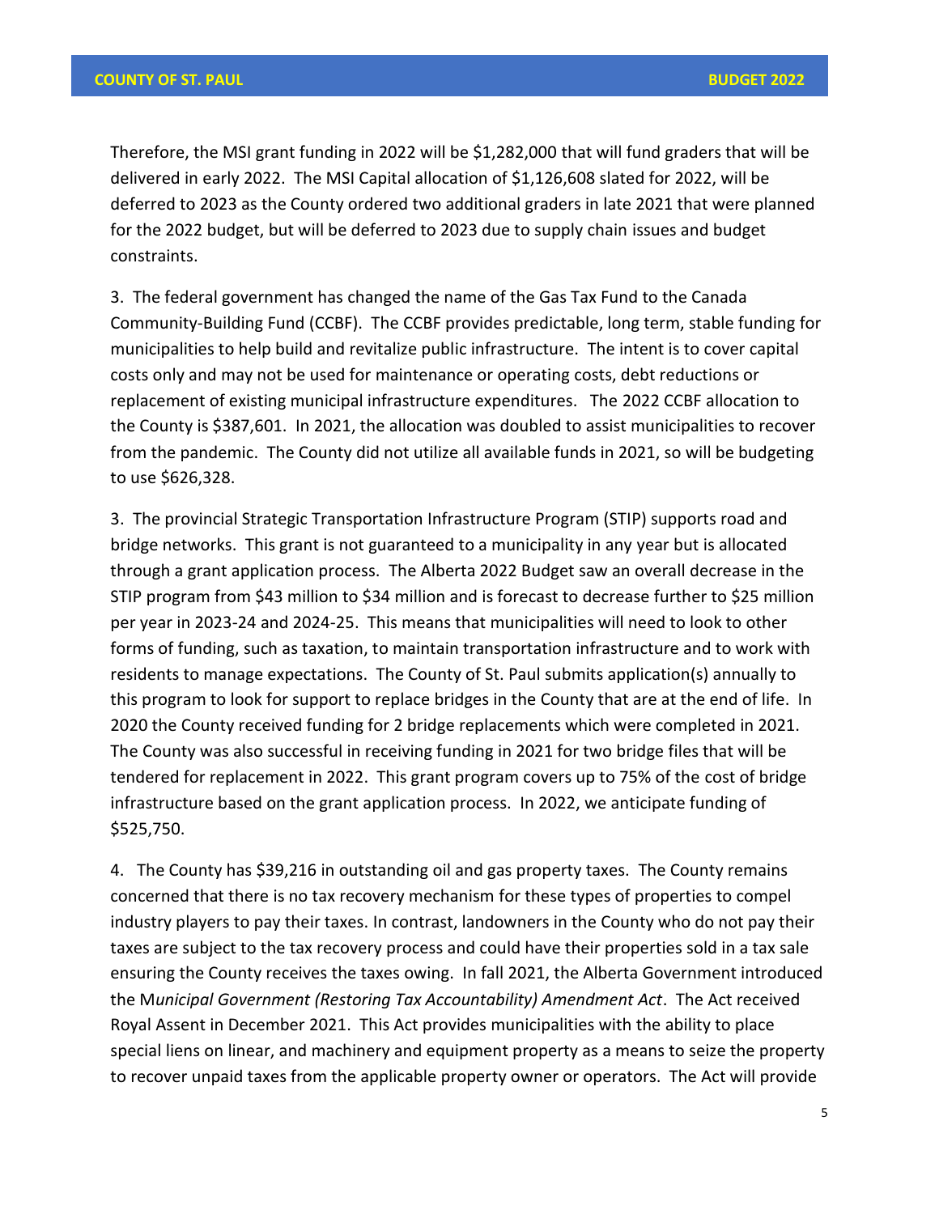Therefore, the MSI grant funding in 2022 will be $1,282,000 that will fund graders that will be delivered in early 2022. The MSI Capital allocation of $1,126,608 slated for 2022, will be deferred to 2023 as the County ordered two additional graders in late 2021 that were planned for the 2022 budget, but will be deferred to 2023 due to supply chain issues and budget constraints.

3. The federal government has changed the name of the Gas Tax Fund to the Canada Community-Building Fund (CCBF). The CCBF provides predictable, long term, stable funding for municipalities to help build and revitalize public infrastructure. The intent is to cover capital costs only and may not be used for maintenance or operating costs, debt reductions or replacement of existing municipal infrastructure expenditures. The 2022 CCBF allocation to the County is $387,601. In 2021, the allocation was doubled to assist municipalities to recover from the pandemic. The County did not utilize all available funds in 2021, so will be budgeting to use $626,328.

3. The provincial Strategic Transportation Infrastructure Program (STIP) supports road and bridge networks. This grant is not guaranteed to a municipality in any year but is allocated through a grant application process. The Alberta 2022 Budget saw an overall decrease in the STIP program from $43 million to $34 million and is forecast to decrease further to $25 million per year in 2023-24 and 2024-25. This means that municipalities will need to look to other forms of funding, such as taxation, to maintain transportation infrastructure and to work with residents to manage expectations. The County of St. Paul submits application(s) annually to this program to look for support to replace bridges in the County that are at the end of life. In 2020 the County received funding for 2 bridge replacements which were completed in 2021. The County was also successful in receiving funding in 2021 for two bridge files that will be tendered for replacement in 2022. This grant program covers up to 75% of the cost of bridge infrastructure based on the grant application process. In 2022, we anticipate funding of $525,750.

4. The County has $39,216 in outstanding oil and gas property taxes. The County remains concerned that there is no tax recovery mechanism for these types of properties to compel industry players to pay their taxes. In contrast, landowners in the County who do not pay their taxes are subject to the tax recovery process and could have their properties sold in a tax sale ensuring the County receives the taxes owing. In fall 2021, the Alberta Government introduced the *Municipal Government (Restoring Tax Accountability) Amendment Act*. The Act received Royal Assent in December 2021. This Act provides municipalities with the ability to place special liens on linear, and machinery and equipment property as a means to seize the property to recover unpaid taxes from the applicable property owner or operators. The Act will provide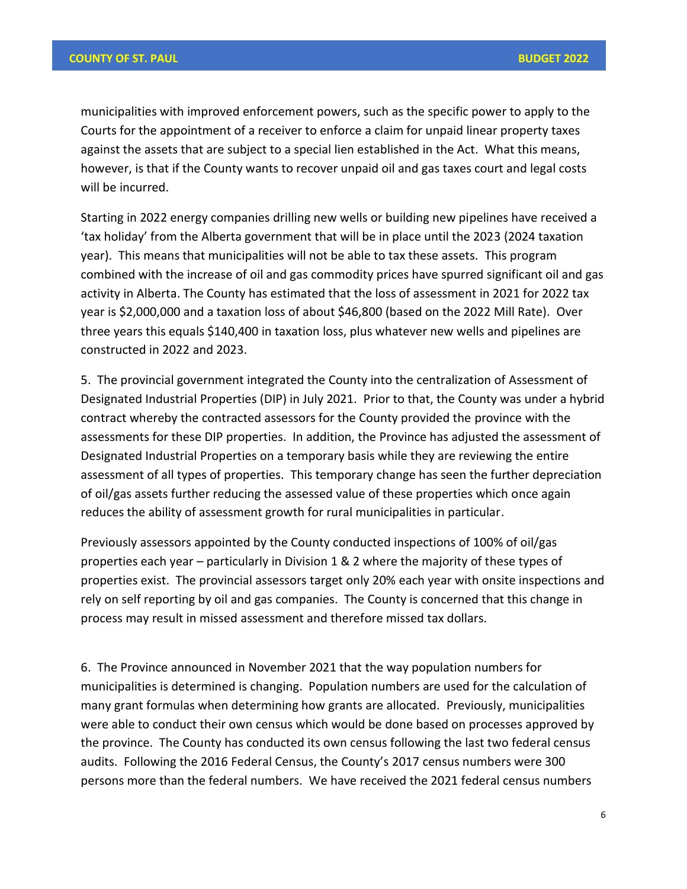municipalities with improved enforcement powers, such as the specific power to apply to the Courts for the appointment of a receiver to enforce a claim for unpaid linear property taxes against the assets that are subject to a special lien established in the Act. What this means, however, is that if the County wants to recover unpaid oil and gas taxes court and legal costs will be incurred.

Starting in 2022 energy companies drilling new wells or building new pipelines have received a 'tax holiday' from the Alberta government that will be in place until the 2023 (2024 taxation year). This means that municipalities will not be able to tax these assets. This program combined with the increase of oil and gas commodity prices have spurred significant oil and gas activity in Alberta. The County has estimated that the loss of assessment in 2021 for 2022 tax year is $2,000,000 and a taxation loss of about $46,800 (based on the 2022 Mill Rate). Over three years this equals $140,400 in taxation loss, plus whatever new wells and pipelines are constructed in 2022 and 2023.

5. The provincial government integrated the County into the centralization of Assessment of Designated Industrial Properties (DIP) in July 2021. Prior to that, the County was under a hybrid contract whereby the contracted assessors for the County provided the province with the assessments for these DIP properties. In addition, the Province has adjusted the assessment of Designated Industrial Properties on a temporary basis while they are reviewing the entire assessment of all types of properties. This temporary change has seen the further depreciation of oil/gas assets further reducing the assessed value of these properties which once again reduces the ability of assessment growth for rural municipalities in particular.

Previously assessors appointed by the County conducted inspections of 100% of oil/gas properties each year – particularly in Division 1 & 2 where the majority of these types of properties exist. The provincial assessors target only 20% each year with onsite inspections and rely on self reporting by oil and gas companies. The County is concerned that this change in process may result in missed assessment and therefore missed tax dollars.

6. The Province announced in November 2021 that the way population numbers for municipalities is determined is changing. Population numbers are used for the calculation of many grant formulas when determining how grants are allocated. Previously, municipalities were able to conduct their own census which would be done based on processes approved by the province. The County has conducted its own census following the last two federal census audits. Following the 2016 Federal Census, the County's 2017 census numbers were 300 persons more than the federal numbers. We have received the 2021 federal census numbers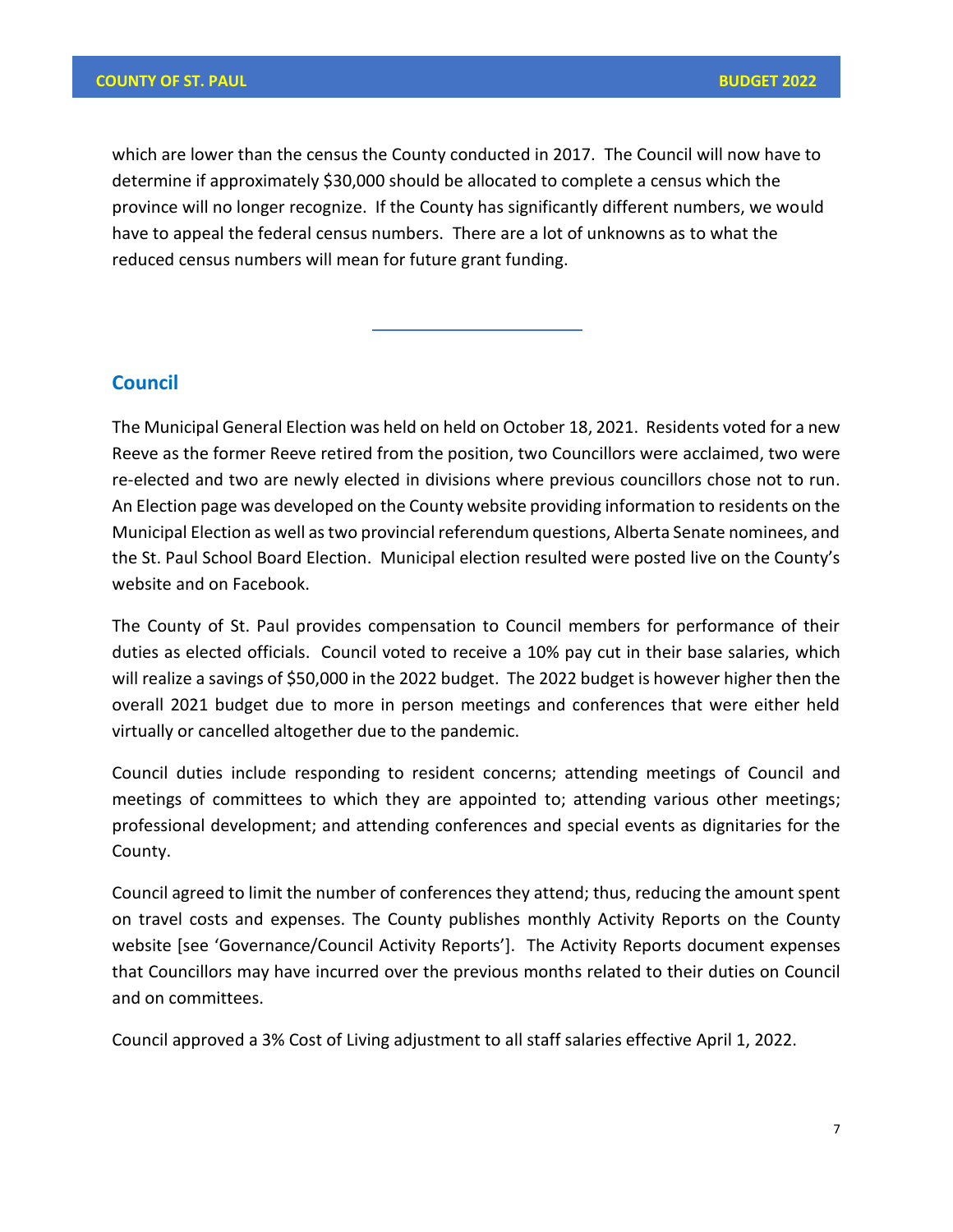which are lower than the census the County conducted in 2017. The Council will now have to determine if approximately $30,000 should be allocated to complete a census which the province will no longer recognize. If the County has significantly different numbers, we would have to appeal the federal census numbers. There are a lot of unknowns as to what the reduced census numbers will mean for future grant funding.

---

## Council

The Municipal General Election was held on held on October 18, 2021. Residents voted for a new Reeve as the former Reeve retired from the position, two Councillors were acclaimed, two were re-elected and two are newly elected in divisions where previous councillors chose not to run. An Election page was developed on the County website providing information to residents on the Municipal Election as well as two provincial referendum questions, Alberta Senate nominees, and the St. Paul School Board Election. Municipal election resulted were posted live on the County's website and on Facebook.

The County of St. Paul provides compensation to Council members for performance of their duties as elected officials. Council voted to receive a 10% pay cut in their base salaries, which will realize a savings of $50,000 in the 2022 budget. The 2022 budget is however higher then the overall 2021 budget due to more in person meetings and conferences that were either held virtually or cancelled altogether due to the pandemic.

Council duties include responding to resident concerns; attending meetings of Council and meetings of committees to which they are appointed to; attending various other meetings; professional development; and attending conferences and special events as dignitaries for the County.

Council agreed to limit the number of conferences they attend; thus, reducing the amount spent on travel costs and expenses. The County publishes monthly Activity Reports on the County website [see 'Governance/Council Activity Reports']. The Activity Reports document expenses that Councillors may have incurred over the previous months related to their duties on Council and on committees.

Council approved a 3% Cost of Living adjustment to all staff salaries effective April 1, 2022.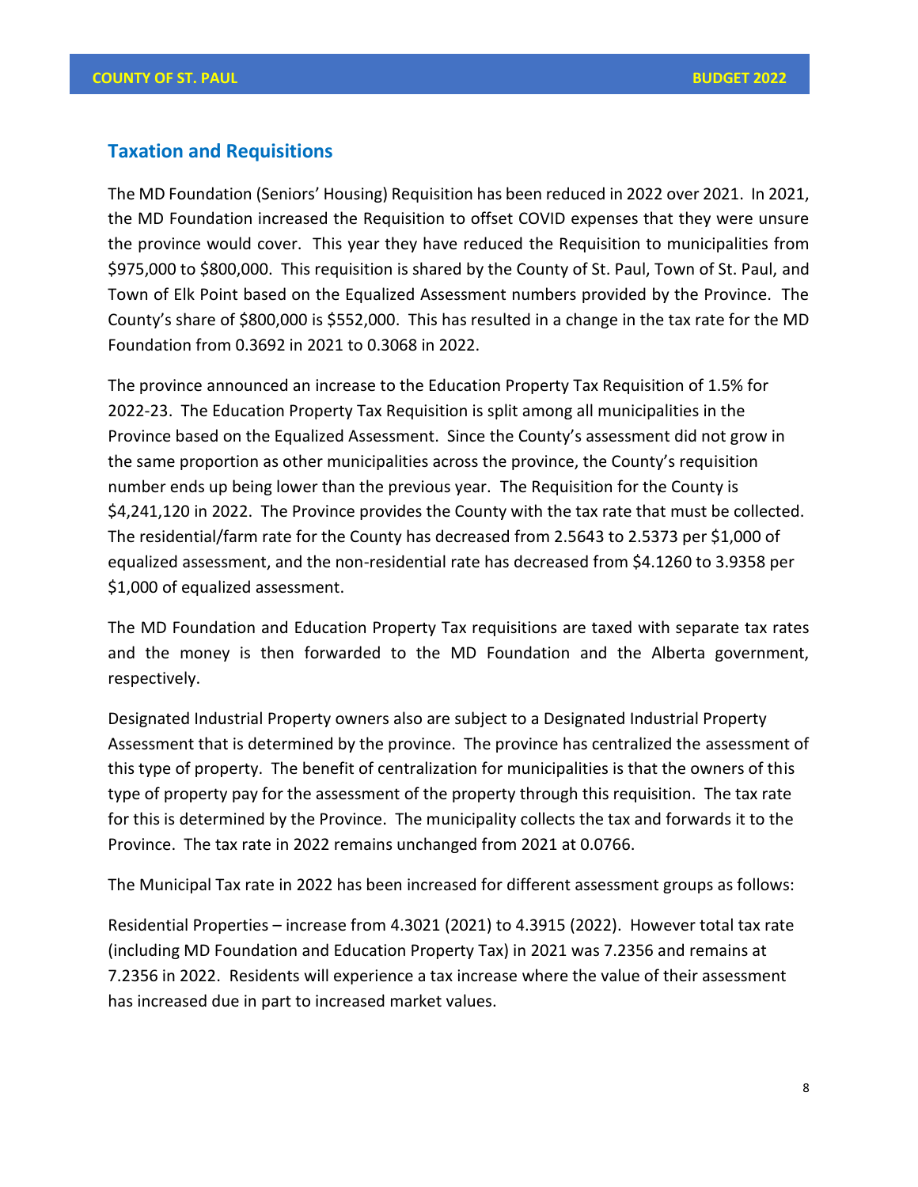## Taxation and Requisitions

The MD Foundation (Seniors' Housing) Requisition has been reduced in 2022 over 2021. In 2021, the MD Foundation increased the Requisition to offset COVID expenses that they were unsure the province would cover. This year they have reduced the Requisition to municipalities from $975,000 to $800,000. This requisition is shared by the County of St. Paul, Town of St. Paul, and Town of Elk Point based on the Equalized Assessment numbers provided by the Province. The County's share of $800,000 is $552,000. This has resulted in a change in the tax rate for the MD Foundation from 0.3692 in 2021 to 0.3068 in 2022.

The province announced an increase to the Education Property Tax Requisition of 1.5% for 2022-23. The Education Property Tax Requisition is split among all municipalities in the Province based on the Equalized Assessment. Since the County's assessment did not grow in the same proportion as other municipalities across the province, the County's requisition number ends up being lower than the previous year. The Requisition for the County is $4,241,120 in 2022. The Province provides the County with the tax rate that must be collected. The residential/farm rate for the County has decreased from 2.5643 to 2.5373 per $1,000 of equalized assessment, and the non-residential rate has decreased from $4.1260 to 3.9358 per $1,000 of equalized assessment.

The MD Foundation and Education Property Tax requisitions are taxed with separate tax rates and the money is then forwarded to the MD Foundation and the Alberta government, respectively.

Designated Industrial Property owners also are subject to a Designated Industrial Property Assessment that is determined by the province. The province has centralized the assessment of this type of property. The benefit of centralization for municipalities is that the owners of this type of property pay for the assessment of the property through this requisition. The tax rate for this is determined by the Province. The municipality collects the tax and forwards it to the Province. The tax rate in 2022 remains unchanged from 2021 at 0.0766.

The Municipal Tax rate in 2022 has been increased for different assessment groups as follows:

Residential Properties – increase from 4.3021 (2021) to 4.3915 (2022). However total tax rate (including MD Foundation and Education Property Tax) in 2021 was 7.2356 and remains at 7.2356 in 2022. Residents will experience a tax increase where the value of their assessment has increased due in part to increased market values.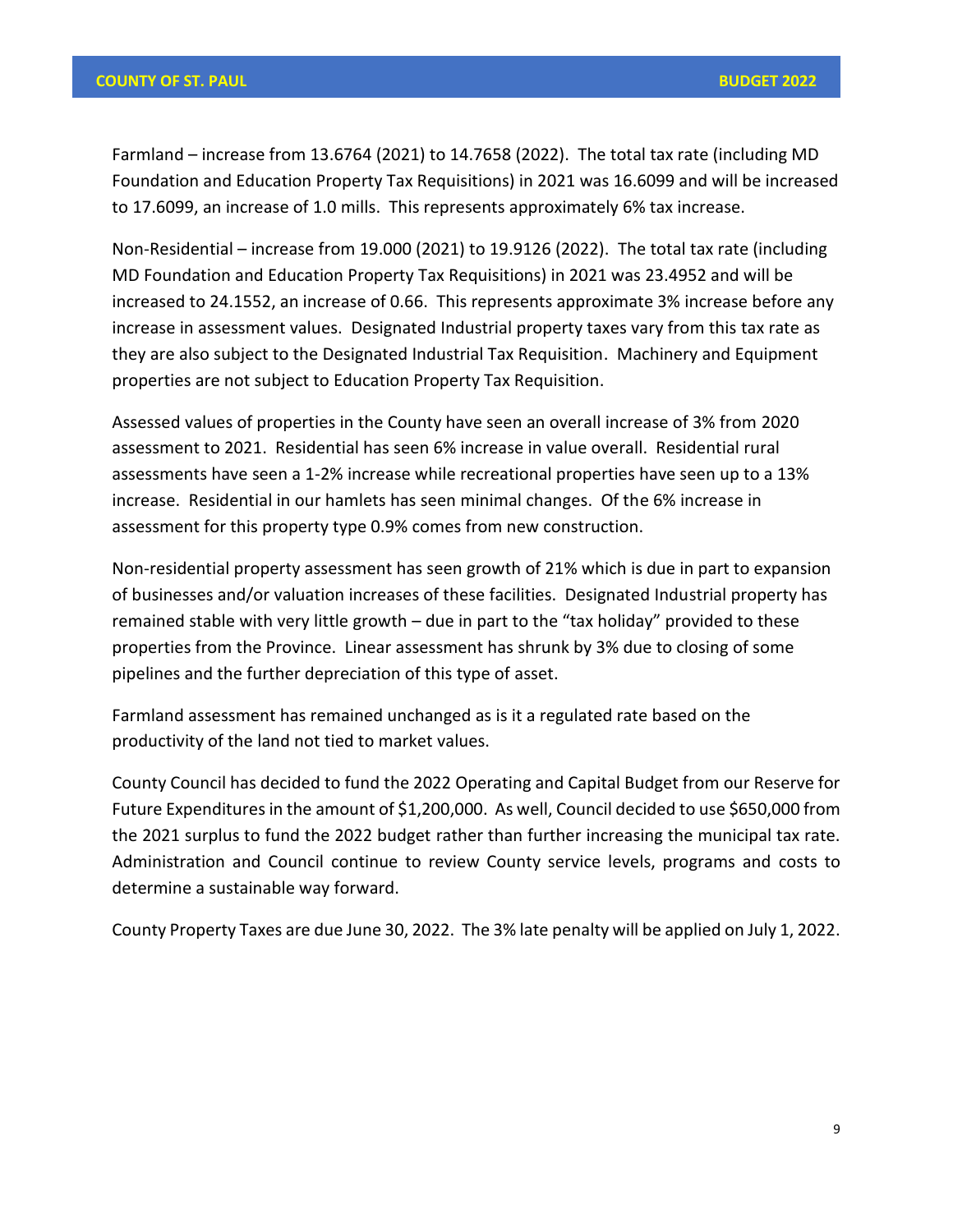Farmland – increase from 13.6764 (2021) to 14.7658 (2022). The total tax rate (including MD Foundation and Education Property Tax Requisitions) in 2021 was 16.6099 and will be increased to 17.6099, an increase of 1.0 mills. This represents approximately 6% tax increase.

Non-Residential – increase from 19.000 (2021) to 19.9126 (2022). The total tax rate (including MD Foundation and Education Property Tax Requisitions) in 2021 was 23.4952 and will be increased to 24.1552, an increase of 0.66. This represents approximate 3% increase before any increase in assessment values. Designated Industrial property taxes vary from this tax rate as they are also subject to the Designated Industrial Tax Requisition. Machinery and Equipment properties are not subject to Education Property Tax Requisition.

Assessed values of properties in the County have seen an overall increase of 3% from 2020 assessment to 2021. Residential has seen 6% increase in value overall. Residential rural assessments have seen a 1-2% increase while recreational properties have seen up to a 13% increase. Residential in our hamlets has seen minimal changes. Of the 6% increase in assessment for this property type 0.9% comes from new construction.

Non-residential property assessment has seen growth of 21% which is due in part to expansion of businesses and/or valuation increases of these facilities. Designated Industrial property has remained stable with very little growth – due in part to the "tax holiday" provided to these properties from the Province. Linear assessment has shrunk by 3% due to closing of some pipelines and the further depreciation of this type of asset.

Farmland assessment has remained unchanged as is it a regulated rate based on the productivity of the land not tied to market values.

County Council has decided to fund the 2022 Operating and Capital Budget from our Reserve for Future Expenditures in the amount of $1,200,000. As well, Council decided to use $650,000 from the 2021 surplus to fund the 2022 budget rather than further increasing the municipal tax rate. Administration and Council continue to review County service levels, programs and costs to determine a sustainable way forward.

County Property Taxes are due June 30, 2022. The 3% late penalty will be applied on July 1, 2022.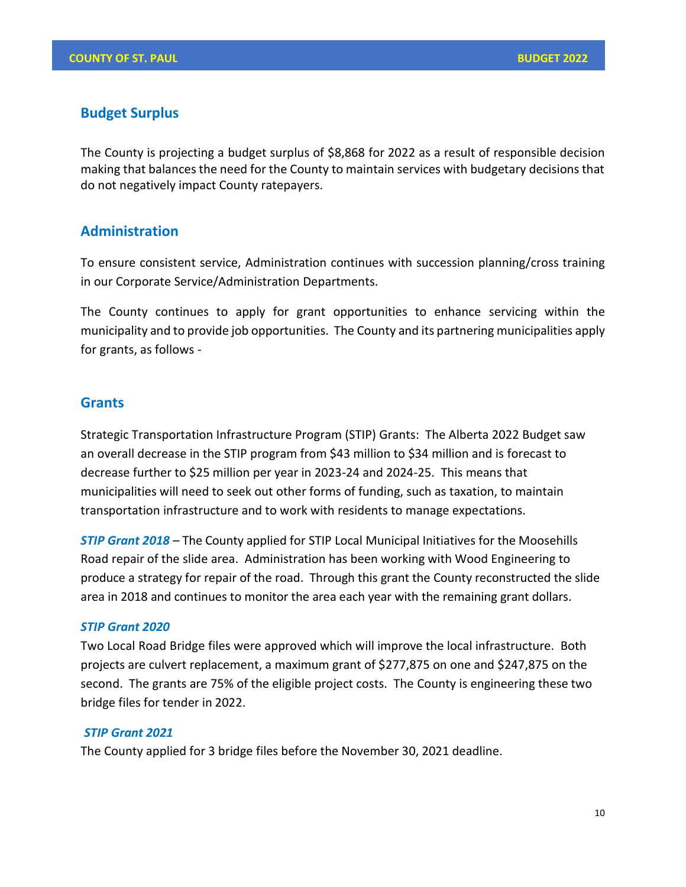## Budget Surplus

The County is projecting a budget surplus of $8,868 for 2022 as a result of responsible decision making that balances the need for the County to maintain services with budgetary decisions that do not negatively impact County ratepayers.

## Administration

To ensure consistent service, Administration continues with succession planning/cross training in our Corporate Service/Administration Departments.

The County continues to apply for grant opportunities to enhance servicing within the municipality and to provide job opportunities. The County and its partnering municipalities apply for grants, as follows -

## Grants

Strategic Transportation Infrastructure Program (STIP) Grants: The Alberta 2022 Budget saw an overall decrease in the STIP program from $43 million to $34 million and is forecast to decrease further to $25 million per year in 2023-24 and 2024-25. This means that municipalities will need to seek out other forms of funding, such as taxation, to maintain transportation infrastructure and to work with residents to manage expectations.

***STIP Grant 2018*** – The County applied for STIP Local Municipal Initiatives for the Moosehills Road repair of the slide area. Administration has been working with Wood Engineering to produce a strategy for repair of the road. Through this grant the County reconstructed the slide area in 2018 and continues to monitor the area each year with the remaining grant dollars.

***STIP Grant 2020***

Two Local Road Bridge files were approved which will improve the local infrastructure. Both projects are culvert replacement, a maximum grant of $277,875 on one and $247,875 on the second. The grants are 75% of the eligible project costs. The County is engineering these two bridge files for tender in 2022.

***STIP Grant 2021***

The County applied for 3 bridge files before the November 30, 2021 deadline.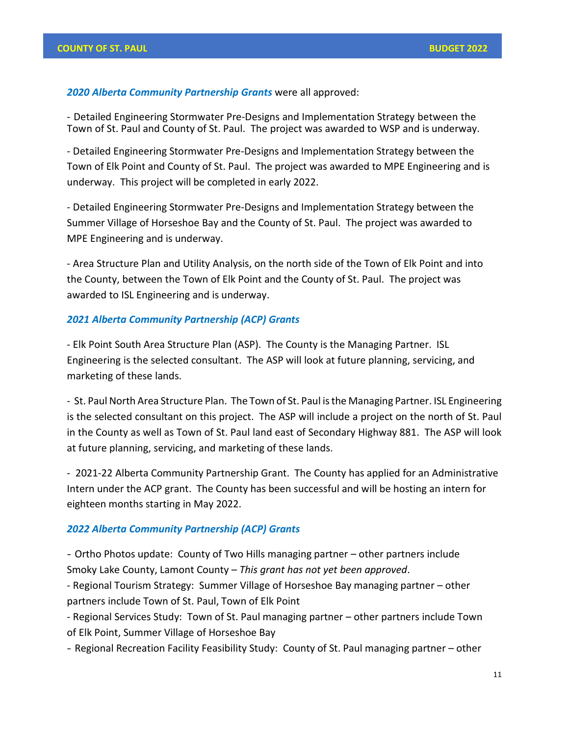***2020 Alberta Community Partnership Grants*** were all approved:

- Detailed Engineering Stormwater Pre-Designs and Implementation Strategy between the Town of St. Paul and County of St. Paul. The project was awarded to WSP and is underway.

- Detailed Engineering Stormwater Pre-Designs and Implementation Strategy between the Town of Elk Point and County of St. Paul. The project was awarded to MPE Engineering and is underway. This project will be completed in early 2022.

- Detailed Engineering Stormwater Pre-Designs and Implementation Strategy between the Summer Village of Horseshoe Bay and the County of St. Paul. The project was awarded to MPE Engineering and is underway.

- Area Structure Plan and Utility Analysis, on the north side of the Town of Elk Point and into the County, between the Town of Elk Point and the County of St. Paul. The project was awarded to ISL Engineering and is underway.

***2021 Alberta Community Partnership (ACP) Grants***

- Elk Point South Area Structure Plan (ASP). The County is the Managing Partner. ISL Engineering is the selected consultant. The ASP will look at future planning, servicing, and marketing of these lands.

- St. Paul North Area Structure Plan. The Town of St. Paul is the Managing Partner. ISL Engineering is the selected consultant on this project. The ASP will include a project on the north of St. Paul in the County as well as Town of St. Paul land east of Secondary Highway 881. The ASP will look at future planning, servicing, and marketing of these lands.

- 2021-22 Alberta Community Partnership Grant. The County has applied for an Administrative Intern under the ACP grant. The County has been successful and will be hosting an intern for eighteen months starting in May 2022.

***2022 Alberta Community Partnership (ACP) Grants***

- Ortho Photos update: County of Two Hills managing partner – other partners include Smoky Lake County, Lamont County – *This grant has not yet been approved*.
- Regional Tourism Strategy: Summer Village of Horseshoe Bay managing partner – other partners include Town of St. Paul, Town of Elk Point
- Regional Services Study: Town of St. Paul managing partner – other partners include Town of Elk Point, Summer Village of Horseshoe Bay
- Regional Recreation Facility Feasibility Study: County of St. Paul managing partner – other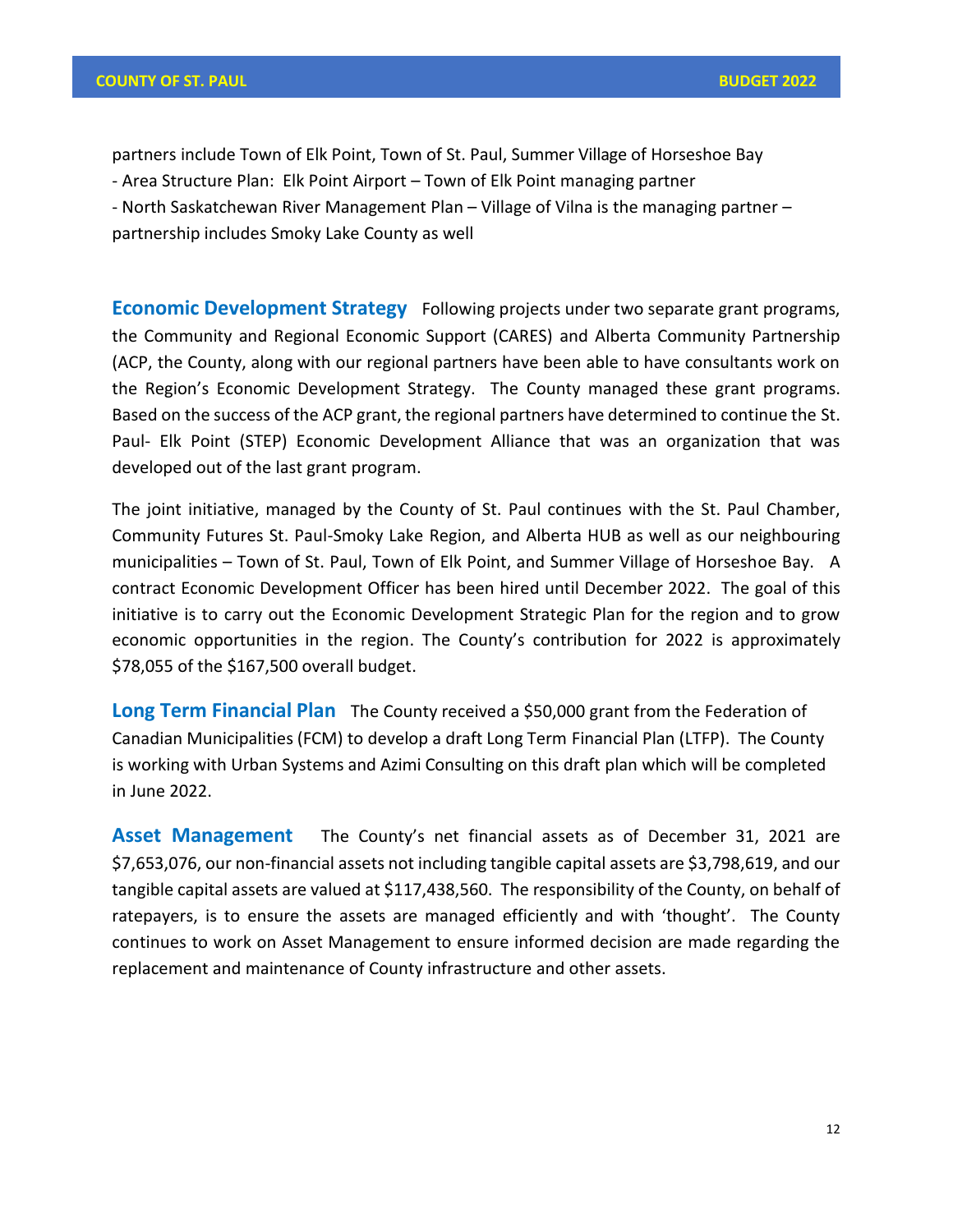partners include Town of Elk Point, Town of St. Paul, Summer Village of Horseshoe Bay
- Area Structure Plan: Elk Point Airport – Town of Elk Point managing partner
- North Saskatchewan River Management Plan – Village of Vilna is the managing partner – partnership includes Smoky Lake County as well

**Economic Development Strategy** Following projects under two separate grant programs, the Community and Regional Economic Support (CARES) and Alberta Community Partnership (ACP, the County, along with our regional partners have been able to have consultants work on the Region's Economic Development Strategy. The County managed these grant programs. Based on the success of the ACP grant, the regional partners have determined to continue the St. Paul- Elk Point (STEP) Economic Development Alliance that was an organization that was developed out of the last grant program.

The joint initiative, managed by the County of St. Paul continues with the St. Paul Chamber, Community Futures St. Paul-Smoky Lake Region, and Alberta HUB as well as our neighbouring municipalities – Town of St. Paul, Town of Elk Point, and Summer Village of Horseshoe Bay. A contract Economic Development Officer has been hired until December 2022. The goal of this initiative is to carry out the Economic Development Strategic Plan for the region and to grow economic opportunities in the region. The County's contribution for 2022 is approximately $78,055 of the $167,500 overall budget.

**Long Term Financial Plan** The County received a $50,000 grant from the Federation of Canadian Municipalities (FCM) to develop a draft Long Term Financial Plan (LTFP). The County is working with Urban Systems and Azimi Consulting on this draft plan which will be completed in June 2022.

**Asset Management** The County's net financial assets as of December 31, 2021 are $7,653,076, our non-financial assets not including tangible capital assets are $3,798,619, and our tangible capital assets are valued at $117,438,560. The responsibility of the County, on behalf of ratepayers, is to ensure the assets are managed efficiently and with 'thought'. The County continues to work on Asset Management to ensure informed decision are made regarding the replacement and maintenance of County infrastructure and other assets.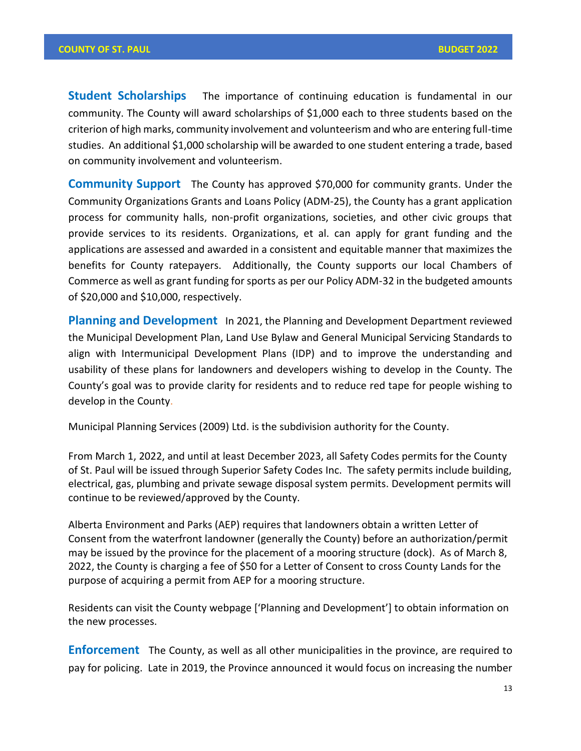**Student Scholarships** The importance of continuing education is fundamental in our community. The County will award scholarships of $1,000 each to three students based on the criterion of high marks, community involvement and volunteerism and who are entering full-time studies. An additional $1,000 scholarship will be awarded to one student entering a trade, based on community involvement and volunteerism.

**Community Support** The County has approved $70,000 for community grants. Under the Community Organizations Grants and Loans Policy (ADM-25), the County has a grant application process for community halls, non-profit organizations, societies, and other civic groups that provide services to its residents. Organizations, et al. can apply for grant funding and the applications are assessed and awarded in a consistent and equitable manner that maximizes the benefits for County ratepayers. Additionally, the County supports our local Chambers of Commerce as well as grant funding for sports as per our Policy ADM-32 in the budgeted amounts of $20,000 and $10,000, respectively.

**Planning and Development** In 2021, the Planning and Development Department reviewed the Municipal Development Plan, Land Use Bylaw and General Municipal Servicing Standards to align with Intermunicipal Development Plans (IDP) and to improve the understanding and usability of these plans for landowners and developers wishing to develop in the County. The County's goal was to provide clarity for residents and to reduce red tape for people wishing to develop in the County.

Municipal Planning Services (2009) Ltd. is the subdivision authority for the County.

From March 1, 2022, and until at least December 2023, all Safety Codes permits for the County of St. Paul will be issued through Superior Safety Codes Inc. The safety permits include building, electrical, gas, plumbing and private sewage disposal system permits. Development permits will continue to be reviewed/approved by the County.

Alberta Environment and Parks (AEP) requires that landowners obtain a written Letter of Consent from the waterfront landowner (generally the County) before an authorization/permit may be issued by the province for the placement of a mooring structure (dock). As of March 8, 2022, the County is charging a fee of $50 for a Letter of Consent to cross County Lands for the purpose of acquiring a permit from AEP for a mooring structure.

Residents can visit the County webpage ['Planning and Development'] to obtain information on the new processes.

**Enforcement** The County, as well as all other municipalities in the province, are required to pay for policing. Late in 2019, the Province announced it would focus on increasing the number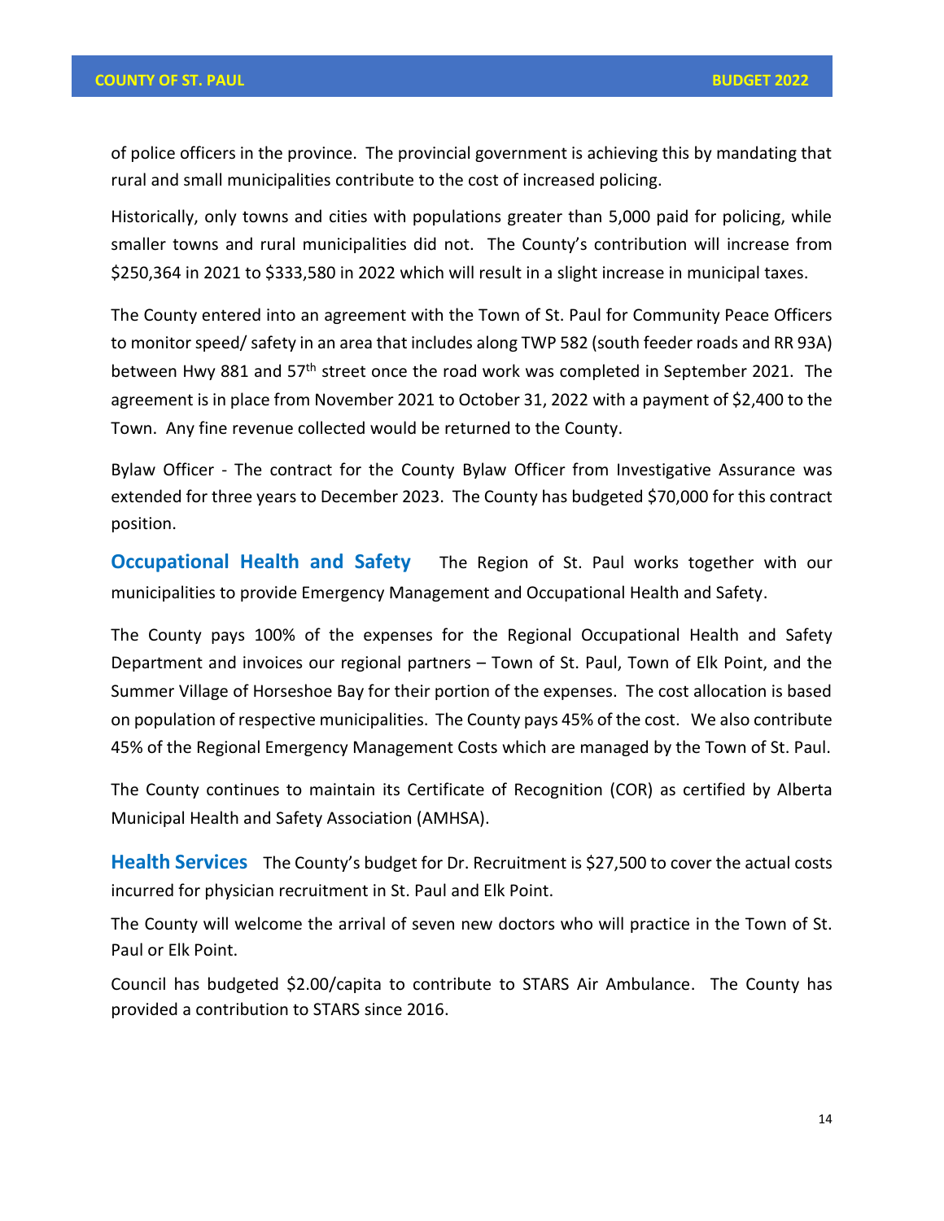of police officers in the province. The provincial government is achieving this by mandating that rural and small municipalities contribute to the cost of increased policing.

Historically, only towns and cities with populations greater than 5,000 paid for policing, while smaller towns and rural municipalities did not. The County's contribution will increase from $250,364 in 2021 to $333,580 in 2022 which will result in a slight increase in municipal taxes.

The County entered into an agreement with the Town of St. Paul for Community Peace Officers to monitor speed/ safety in an area that includes along TWP 582 (south feeder roads and RR 93A) between Hwy 881 and 57th street once the road work was completed in September 2021. The agreement is in place from November 2021 to October 31, 2022 with a payment of $2,400 to the Town. Any fine revenue collected would be returned to the County.

Bylaw Officer - The contract for the County Bylaw Officer from Investigative Assurance was extended for three years to December 2023. The County has budgeted $70,000 for this contract position.

**Occupational Health and Safety** The Region of St. Paul works together with our municipalities to provide Emergency Management and Occupational Health and Safety.

The County pays 100% of the expenses for the Regional Occupational Health and Safety Department and invoices our regional partners – Town of St. Paul, Town of Elk Point, and the Summer Village of Horseshoe Bay for their portion of the expenses. The cost allocation is based on population of respective municipalities. The County pays 45% of the cost. We also contribute 45% of the Regional Emergency Management Costs which are managed by the Town of St. Paul.

The County continues to maintain its Certificate of Recognition (COR) as certified by Alberta Municipal Health and Safety Association (AMHSA).

**Health Services** The County's budget for Dr. Recruitment is $27,500 to cover the actual costs incurred for physician recruitment in St. Paul and Elk Point.

The County will welcome the arrival of seven new doctors who will practice in the Town of St. Paul or Elk Point.

Council has budgeted $2.00/capita to contribute to STARS Air Ambulance. The County has provided a contribution to STARS since 2016.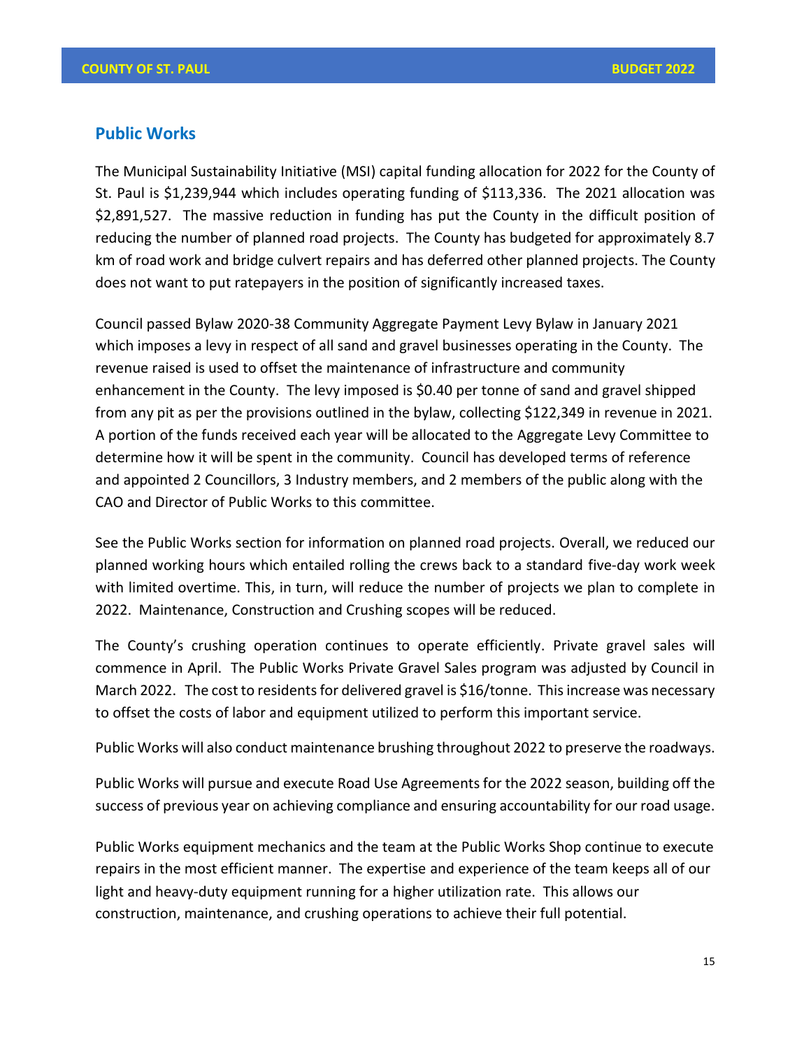## Public Works

The Municipal Sustainability Initiative (MSI) capital funding allocation for 2022 for the County of St. Paul is $1,239,944 which includes operating funding of $113,336. The 2021 allocation was $2,891,527. The massive reduction in funding has put the County in the difficult position of reducing the number of planned road projects. The County has budgeted for approximately 8.7 km of road work and bridge culvert repairs and has deferred other planned projects. The County does not want to put ratepayers in the position of significantly increased taxes.

Council passed Bylaw 2020-38 Community Aggregate Payment Levy Bylaw in January 2021 which imposes a levy in respect of all sand and gravel businesses operating in the County. The revenue raised is used to offset the maintenance of infrastructure and community enhancement in the County. The levy imposed is $0.40 per tonne of sand and gravel shipped from any pit as per the provisions outlined in the bylaw, collecting $122,349 in revenue in 2021. A portion of the funds received each year will be allocated to the Aggregate Levy Committee to determine how it will be spent in the community. Council has developed terms of reference and appointed 2 Councillors, 3 Industry members, and 2 members of the public along with the CAO and Director of Public Works to this committee.

See the Public Works section for information on planned road projects. Overall, we reduced our planned working hours which entailed rolling the crews back to a standard five-day work week with limited overtime. This, in turn, will reduce the number of projects we plan to complete in 2022. Maintenance, Construction and Crushing scopes will be reduced.

The County's crushing operation continues to operate efficiently. Private gravel sales will commence in April. The Public Works Private Gravel Sales program was adjusted by Council in March 2022. The cost to residents for delivered gravel is $16/tonne. This increase was necessary to offset the costs of labor and equipment utilized to perform this important service.

Public Works will also conduct maintenance brushing throughout 2022 to preserve the roadways.

Public Works will pursue and execute Road Use Agreements for the 2022 season, building off the success of previous year on achieving compliance and ensuring accountability for our road usage.

Public Works equipment mechanics and the team at the Public Works Shop continue to execute repairs in the most efficient manner. The expertise and experience of the team keeps all of our light and heavy-duty equipment running for a higher utilization rate. This allows our construction, maintenance, and crushing operations to achieve their full potential.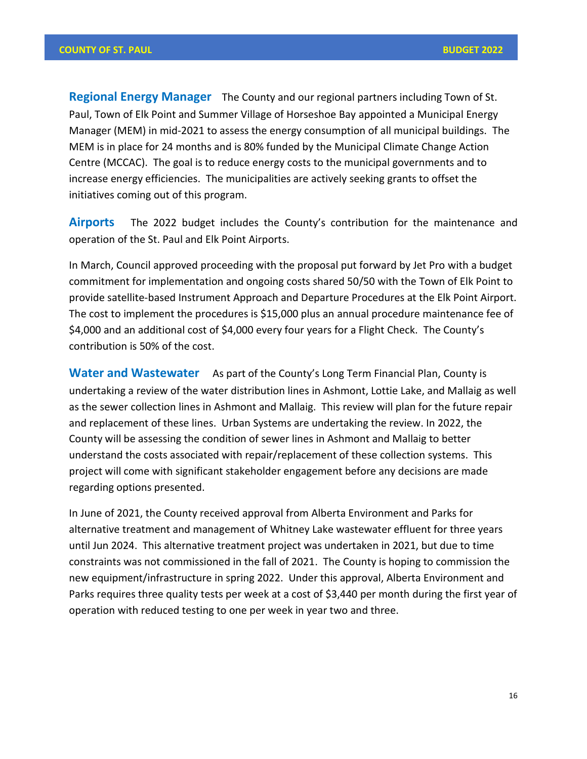**Regional Energy Manager** The County and our regional partners including Town of St. Paul, Town of Elk Point and Summer Village of Horseshoe Bay appointed a Municipal Energy Manager (MEM) in mid-2021 to assess the energy consumption of all municipal buildings. The MEM is in place for 24 months and is 80% funded by the Municipal Climate Change Action Centre (MCCAC). The goal is to reduce energy costs to the municipal governments and to increase energy efficiencies. The municipalities are actively seeking grants to offset the initiatives coming out of this program.

**Airports** The 2022 budget includes the County's contribution for the maintenance and operation of the St. Paul and Elk Point Airports.

In March, Council approved proceeding with the proposal put forward by Jet Pro with a budget commitment for implementation and ongoing costs shared 50/50 with the Town of Elk Point to provide satellite-based Instrument Approach and Departure Procedures at the Elk Point Airport. The cost to implement the procedures is $15,000 plus an annual procedure maintenance fee of $4,000 and an additional cost of $4,000 every four years for a Flight Check. The County's contribution is 50% of the cost.

**Water and Wastewater** As part of the County's Long Term Financial Plan, County is undertaking a review of the water distribution lines in Ashmont, Lottie Lake, and Mallaig as well as the sewer collection lines in Ashmont and Mallaig. This review will plan for the future repair and replacement of these lines. Urban Systems are undertaking the review. In 2022, the County will be assessing the condition of sewer lines in Ashmont and Mallaig to better understand the costs associated with repair/replacement of these collection systems. This project will come with significant stakeholder engagement before any decisions are made regarding options presented.

In June of 2021, the County received approval from Alberta Environment and Parks for alternative treatment and management of Whitney Lake wastewater effluent for three years until Jun 2024. This alternative treatment project was undertaken in 2021, but due to time constraints was not commissioned in the fall of 2021. The County is hoping to commission the new equipment/infrastructure in spring 2022. Under this approval, Alberta Environment and Parks requires three quality tests per week at a cost of $3,440 per month during the first year of operation with reduced testing to one per week in year two and three.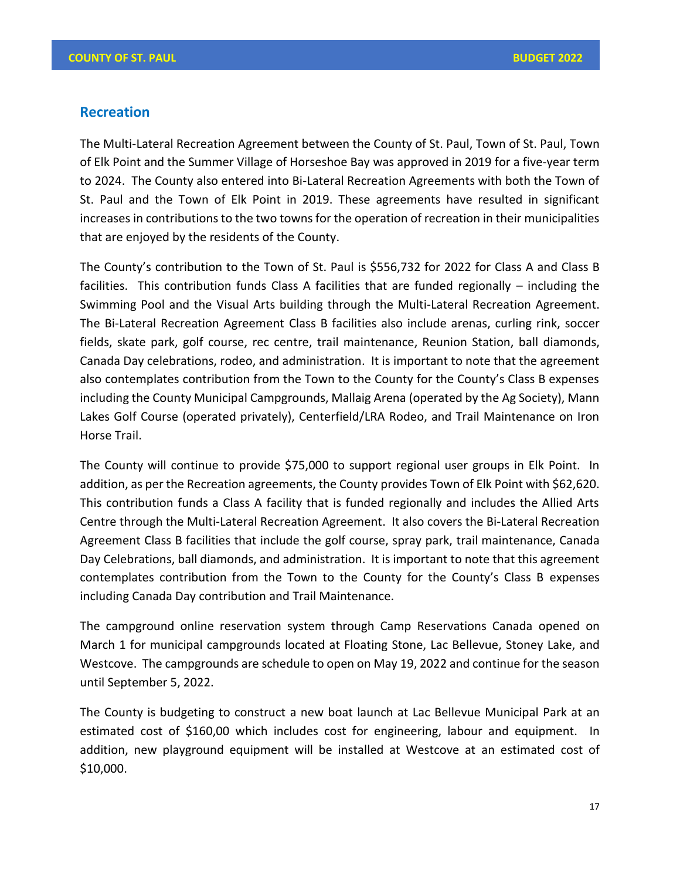## Recreation

The Multi-Lateral Recreation Agreement between the County of St. Paul, Town of St. Paul, Town of Elk Point and the Summer Village of Horseshoe Bay was approved in 2019 for a five-year term to 2024. The County also entered into Bi-Lateral Recreation Agreements with both the Town of St. Paul and the Town of Elk Point in 2019. These agreements have resulted in significant increases in contributions to the two towns for the operation of recreation in their municipalities that are enjoyed by the residents of the County.

The County's contribution to the Town of St. Paul is $556,732 for 2022 for Class A and Class B facilities. This contribution funds Class A facilities that are funded regionally – including the Swimming Pool and the Visual Arts building through the Multi-Lateral Recreation Agreement. The Bi-Lateral Recreation Agreement Class B facilities also include arenas, curling rink, soccer fields, skate park, golf course, rec centre, trail maintenance, Reunion Station, ball diamonds, Canada Day celebrations, rodeo, and administration. It is important to note that the agreement also contemplates contribution from the Town to the County for the County's Class B expenses including the County Municipal Campgrounds, Mallaig Arena (operated by the Ag Society), Mann Lakes Golf Course (operated privately), Centerfield/LRA Rodeo, and Trail Maintenance on Iron Horse Trail.

The County will continue to provide $75,000 to support regional user groups in Elk Point. In addition, as per the Recreation agreements, the County provides Town of Elk Point with $62,620. This contribution funds a Class A facility that is funded regionally and includes the Allied Arts Centre through the Multi-Lateral Recreation Agreement. It also covers the Bi-Lateral Recreation Agreement Class B facilities that include the golf course, spray park, trail maintenance, Canada Day Celebrations, ball diamonds, and administration. It is important to note that this agreement contemplates contribution from the Town to the County for the County's Class B expenses including Canada Day contribution and Trail Maintenance.

The campground online reservation system through Camp Reservations Canada opened on March 1 for municipal campgrounds located at Floating Stone, Lac Bellevue, Stoney Lake, and Westcove. The campgrounds are schedule to open on May 19, 2022 and continue for the season until September 5, 2022.

The County is budgeting to construct a new boat launch at Lac Bellevue Municipal Park at an estimated cost of $160,00 which includes cost for engineering, labour and equipment. In addition, new playground equipment will be installed at Westcove at an estimated cost of $10,000.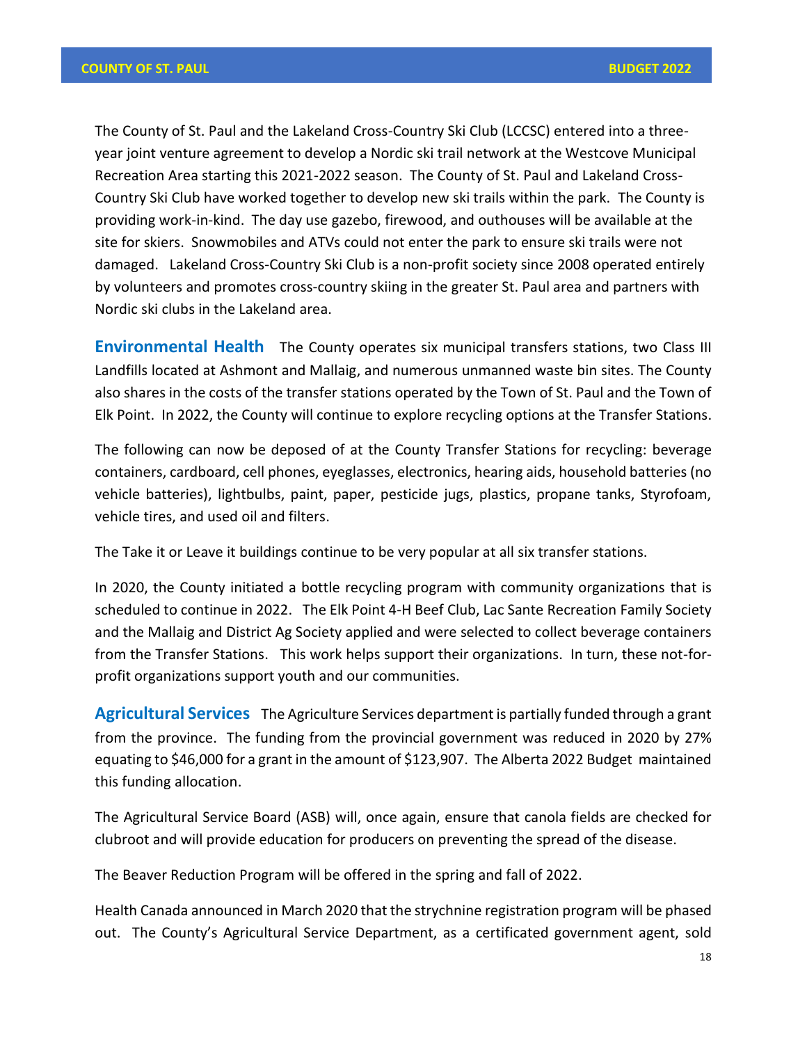The County of St. Paul and the Lakeland Cross-Country Ski Club (LCCSC) entered into a three-year joint venture agreement to develop a Nordic ski trail network at the Westcove Municipal Recreation Area starting this 2021-2022 season. The County of St. Paul and Lakeland Cross-Country Ski Club have worked together to develop new ski trails within the park. The County is providing work-in-kind. The day use gazebo, firewood, and outhouses will be available at the site for skiers. Snowmobiles and ATVs could not enter the park to ensure ski trails were not damaged. Lakeland Cross-Country Ski Club is a non-profit society since 2008 operated entirely by volunteers and promotes cross-country skiing in the greater St. Paul area and partners with Nordic ski clubs in the Lakeland area.

**Environmental Health** The County operates six municipal transfers stations, two Class III Landfills located at Ashmont and Mallaig, and numerous unmanned waste bin sites. The County also shares in the costs of the transfer stations operated by the Town of St. Paul and the Town of Elk Point. In 2022, the County will continue to explore recycling options at the Transfer Stations.

The following can now be deposed of at the County Transfer Stations for recycling: beverage containers, cardboard, cell phones, eyeglasses, electronics, hearing aids, household batteries (no vehicle batteries), lightbulbs, paint, paper, pesticide jugs, plastics, propane tanks, Styrofoam, vehicle tires, and used oil and filters.

The Take it or Leave it buildings continue to be very popular at all six transfer stations.

In 2020, the County initiated a bottle recycling program with community organizations that is scheduled to continue in 2022. The Elk Point 4-H Beef Club, Lac Sante Recreation Family Society and the Mallaig and District Ag Society applied and were selected to collect beverage containers from the Transfer Stations. This work helps support their organizations. In turn, these not-for-profit organizations support youth and our communities.

**Agricultural Services** The Agriculture Services department is partially funded through a grant from the province. The funding from the provincial government was reduced in 2020 by 27% equating to $46,000 for a grant in the amount of $123,907. The Alberta 2022 Budget maintained this funding allocation.

The Agricultural Service Board (ASB) will, once again, ensure that canola fields are checked for clubroot and will provide education for producers on preventing the spread of the disease.

The Beaver Reduction Program will be offered in the spring and fall of 2022.

Health Canada announced in March 2020 that the strychnine registration program will be phased out. The County's Agricultural Service Department, as a certificated government agent, sold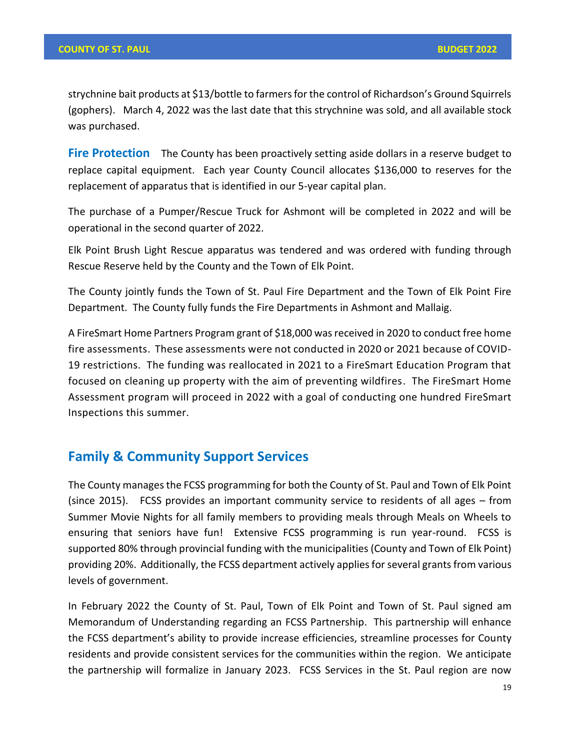strychnine bait products at $13/bottle to farmers for the control of Richardson's Ground Squirrels (gophers). March 4, 2022 was the last date that this strychnine was sold, and all available stock was purchased.

**Fire Protection** The County has been proactively setting aside dollars in a reserve budget to replace capital equipment. Each year County Council allocates $136,000 to reserves for the replacement of apparatus that is identified in our 5-year capital plan.

The purchase of a Pumper/Rescue Truck for Ashmont will be completed in 2022 and will be operational in the second quarter of 2022.

Elk Point Brush Light Rescue apparatus was tendered and was ordered with funding through Rescue Reserve held by the County and the Town of Elk Point.

The County jointly funds the Town of St. Paul Fire Department and the Town of Elk Point Fire Department. The County fully funds the Fire Departments in Ashmont and Mallaig.

A FireSmart Home Partners Program grant of $18,000 was received in 2020 to conduct free home fire assessments. These assessments were not conducted in 2020 or 2021 because of COVID-19 restrictions. The funding was reallocated in 2021 to a FireSmart Education Program that focused on cleaning up property with the aim of preventing wildfires. The FireSmart Home Assessment program will proceed in 2022 with a goal of conducting one hundred FireSmart Inspections this summer.

## Family & Community Support Services

The County manages the FCSS programming for both the County of St. Paul and Town of Elk Point (since 2015). FCSS provides an important community service to residents of all ages – from Summer Movie Nights for all family members to providing meals through Meals on Wheels to ensuring that seniors have fun! Extensive FCSS programming is run year-round. FCSS is supported 80% through provincial funding with the municipalities (County and Town of Elk Point) providing 20%. Additionally, the FCSS department actively applies for several grants from various levels of government.

In February 2022 the County of St. Paul, Town of Elk Point and Town of St. Paul signed am Memorandum of Understanding regarding an FCSS Partnership. This partnership will enhance the FCSS department's ability to provide increase efficiencies, streamline processes for County residents and provide consistent services for the communities within the region. We anticipate the partnership will formalize in January 2023. FCSS Services in the St. Paul region are now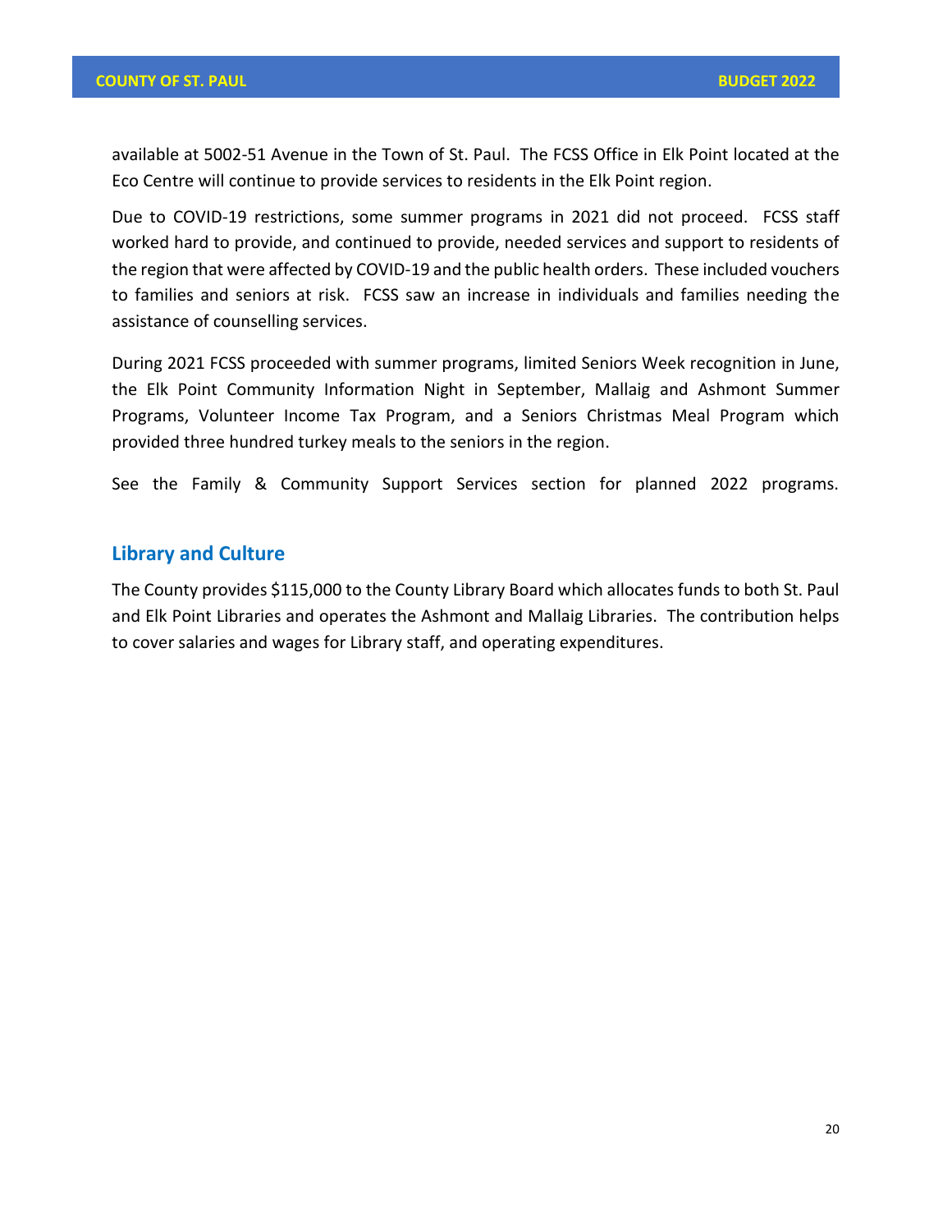available at 5002-51 Avenue in the Town of St. Paul. The FCSS Office in Elk Point located at the Eco Centre will continue to provide services to residents in the Elk Point region.

Due to COVID-19 restrictions, some summer programs in 2021 did not proceed. FCSS staff worked hard to provide, and continued to provide, needed services and support to residents of the region that were affected by COVID-19 and the public health orders. These included vouchers to families and seniors at risk. FCSS saw an increase in individuals and families needing the assistance of counselling services.

During 2021 FCSS proceeded with summer programs, limited Seniors Week recognition in June, the Elk Point Community Information Night in September, Mallaig and Ashmont Summer Programs, Volunteer Income Tax Program, and a Seniors Christmas Meal Program which provided three hundred turkey meals to the seniors in the region.

See the Family & Community Support Services section for planned 2022 programs.

## Library and Culture

The County provides $115,000 to the County Library Board which allocates funds to both St. Paul and Elk Point Libraries and operates the Ashmont and Mallaig Libraries. The contribution helps to cover salaries and wages for Library staff, and operating expenditures.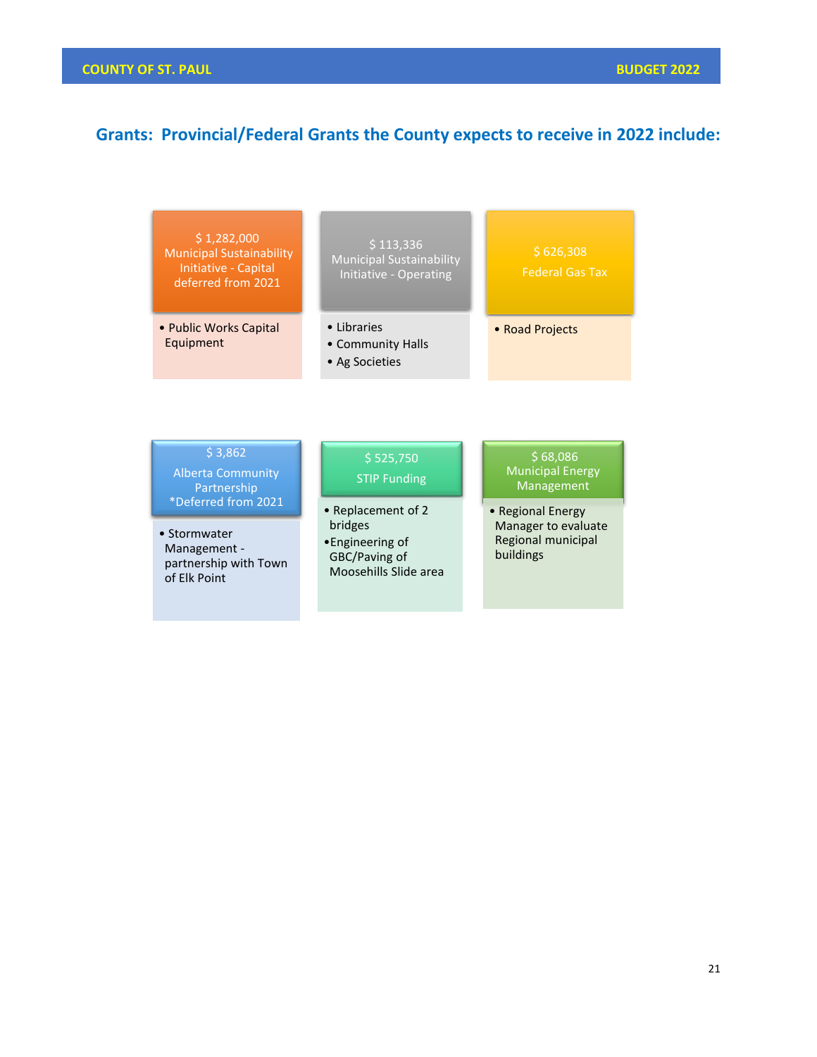## Grants: Provincial/Federal Grants the County expects to receive in 2022 include:

**$ 1,282,000**
**Municipal Sustainability Initiative - Capital deferred from 2021**

- Public Works Capital Equipment

**$ 113,336**
**Municipal Sustainability Initiative - Operating**

- Libraries
- Community Halls
- Ag Societies

**$ 626,308**
**Federal Gas Tax**

- Road Projects

**$ 3,862**
**Alberta Community Partnership**
***Deferred from 2021**

- Stormwater Management - partnership with Town of Elk Point

**$ 525,750**
**STIP Funding**

- Replacement of 2 bridges
- Engineering of GBC/Paving of Moosehills Slide area

**$ 68,086**
**Municipal Energy Management**

- Regional Energy Manager to evaluate Regional municipal buildings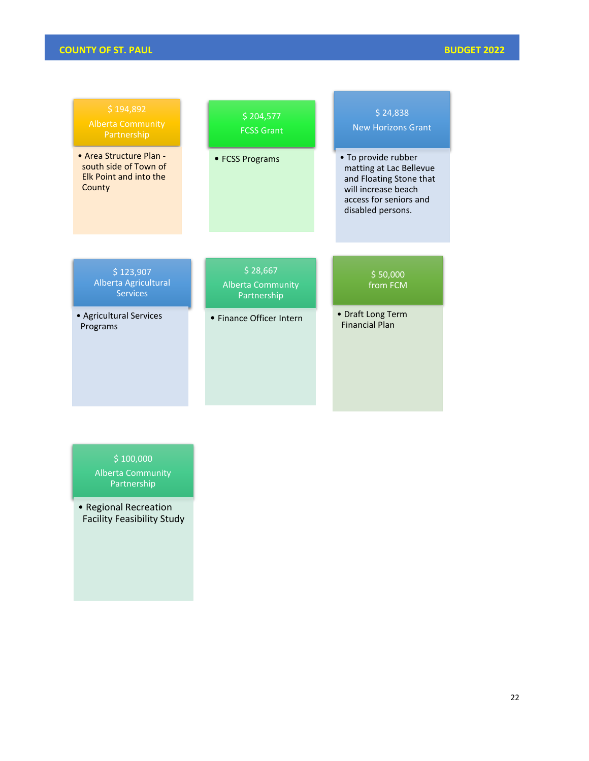**$ 194,892**
**Alberta Community Partnership**

- Area Structure Plan - south side of Town of Elk Point and into the County

**$ 204,577**
**FCSS Grant**

- FCSS Programs

**$ 24,838**
**New Horizons Grant**

- To provide rubber matting at Lac Bellevue and Floating Stone that will increase beach access for seniors and disabled persons.

**$ 123,907**
**Alberta Agricultural Services**

- Agricultural Services Programs

**$ 28,667**
**Alberta Community Partnership**

- Finance Officer Intern

**$ 50,000**
**from FCM**

- Draft Long Term Financial Plan

**$ 100,000**
**Alberta Community Partnership**

- Regional Recreation Facility Feasibility Study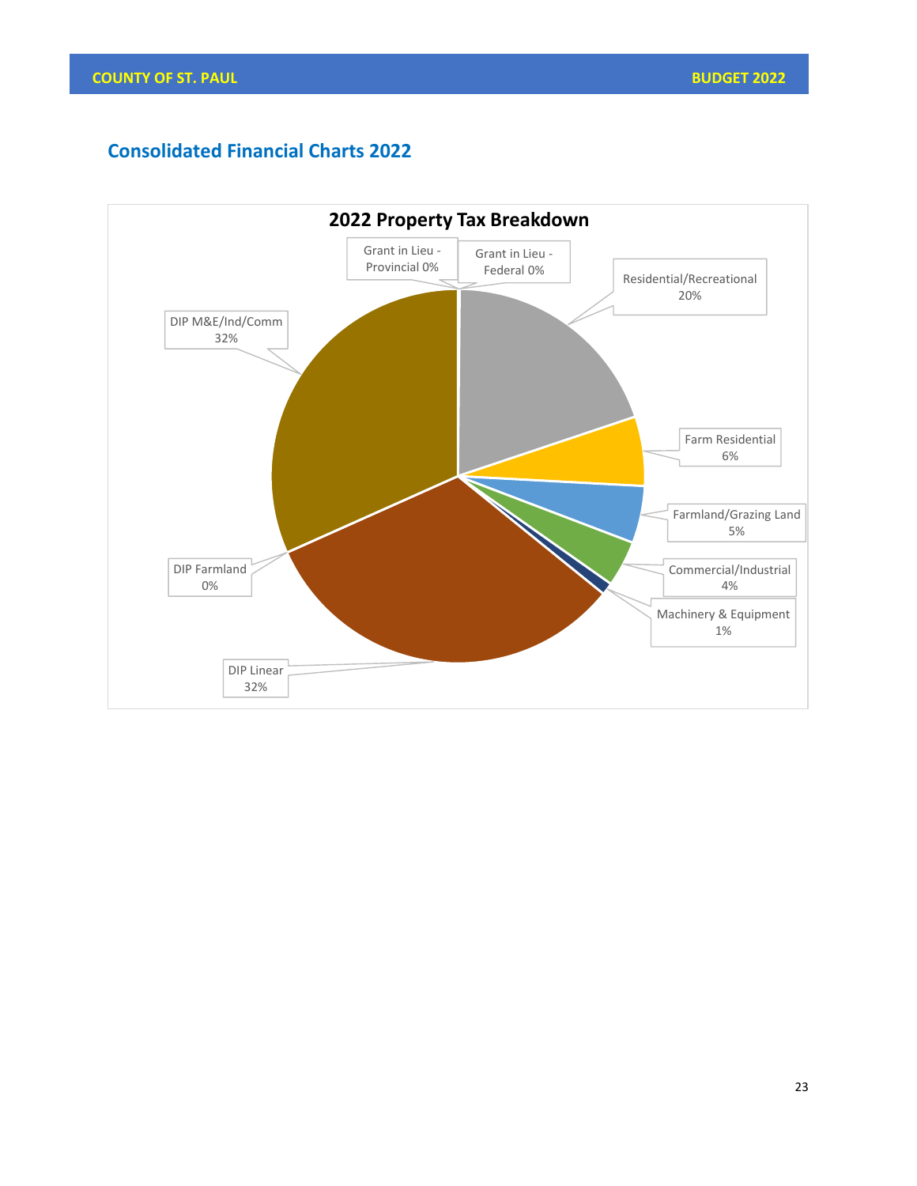## Consolidated Financial Charts 2022

**2022 Property Tax Breakdown**

- Grant in Lieu - Provincial 0%
- Grant in Lieu - Federal 0%
- Residential/Recreational 20%
- Farm Residential 6%
- Farmland/Grazing Land 5%
- Commercial/Industrial 4%
- Machinery & Equipment 1%
- DIP Linear 32%
- DIP Farmland 0%
- DIP M&E/Ind/Comm 32%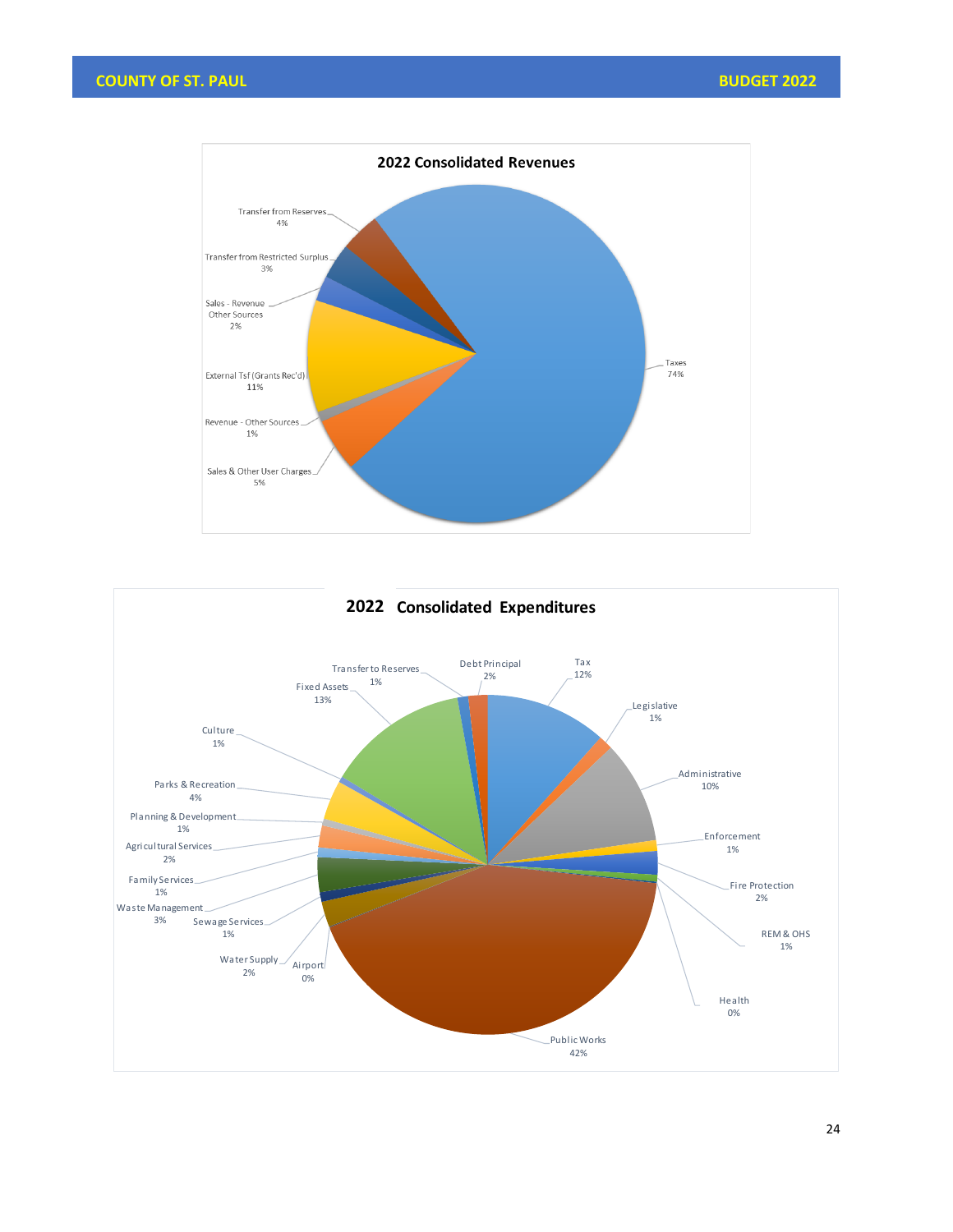## 2022 Consolidated Revenues

| Category | Percentage |
| --- | --- |
| Taxes | 74% |
| Sales & Other User Charges | 5% |
| Revenue - Other Sources | 1% |
| External Tsf (Grants Rec'd) | 11% |
| Sales - Revenue Other Sources | 2% |
| Transfer from Restricted Surplus | 3% |
| Transfer from Reserves | 4% |

## 2022 Consolidated Expenditures

| Category | Percentage |
| --- | --- |
| Tax | 12% |
| Legislative | 1% |
| Administrative | 10% |
| Enforcement | 1% |
| Fire Protection | 2% |
| REM & OHS | 1% |
| Health | 0% |
| Public Works | 42% |
| Airport | 0% |
| Water Supply | 2% |
| Sewage Services | 1% |
| Waste Management | 3% |
| Family Services | 1% |
| Agricultural Services | 2% |
| Planning & Development | 1% |
| Parks & Recreation | 4% |
| Culture | 1% |
| Fixed Assets | 13% |
| Transfer to Reserves | 1% |
| Debt Principal | 2% |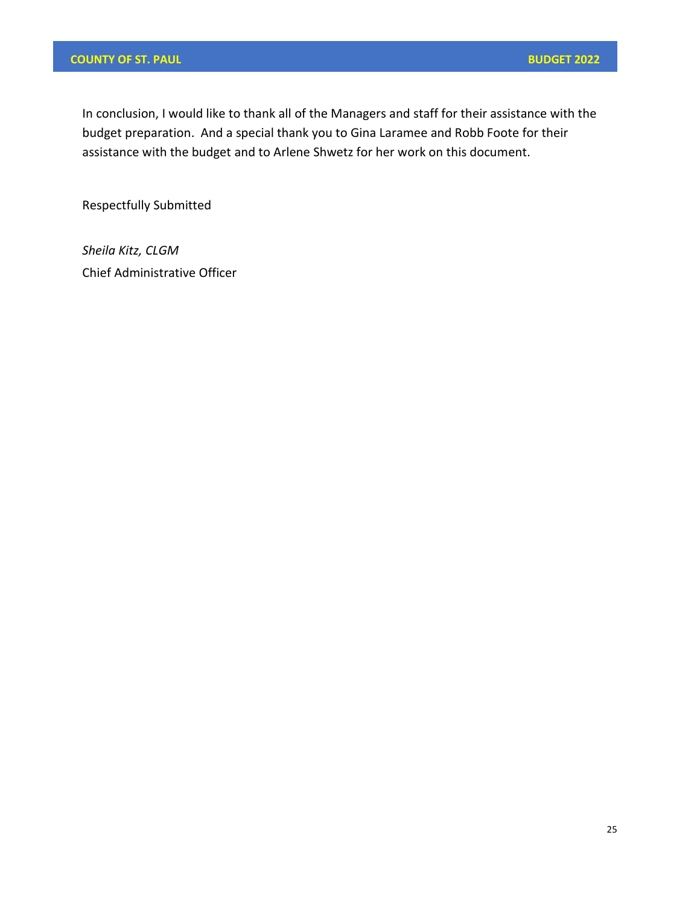In conclusion, I would like to thank all of the Managers and staff for their assistance with the budget preparation. And a special thank you to Gina Laramee and Robb Foote for their assistance with the budget and to Arlene Shwetz for her work on this document.

Respectfully Submitted

*Sheila Kitz, CLGM*
Chief Administrative Officer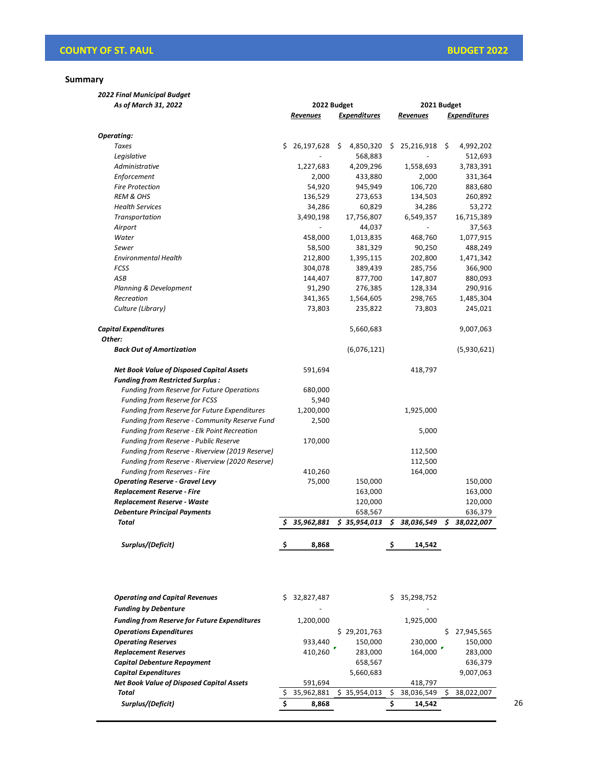## Summary

***2022 Final Municipal Budget***

| ***As of March 31, 2022*** | 2022 Budget | | 2021 Budget | |
|---|---|---|---|---|
| | ***Revenues*** | ***Expenditures*** | ***Revenues*** | ***Expenditures*** |
| ***Operating:*** | | | | |
| *Taxes* | $ 26,197,628 | $ 4,850,320 | $ 25,216,918 | $ 4,992,202 |
| *Legislative* | - | 568,883 | - | 512,693 |
| *Administrative* | 1,227,683 | 4,209,296 | 1,558,693 | 3,783,391 |
| *Enforcement* | 2,000 | 433,880 | 2,000 | 331,364 |
| *Fire Protection* | 54,920 | 945,949 | 106,720 | 883,680 |
| *REM & OHS* | 136,529 | 273,653 | 134,503 | 260,892 |
| *Health Services* | 34,286 | 60,829 | 34,286 | 53,272 |
| *Transportation* | 3,490,198 | 17,756,807 | 6,549,357 | 16,715,389 |
| *Airport* | - | 44,037 | - | 37,563 |
| *Water* | 458,000 | 1,013,835 | 468,760 | 1,077,915 |
| *Sewer* | 58,500 | 381,329 | 90,250 | 488,249 |
| *Environmental Health* | 212,800 | 1,395,115 | 202,800 | 1,471,342 |
| *FCSS* | 304,078 | 389,439 | 285,756 | 366,900 |
| *ASB* | 144,407 | 877,700 | 147,807 | 880,093 |
| *Planning & Development* | 91,290 | 276,385 | 128,334 | 290,916 |
| *Recreation* | 341,365 | 1,564,605 | 298,765 | 1,485,304 |
| *Culture (Library)* | 73,803 | 235,822 | 73,803 | 245,021 |
| ***Capital Expenditures*** | | 5,660,683 | | 9,007,063 |
| ***Other:*** | | | | |
| ***Back Out of Amortization*** | | (6,076,121) | | (5,930,621) |
| ***Net Book Value of Disposed Capital Assets*** | 591,694 | | 418,797 | |
| ***Funding from Restricted Surplus :*** | | | | |
| *Funding from Reserve for Future Operations* | 680,000 | | | |
| *Funding from Reserve for FCSS* | 5,940 | | | |
| *Funding from Reserve for Future Expenditures* | 1,200,000 | | 1,925,000 | |
| *Funding from Reserve - Community Reserve Fund* | 2,500 | | | |
| *Funding from Reserve - Elk Point Recreation* | | | 5,000 | |
| *Funding from Reserve - Public Reserve* | 170,000 | | | |
| *Funding from Reserve - Riverview (2019 Reserve)* | | | 112,500 | |
| *Funding from Reserve - Riverview (2020 Reserve)* | | | 112,500 | |
| *Funding from Reserves - Fire* | 410,260 | | 164,000 | |
| ***Operating Reserve - Gravel Levy*** | 75,000 | 150,000 | | 150,000 |
| ***Replacement Reserve - Fire*** | | 163,000 | | 163,000 |
| ***Replacement Reserve - Waste*** | | 120,000 | | 120,000 |
| ***Debenture Principal Payments*** | | 658,567 | | 636,379 |
| ***Total*** | ***$ 35,962,881*** | ***$ 35,954,013*** | ***$ 38,036,549*** | ***$ 38,022,007*** |
| ***Surplus/(Deficit)*** | ***$ 8,868*** | | ***$ 14,542*** | |

| | 2022 Revenues | 2022 Expenditures | 2021 Revenues | 2021 Expenditures |
|---|---|---|---|---|
| ***Operating and Capital Revenues*** | $ 32,827,487 | | $ 35,298,752 | |
| ***Funding by Debenture*** | - | | - | |
| ***Funding from Reserve for Future Expenditures*** | 1,200,000 | | 1,925,000 | |
| ***Operations Expenditures*** | | $ 29,201,763 | | $ 27,945,565 |
| ***Operating Reserves*** | 933,440 | 150,000 | 230,000 | 150,000 |
| ***Replacement Reserves*** | 410,260 | 283,000 | 164,000 | 283,000 |
| ***Capital Debenture Repayment*** | | 658,567 | | 636,379 |
| ***Capital Expenditures*** | | 5,660,683 | | 9,007,063 |
| ***Net Book Value of Disposed Capital Assets*** | 591,694 | | 418,797 | |
| ***Total*** | $ 35,962,881 | $ 35,954,013 | $ 38,036,549 | $ 38,022,007 |
| ***Surplus/(Deficit)*** | **$ 8,868** | | **$ 14,542** | |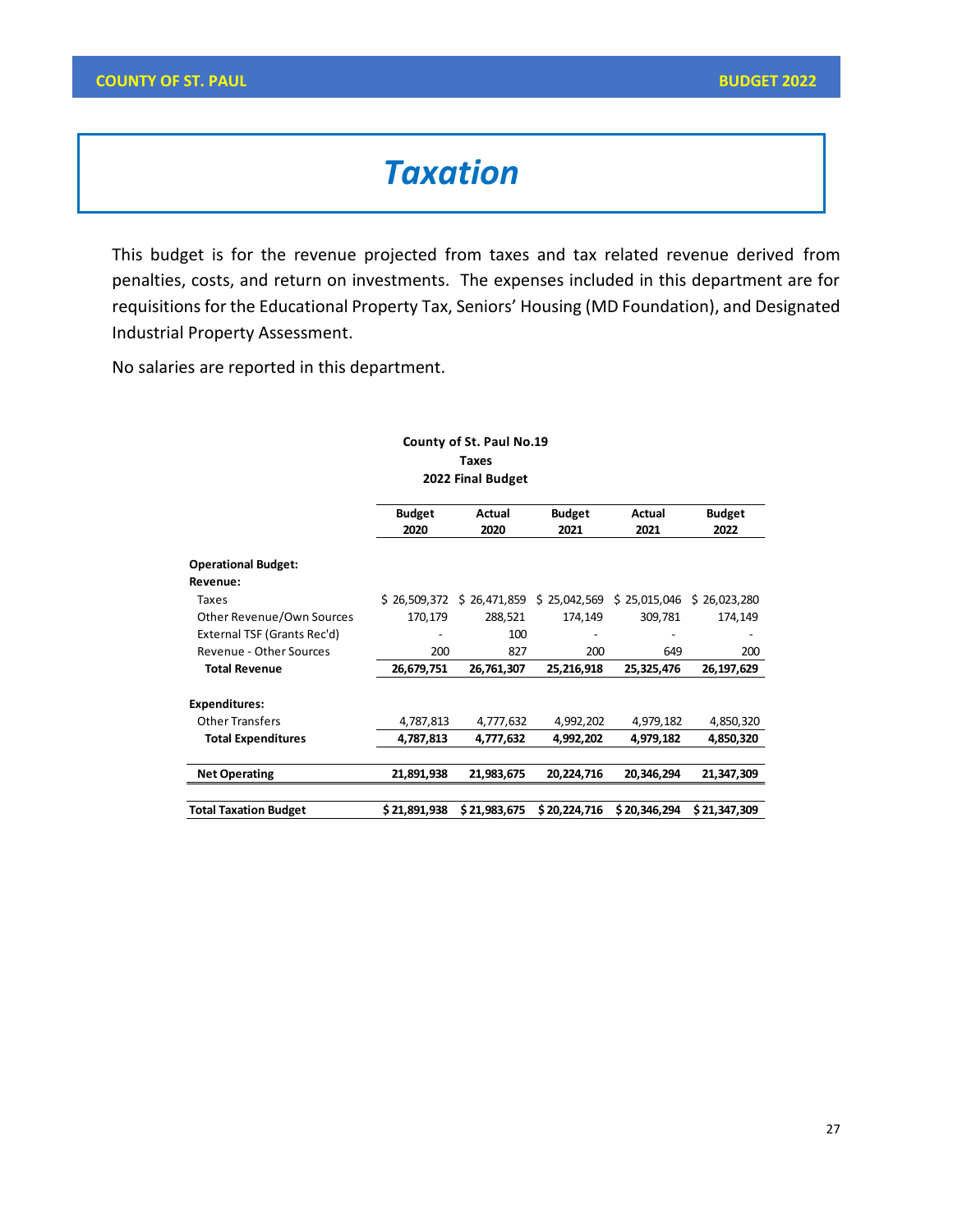# Taxation

This budget is for the revenue projected from taxes and tax related revenue derived from penalties, costs, and return on investments. The expenses included in this department are for requisitions for the Educational Property Tax, Seniors' Housing (MD Foundation), and Designated Industrial Property Assessment.

No salaries are reported in this department.

**County of St. Paul No.19**
**Taxes**
**2022 Final Budget**

| | Budget 2020 | Actual 2020 | Budget 2021 | Actual 2021 | Budget 2022 |
|---|---|---|---|---|---|
| **Operational Budget:** | | | | | |
| **Revenue:** | | | | | |
| Taxes | $ 26,509,372 | $ 26,471,859 | $ 25,042,569 | $ 25,015,046 | $ 26,023,280 |
| Other Revenue/Own Sources | 170,179 | 288,521 | 174,149 | 309,781 | 174,149 |
| External TSF (Grants Rec'd) | - | 100 | - | - | - |
| Revenue - Other Sources | 200 | 827 | 200 | 649 | 200 |
| **Total Revenue** | **26,679,751** | **26,761,307** | **25,216,918** | **25,325,476** | **26,197,629** |
| **Expenditures:** | | | | | |
| Other Transfers | 4,787,813 | 4,777,632 | 4,992,202 | 4,979,182 | 4,850,320 |
| **Total Expenditures** | **4,787,813** | **4,777,632** | **4,992,202** | **4,979,182** | **4,850,320** |
| **Net Operating** | **21,891,938** | **21,983,675** | **20,224,716** | **20,346,294** | **21,347,309** |
| **Total Taxation Budget** | **$ 21,891,938** | **$ 21,983,675** | **$ 20,224,716** | **$ 20,346,294** | **$ 21,347,309** |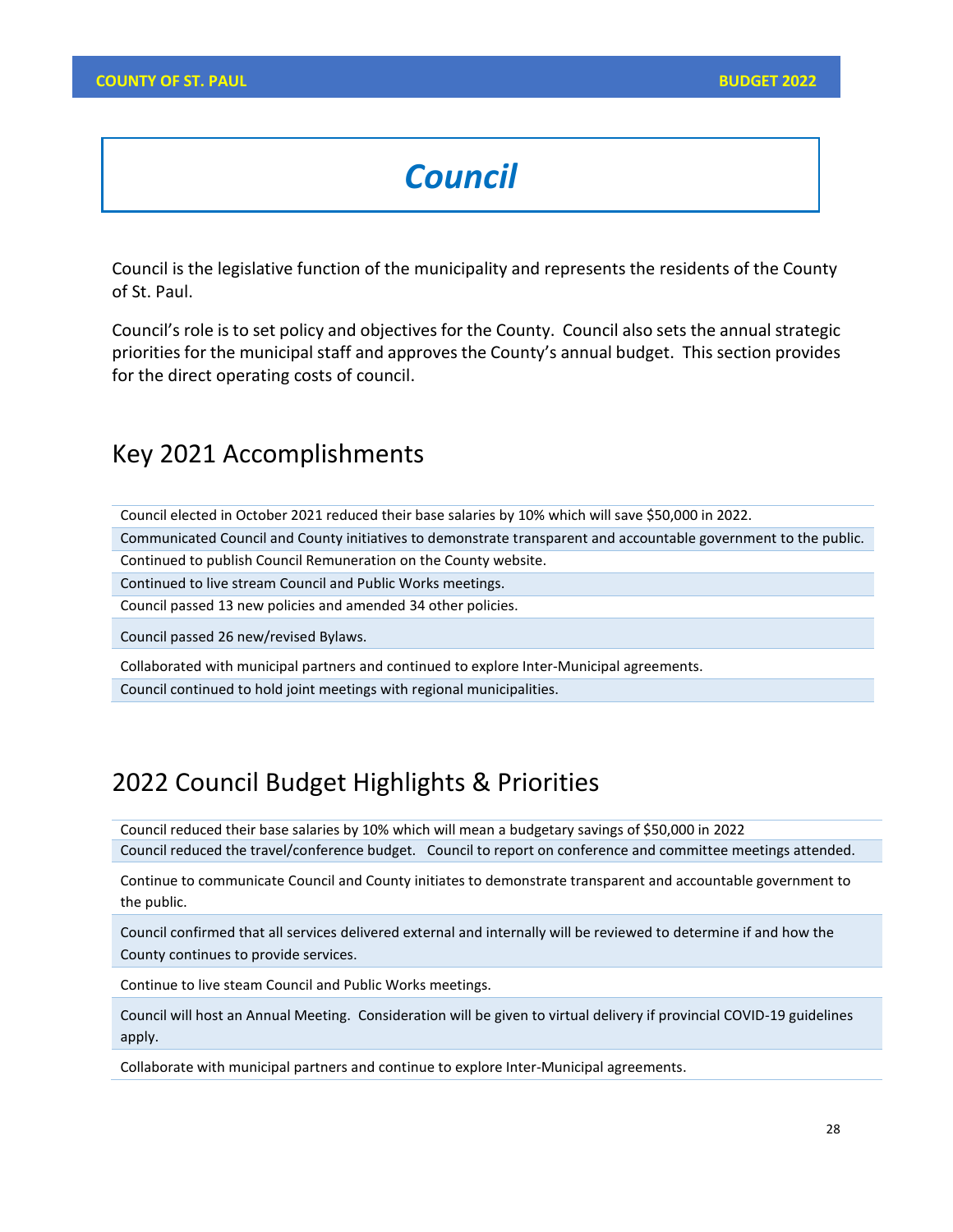# Council

Council is the legislative function of the municipality and represents the residents of the County of St. Paul.

Council's role is to set policy and objectives for the County. Council also sets the annual strategic priorities for the municipal staff and approves the County's annual budget. This section provides for the direct operating costs of council.

## Key 2021 Accomplishments

| |
|---|
| Council elected in October 2021 reduced their base salaries by 10% which will save $50,000 in 2022. |
| Communicated Council and County initiatives to demonstrate transparent and accountable government to the public. |
| Continued to publish Council Remuneration on the County website. |
| Continued to live stream Council and Public Works meetings. |
| Council passed 13 new policies and amended 34 other policies. |
| Council passed 26 new/revised Bylaws. |
| Collaborated with municipal partners and continued to explore Inter-Municipal agreements. |
| Council continued to hold joint meetings with regional municipalities. |

## 2022 Council Budget Highlights & Priorities

| |
|---|
| Council reduced their base salaries by 10% which will mean a budgetary savings of $50,000 in 2022 |
| Council reduced the travel/conference budget. Council to report on conference and committee meetings attended. |
| Continue to communicate Council and County initiates to demonstrate transparent and accountable government to the public. |
| Council confirmed that all services delivered external and internally will be reviewed to determine if and how the County continues to provide services. |
| Continue to live steam Council and Public Works meetings. |
| Council will host an Annual Meeting. Consideration will be given to virtual delivery if provincial COVID-19 guidelines apply. |
| Collaborate with municipal partners and continue to explore Inter-Municipal agreements. |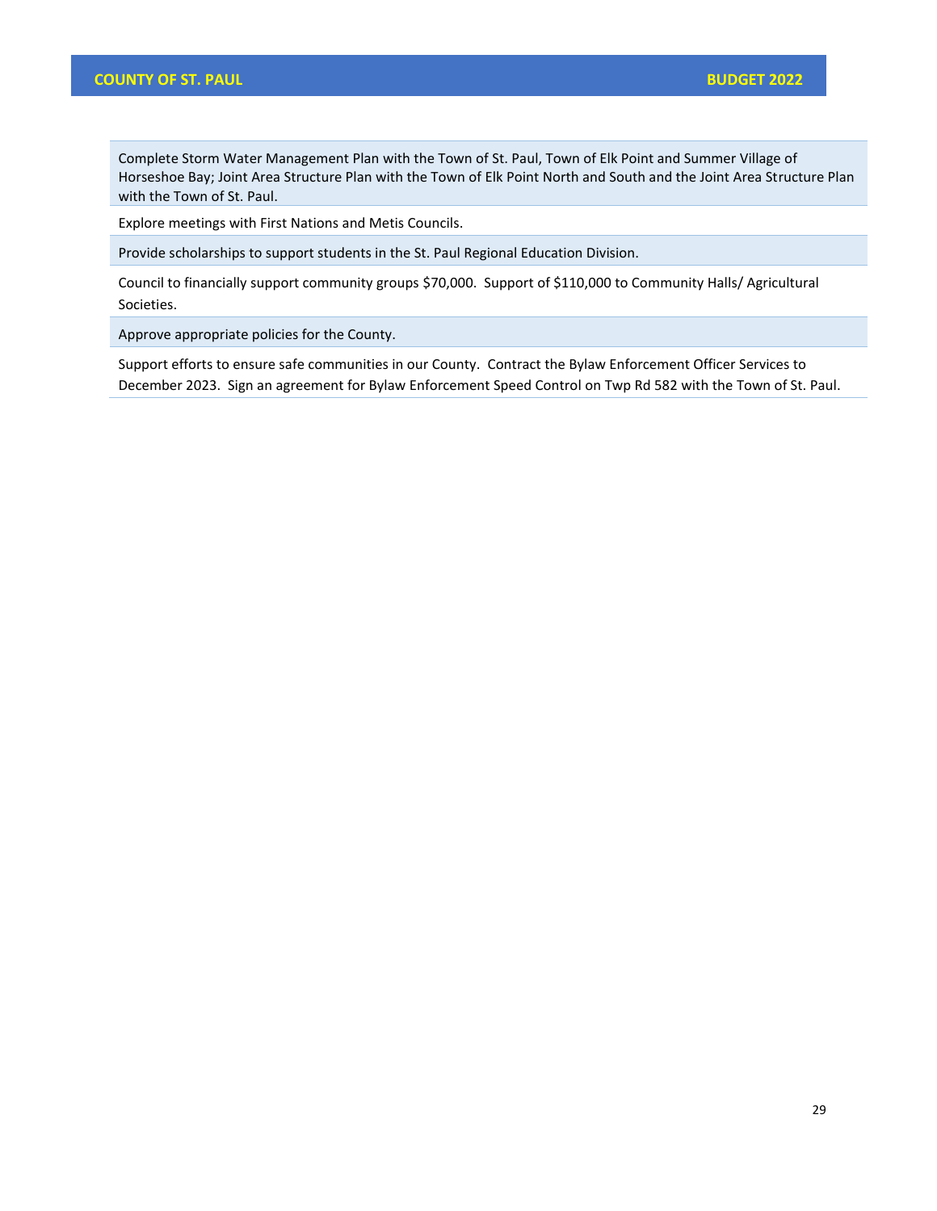| |
|---|
| Complete Storm Water Management Plan with the Town of St. Paul, Town of Elk Point and Summer Village of Horseshoe Bay; Joint Area Structure Plan with the Town of Elk Point North and South and the Joint Area Structure Plan with the Town of St. Paul. |
| Explore meetings with First Nations and Metis Councils. |
| Provide scholarships to support students in the St. Paul Regional Education Division. |
| Council to financially support community groups $70,000. Support of $110,000 to Community Halls/ Agricultural Societies. |
| Approve appropriate policies for the County. |
| Support efforts to ensure safe communities in our County. Contract the Bylaw Enforcement Officer Services to December 2023. Sign an agreement for Bylaw Enforcement Speed Control on Twp Rd 582 with the Town of St. Paul. |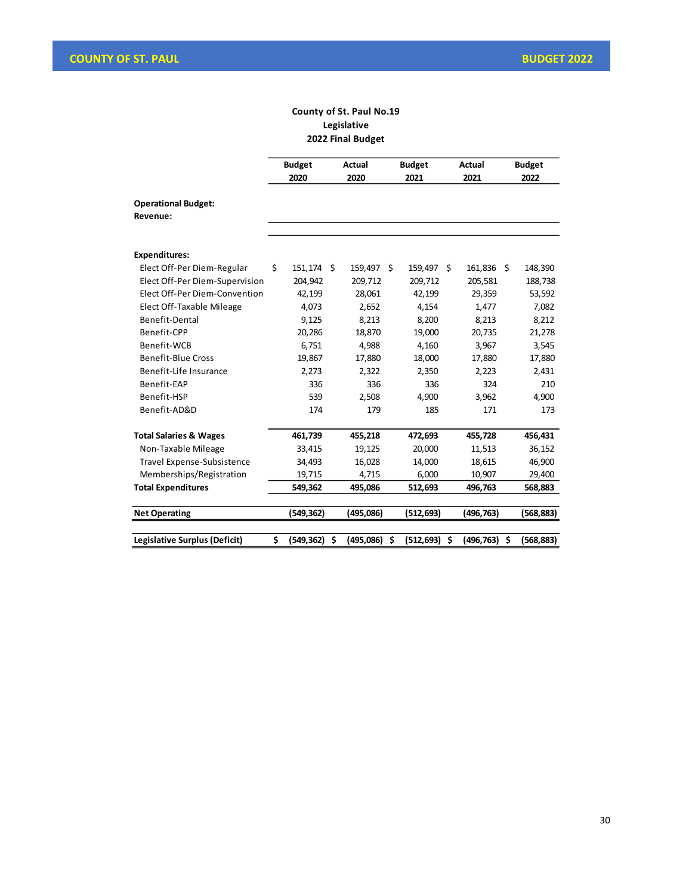**County of St. Paul No.19**
**Legislative**
**2022 Final Budget**

| | Budget 2020 | Actual 2020 | Budget 2021 | Actual 2021 | Budget 2022 |
|---|---|---|---|---|---|
| **Operational Budget:** | | | | | |
| **Revenue:** | | | | | |
| | | | | | |
| **Expenditures:** | | | | | |
| Elect Off-Per Diem-Regular | $ 151,174 | $ 159,497 | $ 159,497 | $ 161,836 | $ 148,390 |
| Elect Off-Per Diem-Supervision | 204,942 | 209,712 | 209,712 | 205,581 | 188,738 |
| Elect Off-Per Diem-Convention | 42,199 | 28,061 | 42,199 | 29,359 | 53,592 |
| Elect Off-Taxable Mileage | 4,073 | 2,652 | 4,154 | 1,477 | 7,082 |
| Benefit-Dental | 9,125 | 8,213 | 8,200 | 8,213 | 8,212 |
| Benefit-CPP | 20,286 | 18,870 | 19,000 | 20,735 | 21,278 |
| Benefit-WCB | 6,751 | 4,988 | 4,160 | 3,967 | 3,545 |
| Benefit-Blue Cross | 19,867 | 17,880 | 18,000 | 17,880 | 17,880 |
| Benefit-Life Insurance | 2,273 | 2,322 | 2,350 | 2,223 | 2,431 |
| Benefit-EAP | 336 | 336 | 336 | 324 | 210 |
| Benefit-HSP | 539 | 2,508 | 4,900 | 3,962 | 4,900 |
| Benefit-AD&D | 174 | 179 | 185 | 171 | 173 |
| **Total Salaries & Wages** | **461,739** | **455,218** | **472,693** | **455,728** | **456,431** |
| Non-Taxable Mileage | 33,415 | 19,125 | 20,000 | 11,513 | 36,152 |
| Travel Expense-Subsistence | 34,493 | 16,028 | 14,000 | 18,615 | 46,900 |
| Memberships/Registration | 19,715 | 4,715 | 6,000 | 10,907 | 29,400 |
| **Total Expenditures** | **549,362** | **495,086** | **512,693** | **496,763** | **568,883** |
| | | | | | |
| **Net Operating** | **(549,362)** | **(495,086)** | **(512,693)** | **(496,763)** | **(568,883)** |
| | | | | | |
| **Legislative Surplus (Deficit)** | **$ (549,362)** | **$ (495,086)** | **$ (512,693)** | **$ (496,763)** | **$ (568,883)** |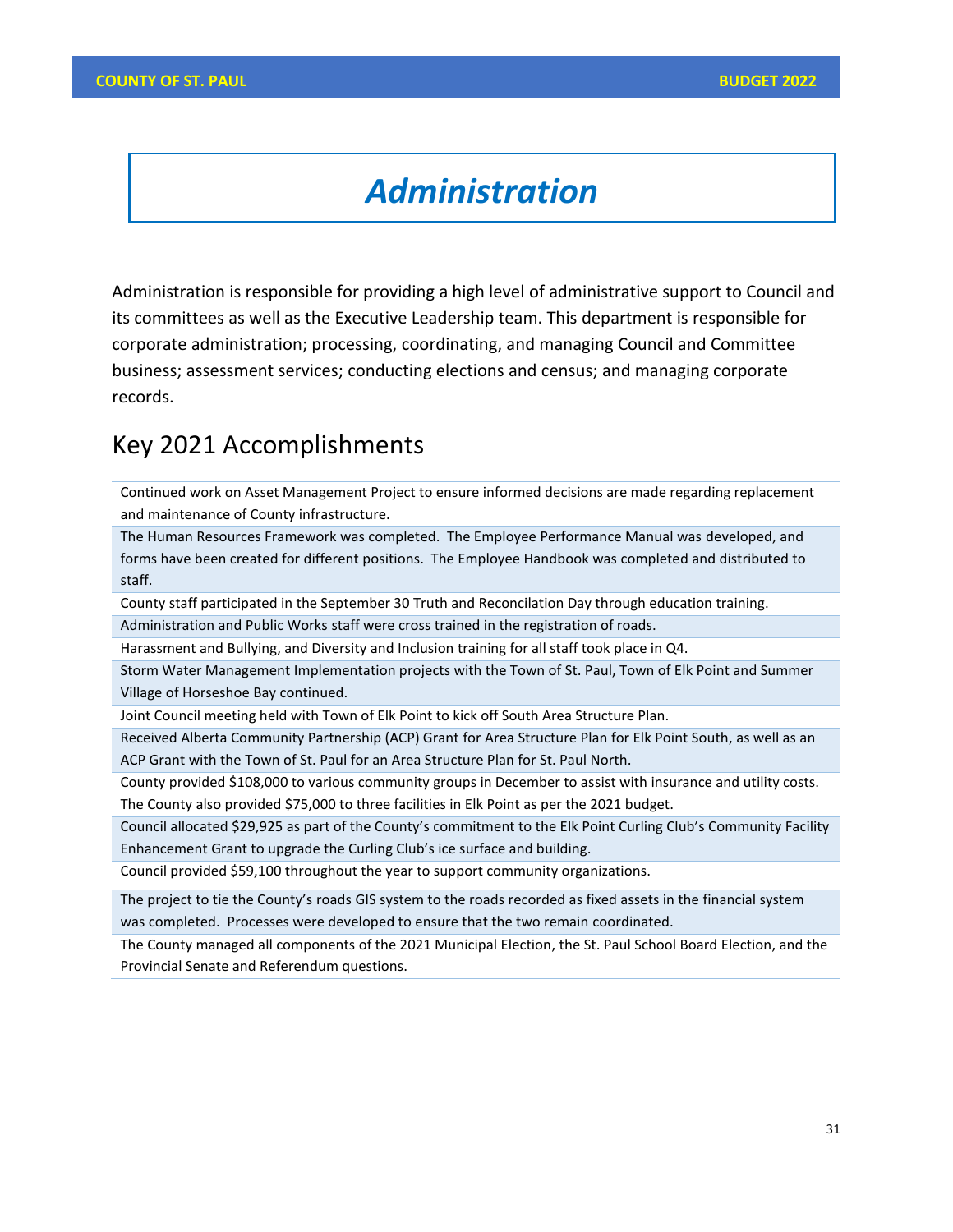# *Administration*

Administration is responsible for providing a high level of administrative support to Council and its committees as well as the Executive Leadership team. This department is responsible for corporate administration; processing, coordinating, and managing Council and Committee business; assessment services; conducting elections and census; and managing corporate records.

## Key 2021 Accomplishments

| |
|---|
| Continued work on Asset Management Project to ensure informed decisions are made regarding replacement and maintenance of County infrastructure. |
| The Human Resources Framework was completed. The Employee Performance Manual was developed, and forms have been created for different positions. The Employee Handbook was completed and distributed to staff. |
| County staff participated in the September 30 Truth and Reconcilation Day through education training. |
| Administration and Public Works staff were cross trained in the registration of roads. |
| Harassment and Bullying, and Diversity and Inclusion training for all staff took place in Q4. |
| Storm Water Management Implementation projects with the Town of St. Paul, Town of Elk Point and Summer Village of Horseshoe Bay continued. |
| Joint Council meeting held with Town of Elk Point to kick off South Area Structure Plan. |
| Received Alberta Community Partnership (ACP) Grant for Area Structure Plan for Elk Point South, as well as an ACP Grant with the Town of St. Paul for an Area Structure Plan for St. Paul North. |
| County provided $108,000 to various community groups in December to assist with insurance and utility costs. The County also provided $75,000 to three facilities in Elk Point as per the 2021 budget. |
| Council allocated $29,925 as part of the County's commitment to the Elk Point Curling Club's Community Facility Enhancement Grant to upgrade the Curling Club's ice surface and building. |
| Council provided $59,100 throughout the year to support community organizations. |
| The project to tie the County's roads GIS system to the roads recorded as fixed assets in the financial system was completed. Processes were developed to ensure that the two remain coordinated. |
| The County managed all components of the 2021 Municipal Election, the St. Paul School Board Election, and the Provincial Senate and Referendum questions. |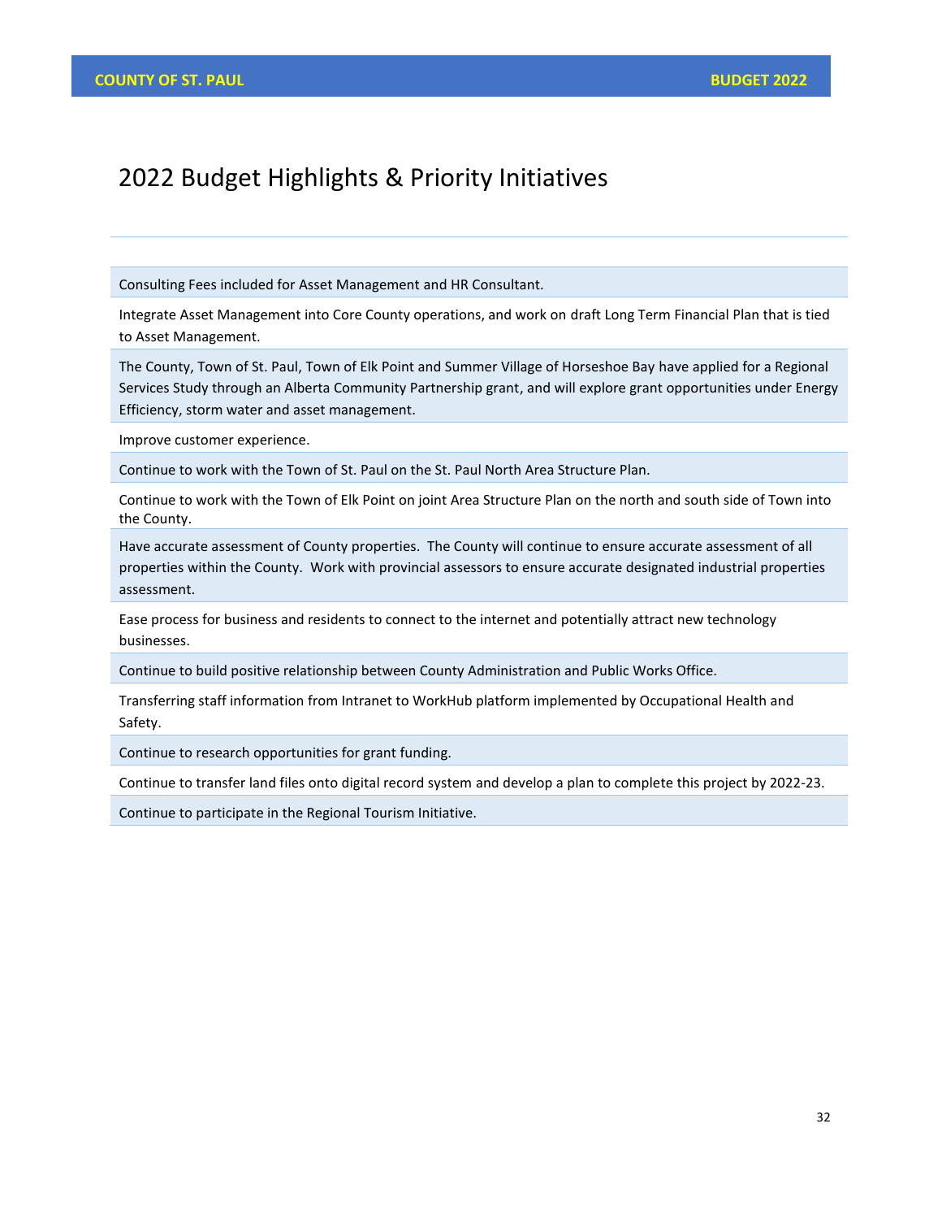# 2022 Budget Highlights & Priority Initiatives

| |
|---|
| Consulting Fees included for Asset Management and HR Consultant. |
| Integrate Asset Management into Core County operations, and work on draft Long Term Financial Plan that is tied to Asset Management. |
| The County, Town of St. Paul, Town of Elk Point and Summer Village of Horseshoe Bay have applied for a Regional Services Study through an Alberta Community Partnership grant, and will explore grant opportunities under Energy Efficiency, storm water and asset management. |
| Improve customer experience. |
| Continue to work with the Town of St. Paul on the St. Paul North Area Structure Plan. |
| Continue to work with the Town of Elk Point on joint Area Structure Plan on the north and south side of Town into the County. |
| Have accurate assessment of County properties. The County will continue to ensure accurate assessment of all properties within the County. Work with provincial assessors to ensure accurate designated industrial properties assessment. |
| Ease process for business and residents to connect to the internet and potentially attract new technology businesses. |
| Continue to build positive relationship between County Administration and Public Works Office. |
| Transferring staff information from Intranet to WorkHub platform implemented by Occupational Health and Safety. |
| Continue to research opportunities for grant funding. |
| Continue to transfer land files onto digital record system and develop a plan to complete this project by 2022-23. |
| Continue to participate in the Regional Tourism Initiative. |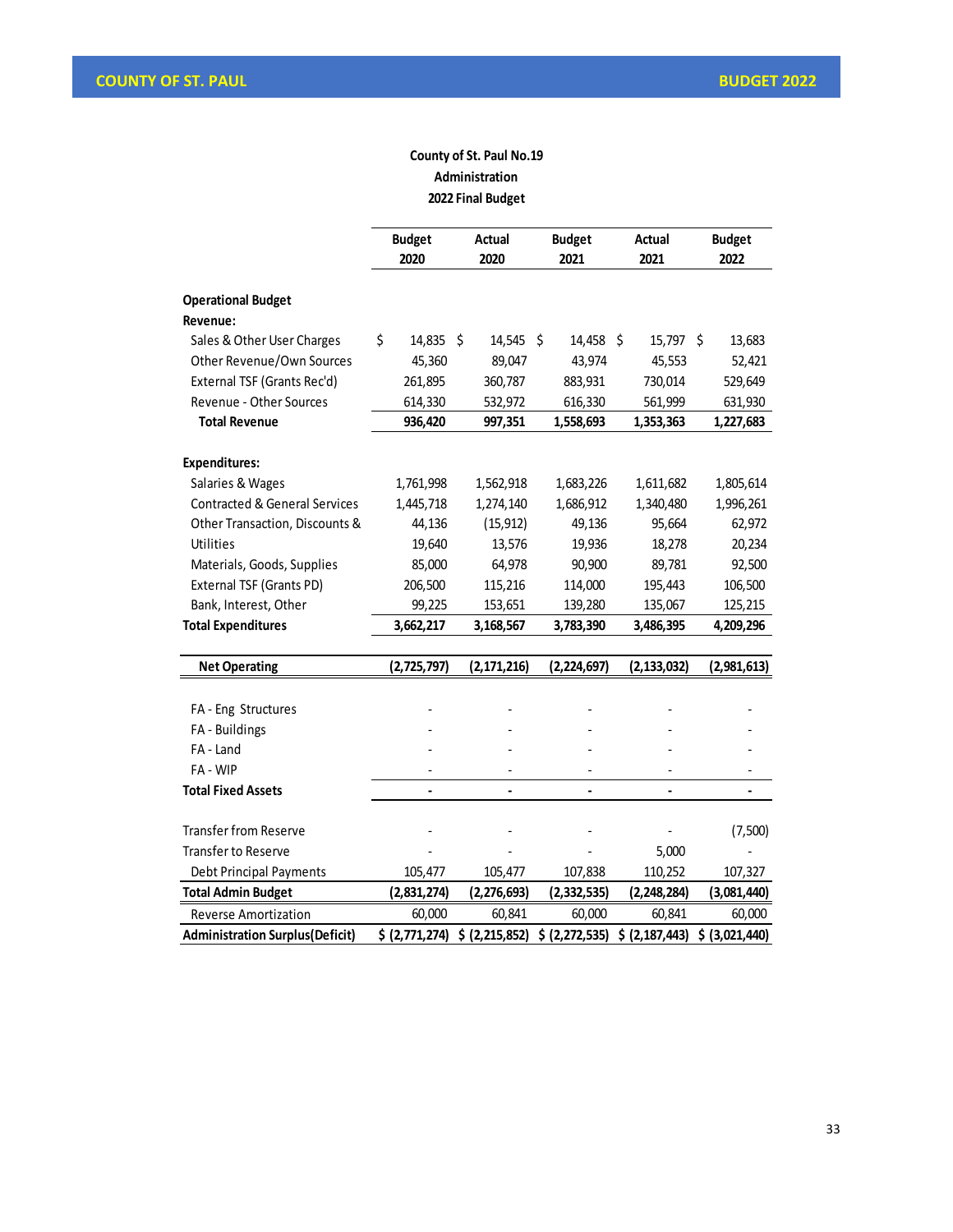## County of St. Paul No.19
### Administration
### 2022 Final Budget

| | Budget 2020 | Actual 2020 | Budget 2021 | Actual 2021 | Budget 2022 |
|---|---|---|---|---|---|
| **Operational Budget** | | | | | |
| **Revenue:** | | | | | |
| Sales & Other User Charges | $ 14,835 | $ 14,545 | $ 14,458 | $ 15,797 | $ 13,683 |
| Other Revenue/Own Sources | 45,360 | 89,047 | 43,974 | 45,553 | 52,421 |
| External TSF (Grants Rec'd) | 261,895 | 360,787 | 883,931 | 730,014 | 529,649 |
| Revenue - Other Sources | 614,330 | 532,972 | 616,330 | 561,999 | 631,930 |
| **Total Revenue** | **936,420** | **997,351** | **1,558,693** | **1,353,363** | **1,227,683** |
| **Expenditures:** | | | | | |
| Salaries & Wages | 1,761,998 | 1,562,918 | 1,683,226 | 1,611,682 | 1,805,614 |
| Contracted & General Services | 1,445,718 | 1,274,140 | 1,686,912 | 1,340,480 | 1,996,261 |
| Other Transaction, Discounts & | 44,136 | (15,912) | 49,136 | 95,664 | 62,972 |
| Utilities | 19,640 | 13,576 | 19,936 | 18,278 | 20,234 |
| Materials, Goods, Supplies | 85,000 | 64,978 | 90,900 | 89,781 | 92,500 |
| External TSF (Grants PD) | 206,500 | 115,216 | 114,000 | 195,443 | 106,500 |
| Bank, Interest, Other | 99,225 | 153,651 | 139,280 | 135,067 | 125,215 |
| **Total Expenditures** | **3,662,217** | **3,168,567** | **3,783,390** | **3,486,395** | **4,209,296** |
| **Net Operating** | **(2,725,797)** | **(2,171,216)** | **(2,224,697)** | **(2,133,032)** | **(2,981,613)** |
| FA - Eng Structures | - | - | - | - | - |
| FA - Buildings | - | - | - | - | - |
| FA - Land | - | - | - | - | - |
| FA - WIP | - | - | - | - | - |
| **Total Fixed Assets** | **-** | **-** | **-** | **-** | **-** |
| Transfer from Reserve | - | - | - | - | (7,500) |
| Transfer to Reserve | - | - | - | 5,000 | - |
| Debt Principal Payments | 105,477 | 105,477 | 107,838 | 110,252 | 107,327 |
| **Total Admin Budget** | **(2,831,274)** | **(2,276,693)** | **(2,332,535)** | **(2,248,284)** | **(3,081,440)** |
| Reverse Amortization | 60,000 | 60,841 | 60,000 | 60,841 | 60,000 |
| **Administration Surplus(Deficit)** | **$ (2,771,274)** | **$ (2,215,852)** | **$ (2,272,535)** | **$ (2,187,443)** | **$ (3,021,440)** |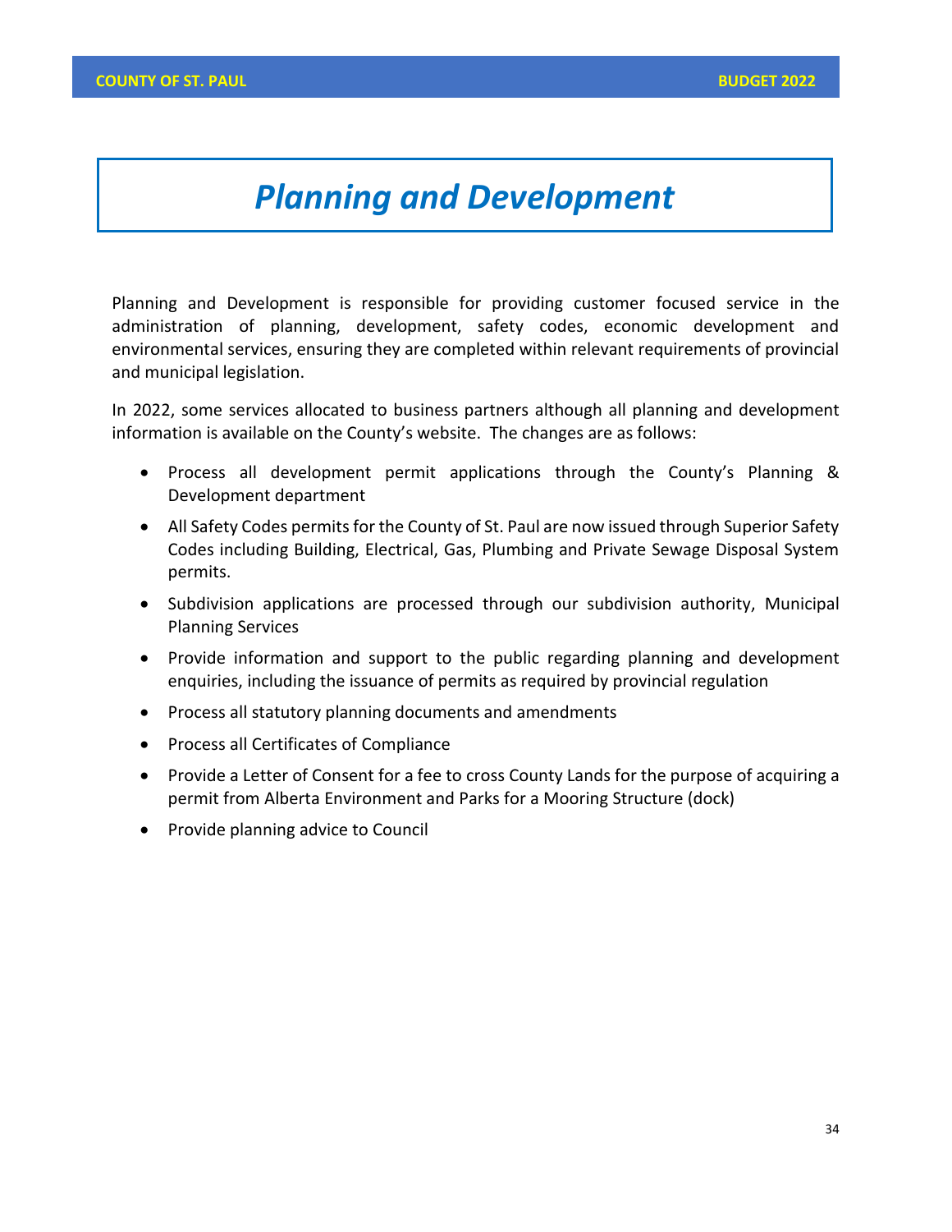# *Planning and Development*

Planning and Development is responsible for providing customer focused service in the administration of planning, development, safety codes, economic development and environmental services, ensuring they are completed within relevant requirements of provincial and municipal legislation.

In 2022, some services allocated to business partners although all planning and development information is available on the County's website. The changes are as follows:

- Process all development permit applications through the County's Planning & Development department
- All Safety Codes permits for the County of St. Paul are now issued through Superior Safety Codes including Building, Electrical, Gas, Plumbing and Private Sewage Disposal System permits.
- Subdivision applications are processed through our subdivision authority, Municipal Planning Services
- Provide information and support to the public regarding planning and development enquiries, including the issuance of permits as required by provincial regulation
- Process all statutory planning documents and amendments
- Process all Certificates of Compliance
- Provide a Letter of Consent for a fee to cross County Lands for the purpose of acquiring a permit from Alberta Environment and Parks for a Mooring Structure (dock)
- Provide planning advice to Council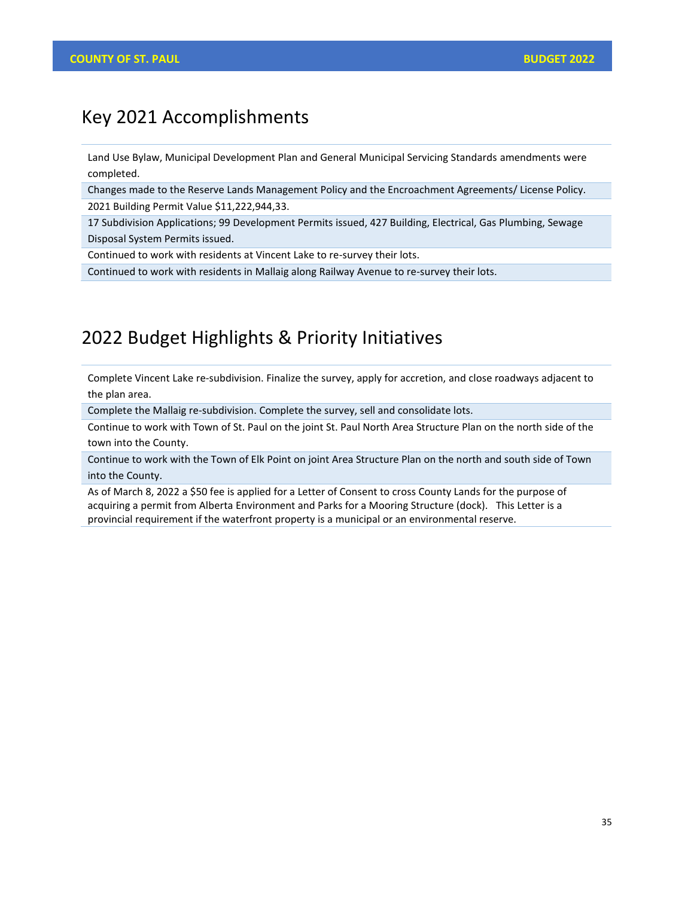## Key 2021 Accomplishments

| |
|---|
| Land Use Bylaw, Municipal Development Plan and General Municipal Servicing Standards amendments were completed. |
| Changes made to the Reserve Lands Management Policy and the Encroachment Agreements/ License Policy. |
| 2021 Building Permit Value $11,222,944,33. |
| 17 Subdivision Applications; 99 Development Permits issued, 427 Building, Electrical, Gas Plumbing, Sewage Disposal System Permits issued. |
| Continued to work with residents at Vincent Lake to re-survey their lots. |
| Continued to work with residents in Mallaig along Railway Avenue to re-survey their lots. |

## 2022 Budget Highlights & Priority Initiatives

| |
|---|
| Complete Vincent Lake re-subdivision. Finalize the survey, apply for accretion, and close roadways adjacent to the plan area. |
| Complete the Mallaig re-subdivision. Complete the survey, sell and consolidate lots. |
| Continue to work with Town of St. Paul on the joint St. Paul North Area Structure Plan on the north side of the town into the County. |
| Continue to work with the Town of Elk Point on joint Area Structure Plan on the north and south side of Town into the County. |
| As of March 8, 2022 a $50 fee is applied for a Letter of Consent to cross County Lands for the purpose of acquiring a permit from Alberta Environment and Parks for a Mooring Structure (dock). This Letter is a provincial requirement if the waterfront property is a municipal or an environmental reserve. |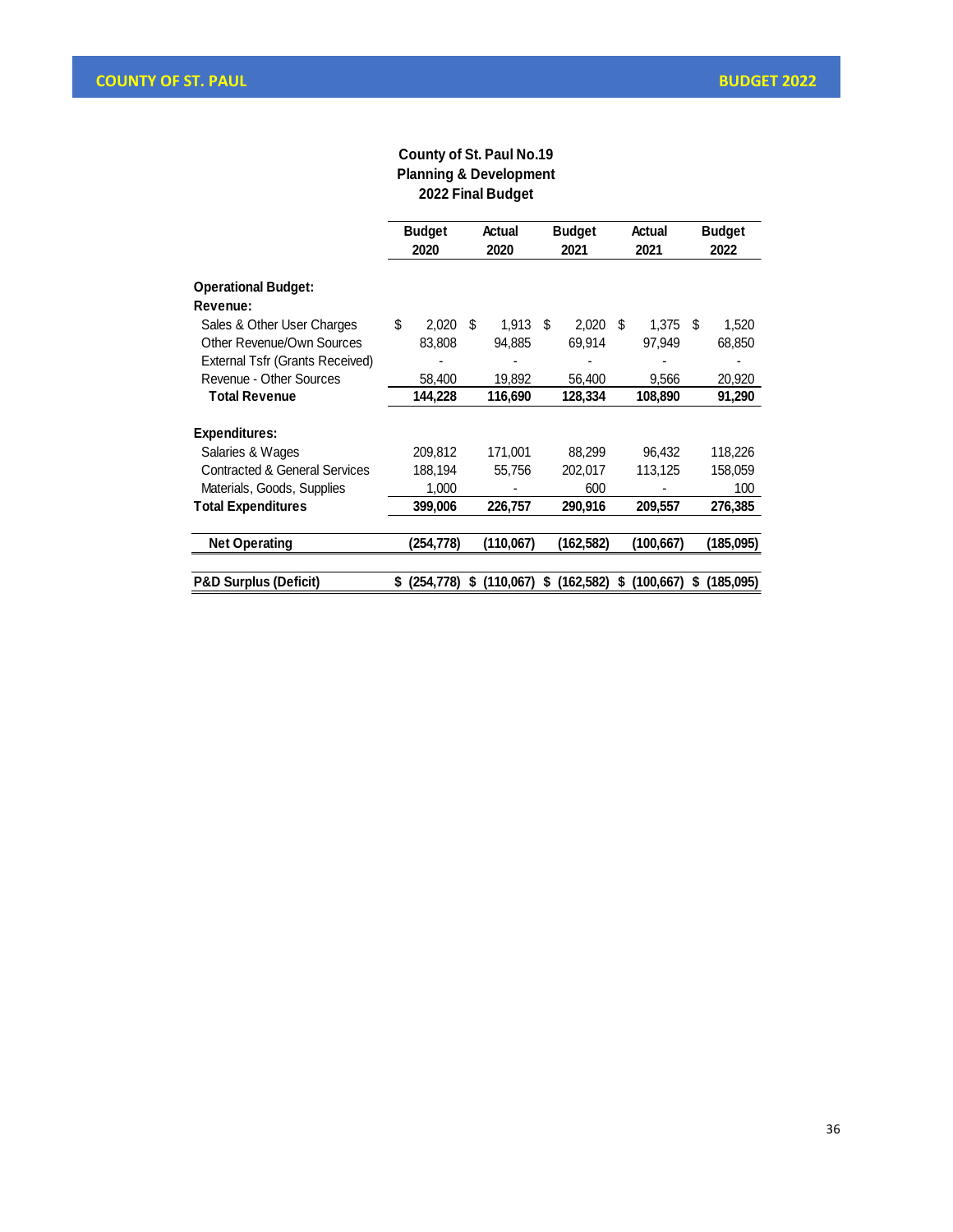**County of St. Paul No.19**
**Planning & Development**
**2022 Final Budget**

| | Budget 2020 | Actual 2020 | Budget 2021 | Actual 2021 | Budget 2022 |
|---|---|---|---|---|---|
| **Operational Budget:** | | | | | |
| **Revenue:** | | | | | |
| Sales & Other User Charges | $ 2,020 | $ 1,913 | $ 2,020 | $ 1,375 | $ 1,520 |
| Other Revenue/Own Sources | 83,808 | 94,885 | 69,914 | 97,949 | 68,850 |
| External Tsfr (Grants Received) | - | - | - | - | - |
| Revenue - Other Sources | 58,400 | 19,892 | 56,400 | 9,566 | 20,920 |
| **Total Revenue** | **144,228** | **116,690** | **128,334** | **108,890** | **91,290** |
| **Expenditures:** | | | | | |
| Salaries & Wages | 209,812 | 171,001 | 88,299 | 96,432 | 118,226 |
| Contracted & General Services | 188,194 | 55,756 | 202,017 | 113,125 | 158,059 |
| Materials, Goods, Supplies | 1,000 | - | 600 | - | 100 |
| **Total Expenditures** | **399,006** | **226,757** | **290,916** | **209,557** | **276,385** |
| **Net Operating** | **(254,778)** | **(110,067)** | **(162,582)** | **(100,667)** | **(185,095)** |
| **P&D Surplus (Deficit)** | **$ (254,778)** | **$ (110,067)** | **$ (162,582)** | **$ (100,667)** | **$ (185,095)** |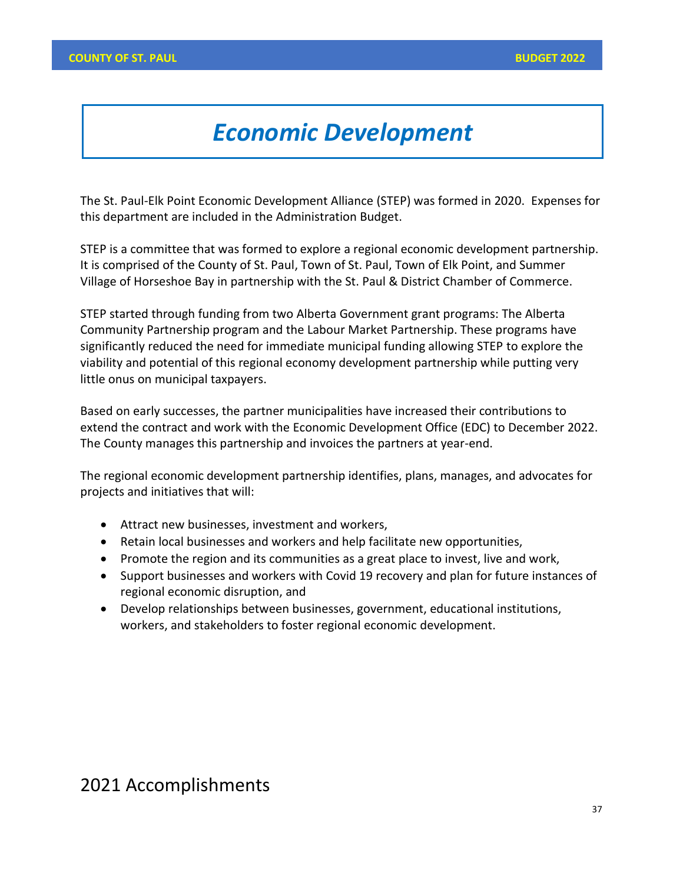# *Economic Development*

The St. Paul-Elk Point Economic Development Alliance (STEP) was formed in 2020. Expenses for this department are included in the Administration Budget.

STEP is a committee that was formed to explore a regional economic development partnership. It is comprised of the County of St. Paul, Town of St. Paul, Town of Elk Point, and Summer Village of Horseshoe Bay in partnership with the St. Paul & District Chamber of Commerce.

STEP started through funding from two Alberta Government grant programs: The Alberta Community Partnership program and the Labour Market Partnership. These programs have significantly reduced the need for immediate municipal funding allowing STEP to explore the viability and potential of this regional economy development partnership while putting very little onus on municipal taxpayers.

Based on early successes, the partner municipalities have increased their contributions to extend the contract and work with the Economic Development Office (EDC) to December 2022. The County manages this partnership and invoices the partners at year-end.

The regional economic development partnership identifies, plans, manages, and advocates for projects and initiatives that will:

- Attract new businesses, investment and workers,
- Retain local businesses and workers and help facilitate new opportunities,
- Promote the region and its communities as a great place to invest, live and work,
- Support businesses and workers with Covid 19 recovery and plan for future instances of regional economic disruption, and
- Develop relationships between businesses, government, educational institutions, workers, and stakeholders to foster regional economic development.

## 2021 Accomplishments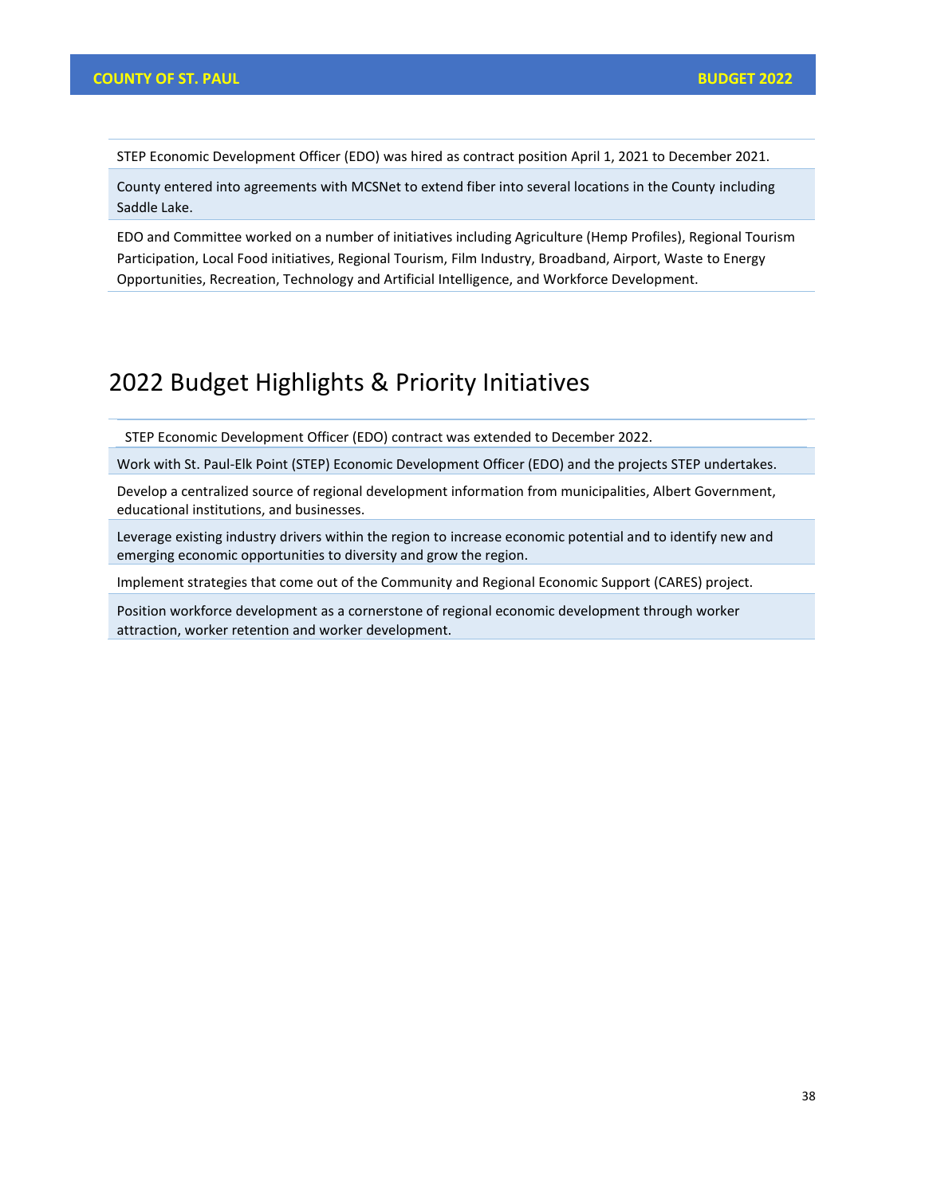STEP Economic Development Officer (EDO) was hired as contract position April 1, 2021 to December 2021.

County entered into agreements with MCSNet to extend fiber into several locations in the County including Saddle Lake.

EDO and Committee worked on a number of initiatives including Agriculture (Hemp Profiles), Regional Tourism Participation, Local Food initiatives, Regional Tourism, Film Industry, Broadband, Airport, Waste to Energy Opportunities, Recreation, Technology and Artificial Intelligence, and Workforce Development.

## 2022 Budget Highlights & Priority Initiatives

STEP Economic Development Officer (EDO) contract was extended to December 2022.

Work with St. Paul-Elk Point (STEP) Economic Development Officer (EDO) and the projects STEP undertakes.

Develop a centralized source of regional development information from municipalities, Albert Government, educational institutions, and businesses.

Leverage existing industry drivers within the region to increase economic potential and to identify new and emerging economic opportunities to diversity and grow the region.

Implement strategies that come out of the Community and Regional Economic Support (CARES) project.

Position workforce development as a cornerstone of regional economic development through worker attraction, worker retention and worker development.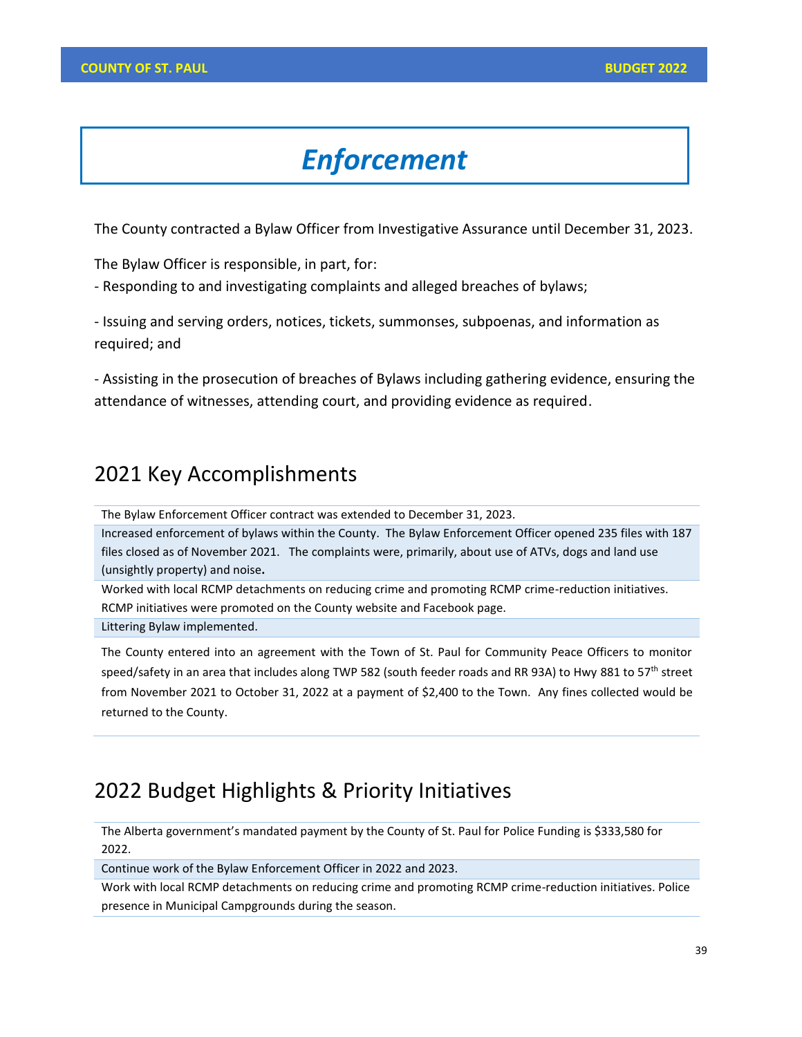# Enforcement

The County contracted a Bylaw Officer from Investigative Assurance until December 31, 2023.

The Bylaw Officer is responsible, in part, for:

- Responding to and investigating complaints and alleged breaches of bylaws;
- Issuing and serving orders, notices, tickets, summonses, subpoenas, and information as required; and
- Assisting in the prosecution of breaches of Bylaws including gathering evidence, ensuring the attendance of witnesses, attending court, and providing evidence as required.

## 2021 Key Accomplishments

| |
|---|
| The Bylaw Enforcement Officer contract was extended to December 31, 2023. |
| Increased enforcement of bylaws within the County. The Bylaw Enforcement Officer opened 235 files with 187 files closed as of November 2021. The complaints were, primarily, about use of ATVs, dogs and land use (unsightly property) and noise**.** |
| Worked with local RCMP detachments on reducing crime and promoting RCMP crime-reduction initiatives. RCMP initiatives were promoted on the County website and Facebook page. |
| Littering Bylaw implemented. |
| The County entered into an agreement with the Town of St. Paul for Community Peace Officers to monitor speed/safety in an area that includes along TWP 582 (south feeder roads and RR 93A) to Hwy 881 to 57th street from November 2021 to October 31, 2022 at a payment of $2,400 to the Town. Any fines collected would be returned to the County. |

## 2022 Budget Highlights & Priority Initiatives

| |
|---|
| The Alberta government's mandated payment by the County of St. Paul for Police Funding is $333,580 for 2022. |
| Continue work of the Bylaw Enforcement Officer in 2022 and 2023. |
| Work with local RCMP detachments on reducing crime and promoting RCMP crime-reduction initiatives. Police presence in Municipal Campgrounds during the season. |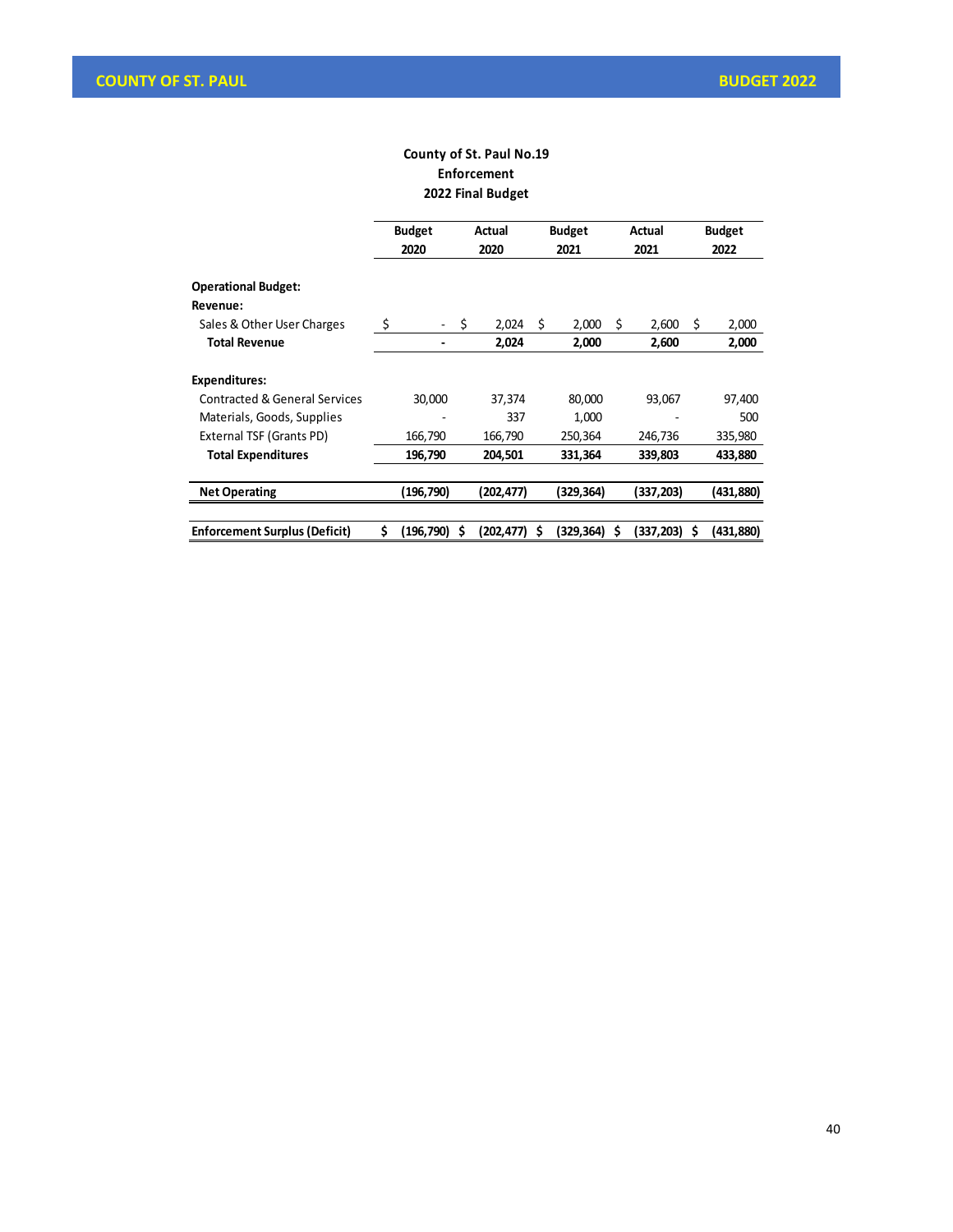# County of St. Paul No.19
## Enforcement
### 2022 Final Budget

| | Budget 2020 | Actual 2020 | Budget 2021 | Actual 2021 | Budget 2022 |
|---|---|---|---|---|---|
| **Operational Budget:** | | | | | |
| **Revenue:** | | | | | |
| Sales & Other User Charges | $ - | $ 2,024 | $ 2,000 | $ 2,600 | $ 2,000 |
| **Total Revenue** | **-** | **2,024** | **2,000** | **2,600** | **2,000** |
| | | | | | |
| **Expenditures:** | | | | | |
| Contracted & General Services | 30,000 | 37,374 | 80,000 | 93,067 | 97,400 |
| Materials, Goods, Supplies | - | 337 | 1,000 | - | 500 |
| External TSF (Grants PD) | 166,790 | 166,790 | 250,364 | 246,736 | 335,980 |
| **Total Expenditures** | **196,790** | **204,501** | **331,364** | **339,803** | **433,880** |
| | | | | | |
| **Net Operating** | **(196,790)** | **(202,477)** | **(329,364)** | **(337,203)** | **(431,880)** |
| | | | | | |
| **Enforcement Surplus (Deficit)** | **$ (196,790)** | **$ (202,477)** | **$ (329,364)** | **$ (337,203)** | **$ (431,880)** |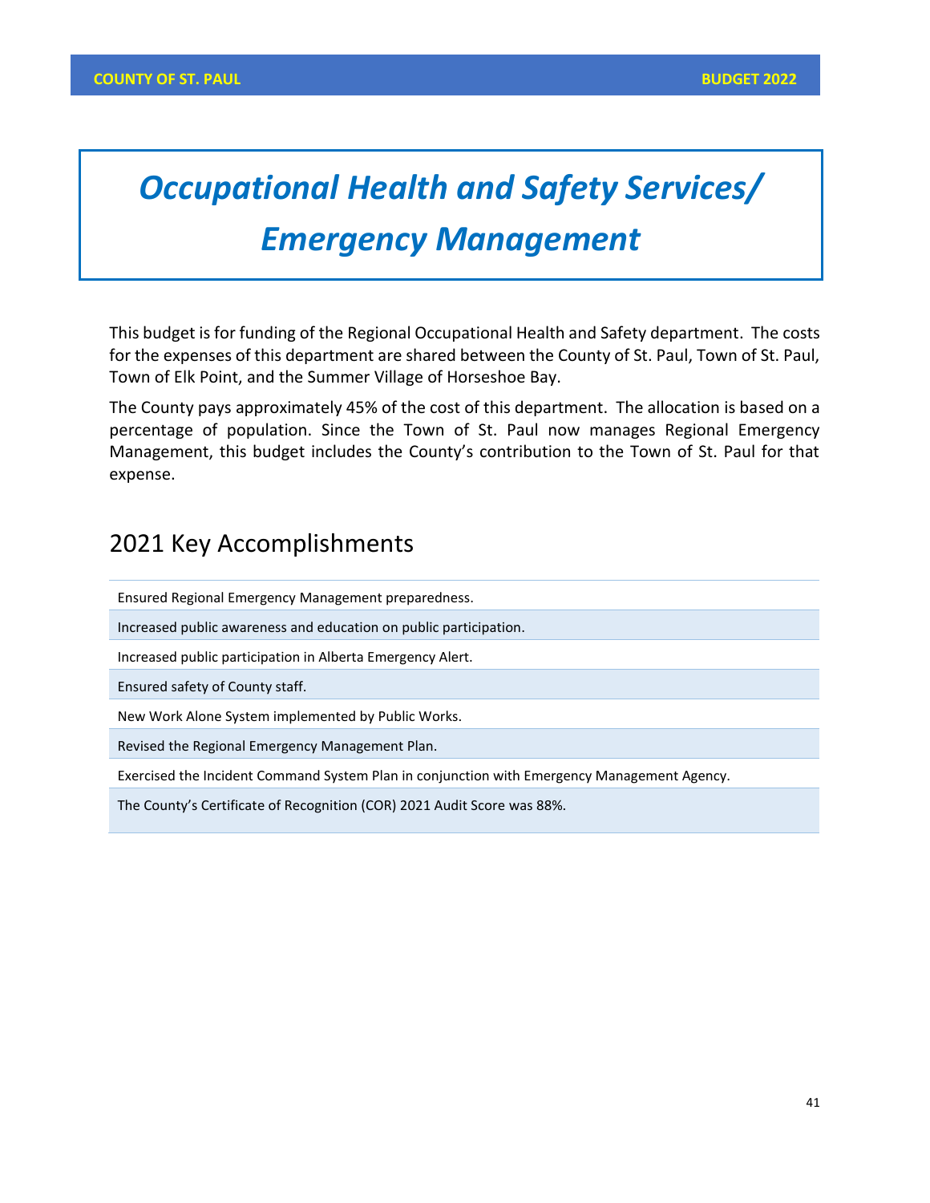# *Occupational Health and Safety Services/ Emergency Management*

This budget is for funding of the Regional Occupational Health and Safety department. The costs for the expenses of this department are shared between the County of St. Paul, Town of St. Paul, Town of Elk Point, and the Summer Village of Horseshoe Bay.

The County pays approximately 45% of the cost of this department. The allocation is based on a percentage of population. Since the Town of St. Paul now manages Regional Emergency Management, this budget includes the County's contribution to the Town of St. Paul for that expense.

## 2021 Key Accomplishments

| |
|---|
| Ensured Regional Emergency Management preparedness. |
| Increased public awareness and education on public participation. |
| Increased public participation in Alberta Emergency Alert. |
| Ensured safety of County staff. |
| New Work Alone System implemented by Public Works. |
| Revised the Regional Emergency Management Plan. |
| Exercised the Incident Command System Plan in conjunction with Emergency Management Agency. |
| The County's Certificate of Recognition (COR) 2021 Audit Score was 88%. |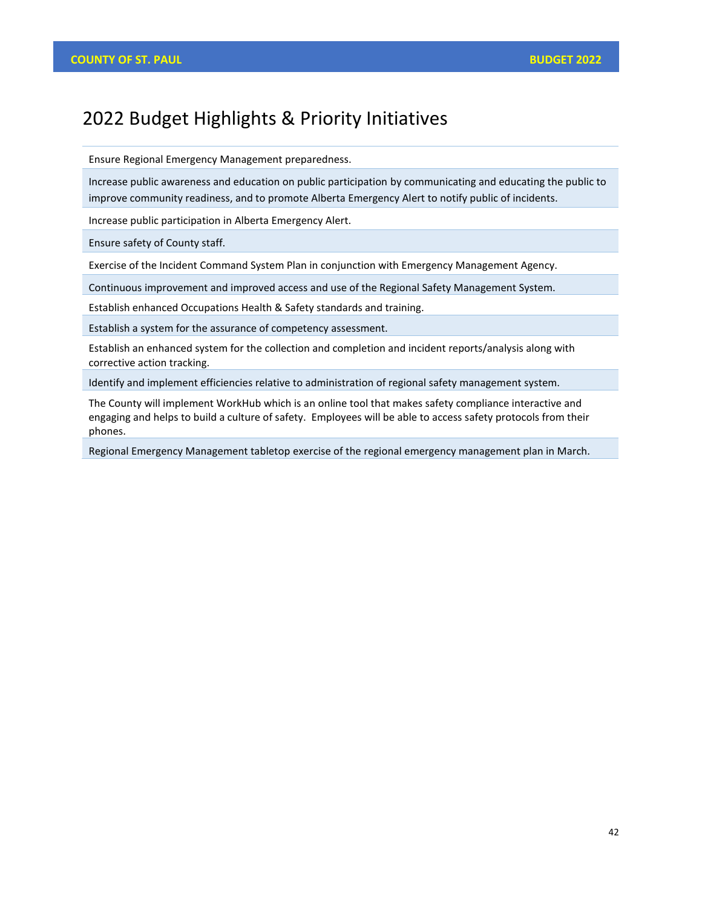# 2022 Budget Highlights & Priority Initiatives

| |
|---|
| Ensure Regional Emergency Management preparedness. |
| Increase public awareness and education on public participation by communicating and educating the public to improve community readiness, and to promote Alberta Emergency Alert to notify public of incidents. |
| Increase public participation in Alberta Emergency Alert. |
| Ensure safety of County staff. |
| Exercise of the Incident Command System Plan in conjunction with Emergency Management Agency. |
| Continuous improvement and improved access and use of the Regional Safety Management System. |
| Establish enhanced Occupations Health & Safety standards and training. |
| Establish a system for the assurance of competency assessment. |
| Establish an enhanced system for the collection and completion and incident reports/analysis along with corrective action tracking. |
| Identify and implement efficiencies relative to administration of regional safety management system. |
| The County will implement WorkHub which is an online tool that makes safety compliance interactive and engaging and helps to build a culture of safety. Employees will be able to access safety protocols from their phones. |
| Regional Emergency Management tabletop exercise of the regional emergency management plan in March. |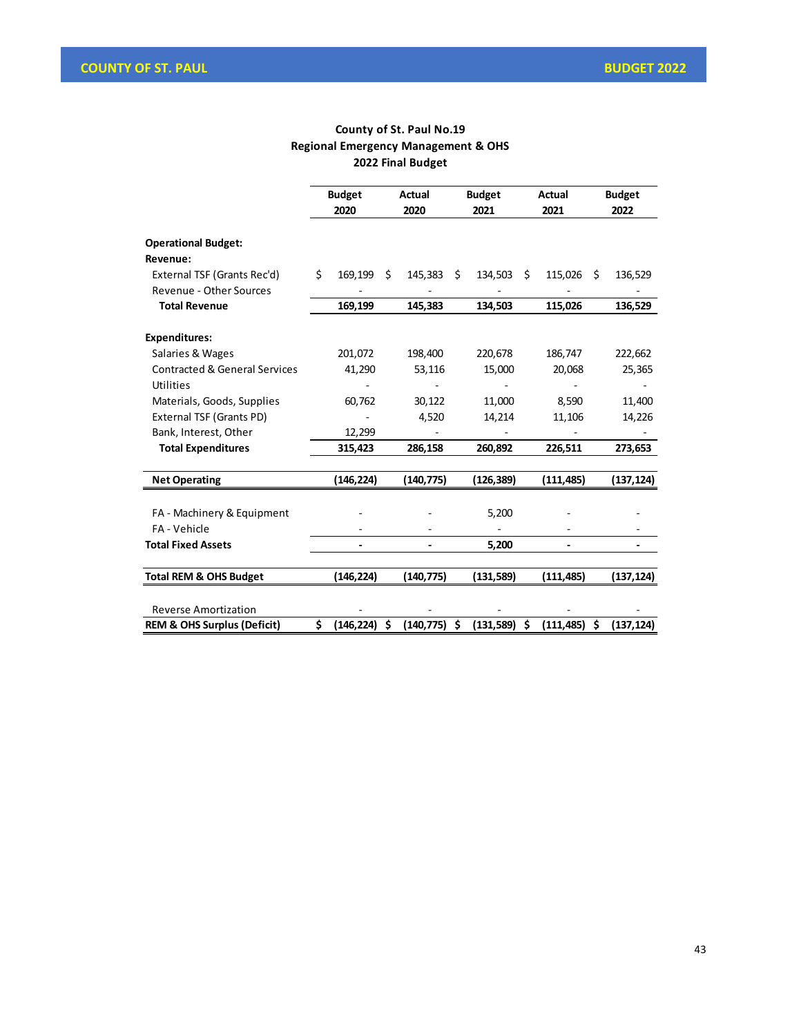**County of St. Paul No.19**
**Regional Emergency Management & OHS**
**2022 Final Budget**

| | Budget 2020 | Actual 2020 | Budget 2021 | Actual 2021 | Budget 2022 |
|---|---|---|---|---|---|
| **Operational Budget:** | | | | | |
| **Revenue:** | | | | | |
| External TSF (Grants Rec'd) | $ 169,199 | $ 145,383 | $ 134,503 | $ 115,026 | $ 136,529 |
| Revenue - Other Sources | - | - | - | - | - |
| **Total Revenue** | **169,199** | **145,383** | **134,503** | **115,026** | **136,529** |
| **Expenditures:** | | | | | |
| Salaries & Wages | 201,072 | 198,400 | 220,678 | 186,747 | 222,662 |
| Contracted & General Services | 41,290 | 53,116 | 15,000 | 20,068 | 25,365 |
| Utilities | - | - | - | - | - |
| Materials, Goods, Supplies | 60,762 | 30,122 | 11,000 | 8,590 | 11,400 |
| External TSF (Grants PD) | - | 4,520 | 14,214 | 11,106 | 14,226 |
| Bank, Interest, Other | 12,299 | - | - | - | - |
| **Total Expenditures** | **315,423** | **286,158** | **260,892** | **226,511** | **273,653** |
| **Net Operating** | **(146,224)** | **(140,775)** | **(126,389)** | **(111,485)** | **(137,124)** |
| FA - Machinery & Equipment | - | - | 5,200 | - | - |
| FA - Vehicle | - | - | - | - | - |
| **Total Fixed Assets** | **-** | **-** | **5,200** | **-** | **-** |
| **Total REM & OHS Budget** | **(146,224)** | **(140,775)** | **(131,589)** | **(111,485)** | **(137,124)** |
| Reverse Amortization | - | - | - | - | - |
| **REM & OHS Surplus (Deficit)** | **$ (146,224)** | **$ (140,775)** | **$ (131,589)** | **$ (111,485)** | **$ (137,124)** |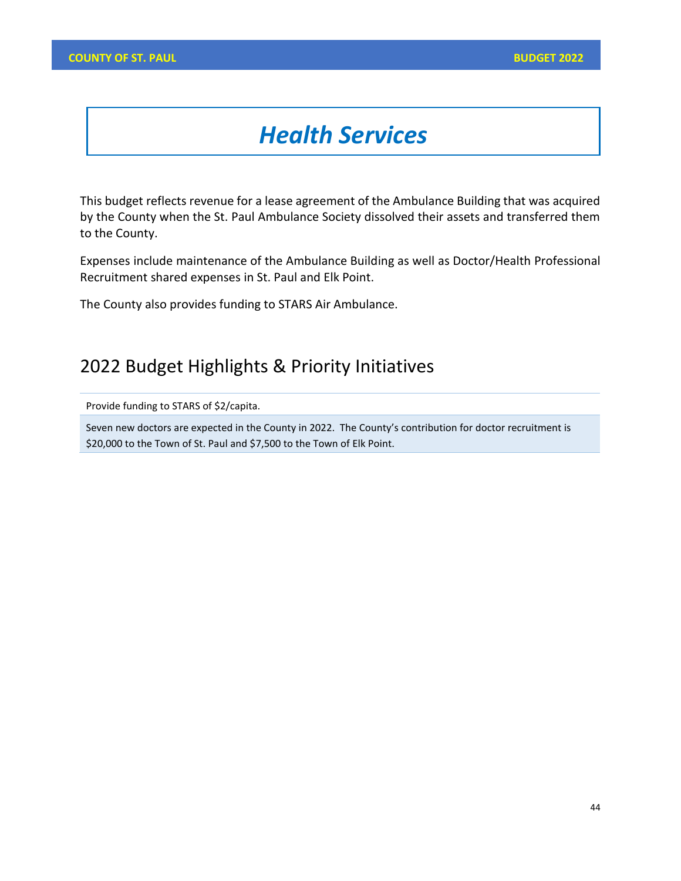# *Health Services*

This budget reflects revenue for a lease agreement of the Ambulance Building that was acquired by the County when the St. Paul Ambulance Society dissolved their assets and transferred them to the County.

Expenses include maintenance of the Ambulance Building as well as Doctor/Health Professional Recruitment shared expenses in St. Paul and Elk Point.

The County also provides funding to STARS Air Ambulance.

## 2022 Budget Highlights & Priority Initiatives

Provide funding to STARS of $2/capita.

Seven new doctors are expected in the County in 2022. The County's contribution for doctor recruitment is $20,000 to the Town of St. Paul and $7,500 to the Town of Elk Point.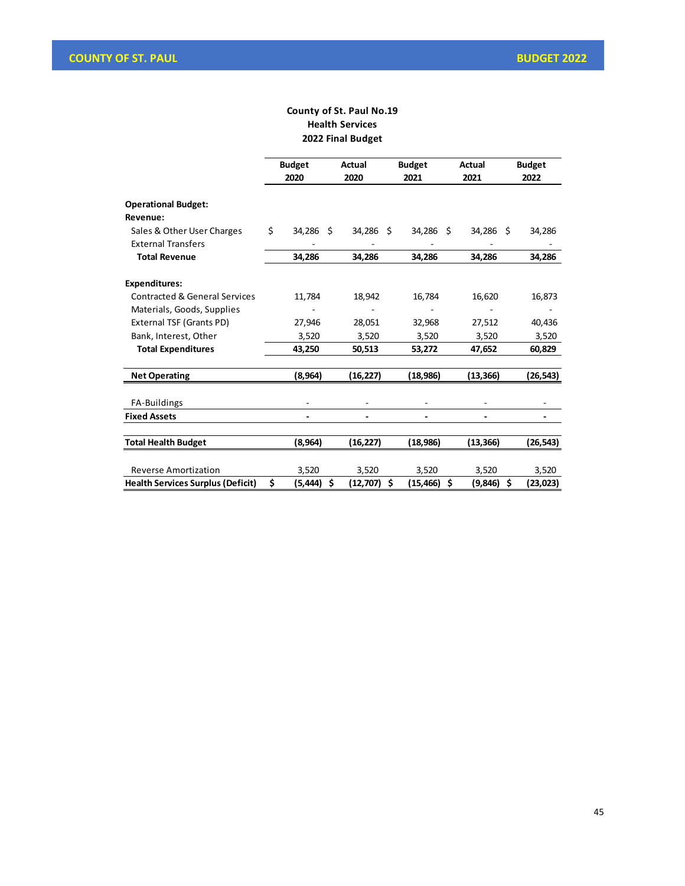**County of St. Paul No.19**
**Health Services**
**2022 Final Budget**

| | Budget 2020 | Actual 2020 | Budget 2021 | Actual 2021 | Budget 2022 |
|---|---|---|---|---|---|
| **Operational Budget:** | | | | | |
| **Revenue:** | | | | | |
| Sales & Other User Charges | $ 34,286 | $ 34,286 | $ 34,286 | $ 34,286 | $ 34,286 |
| External Transfers | - | - | - | - | - |
| **Total Revenue** | **34,286** | **34,286** | **34,286** | **34,286** | **34,286** |
| **Expenditures:** | | | | | |
| Contracted & General Services | 11,784 | 18,942 | 16,784 | 16,620 | 16,873 |
| Materials, Goods, Supplies | - | - | - | - | - |
| External TSF (Grants PD) | 27,946 | 28,051 | 32,968 | 27,512 | 40,436 |
| Bank, Interest, Other | 3,520 | 3,520 | 3,520 | 3,520 | 3,520 |
| **Total Expenditures** | **43,250** | **50,513** | **53,272** | **47,652** | **60,829** |
| **Net Operating** | **(8,964)** | **(16,227)** | **(18,986)** | **(13,366)** | **(26,543)** |
| FA-Buildings | - | - | - | - | - |
| **Fixed Assets** | **-** | **-** | **-** | **-** | **-** |
| **Total Health Budget** | **(8,964)** | **(16,227)** | **(18,986)** | **(13,366)** | **(26,543)** |
| Reverse Amortization | 3,520 | 3,520 | 3,520 | 3,520 | 3,520 |
| **Health Services Surplus (Deficit)** | **$ (5,444)** | **$ (12,707)** | **$ (15,466)** | **$ (9,846)** | **$ (23,023)** |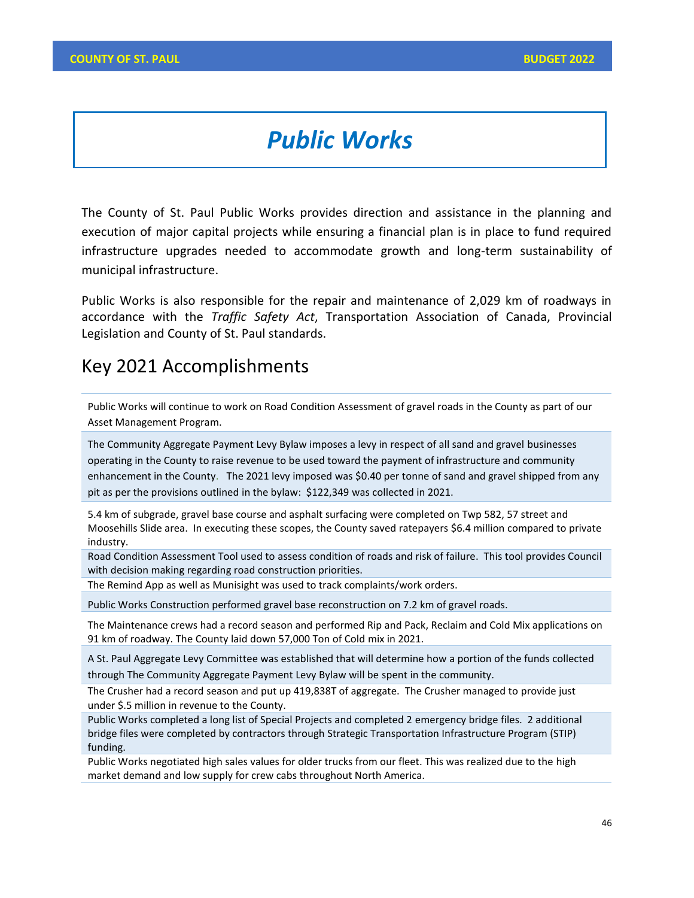# Public Works

The County of St. Paul Public Works provides direction and assistance in the planning and execution of major capital projects while ensuring a financial plan is in place to fund required infrastructure upgrades needed to accommodate growth and long-term sustainability of municipal infrastructure.

Public Works is also responsible for the repair and maintenance of 2,029 km of roadways in accordance with the *Traffic Safety Act*, Transportation Association of Canada, Provincial Legislation and County of St. Paul standards.

## Key 2021 Accomplishments

Public Works will continue to work on Road Condition Assessment of gravel roads in the County as part of our Asset Management Program.

The Community Aggregate Payment Levy Bylaw imposes a levy in respect of all sand and gravel businesses operating in the County to raise revenue to be used toward the payment of infrastructure and community enhancement in the County. The 2021 levy imposed was $0.40 per tonne of sand and gravel shipped from any pit as per the provisions outlined in the bylaw: $122,349 was collected in 2021.

5.4 km of subgrade, gravel base course and asphalt surfacing were completed on Twp 582, 57 street and Moosehills Slide area. In executing these scopes, the County saved ratepayers $6.4 million compared to private industry.

Road Condition Assessment Tool used to assess condition of roads and risk of failure. This tool provides Council with decision making regarding road construction priorities.

The Remind App as well as Munisight was used to track complaints/work orders.

Public Works Construction performed gravel base reconstruction on 7.2 km of gravel roads.

The Maintenance crews had a record season and performed Rip and Pack, Reclaim and Cold Mix applications on 91 km of roadway. The County laid down 57,000 Ton of Cold mix in 2021.

A St. Paul Aggregate Levy Committee was established that will determine how a portion of the funds collected through The Community Aggregate Payment Levy Bylaw will be spent in the community.

The Crusher had a record season and put up 419,838T of aggregate. The Crusher managed to provide just under $.5 million in revenue to the County.

Public Works completed a long list of Special Projects and completed 2 emergency bridge files. 2 additional bridge files were completed by contractors through Strategic Transportation Infrastructure Program (STIP) funding.

Public Works negotiated high sales values for older trucks from our fleet. This was realized due to the high market demand and low supply for crew cabs throughout North America.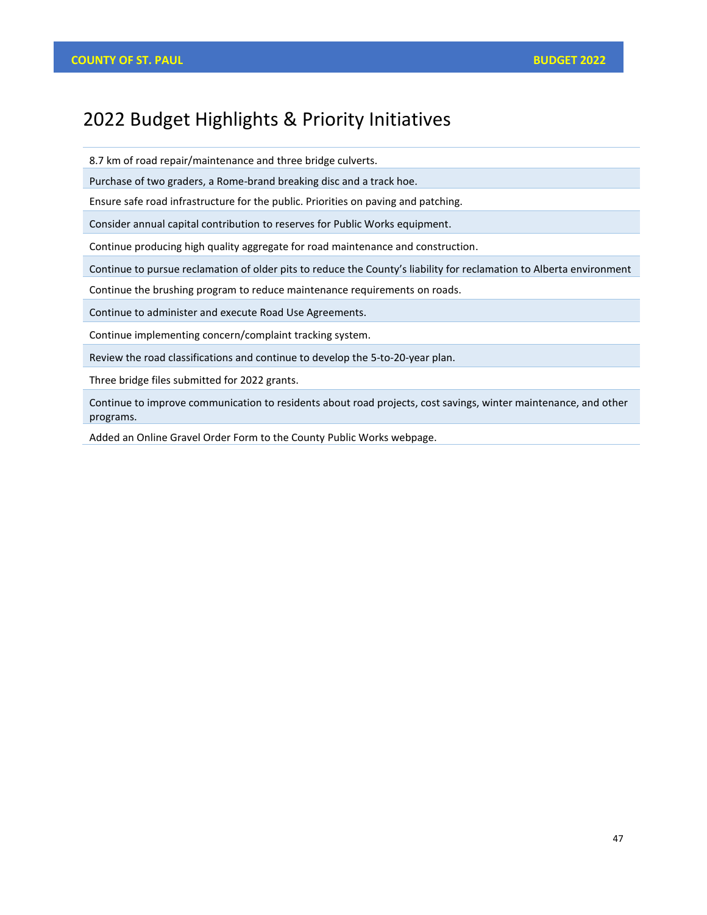# 2022 Budget Highlights & Priority Initiatives

| |
|---|
| 8.7 km of road repair/maintenance and three bridge culverts. |
| Purchase of two graders, a Rome-brand breaking disc and a track hoe. |
| Ensure safe road infrastructure for the public. Priorities on paving and patching. |
| Consider annual capital contribution to reserves for Public Works equipment. |
| Continue producing high quality aggregate for road maintenance and construction. |
| Continue to pursue reclamation of older pits to reduce the County's liability for reclamation to Alberta environment |
| Continue the brushing program to reduce maintenance requirements on roads. |
| Continue to administer and execute Road Use Agreements. |
| Continue implementing concern/complaint tracking system. |
| Review the road classifications and continue to develop the 5-to-20-year plan. |
| Three bridge files submitted for 2022 grants. |
| Continue to improve communication to residents about road projects, cost savings, winter maintenance, and other programs. |
| Added an Online Gravel Order Form to the County Public Works webpage. |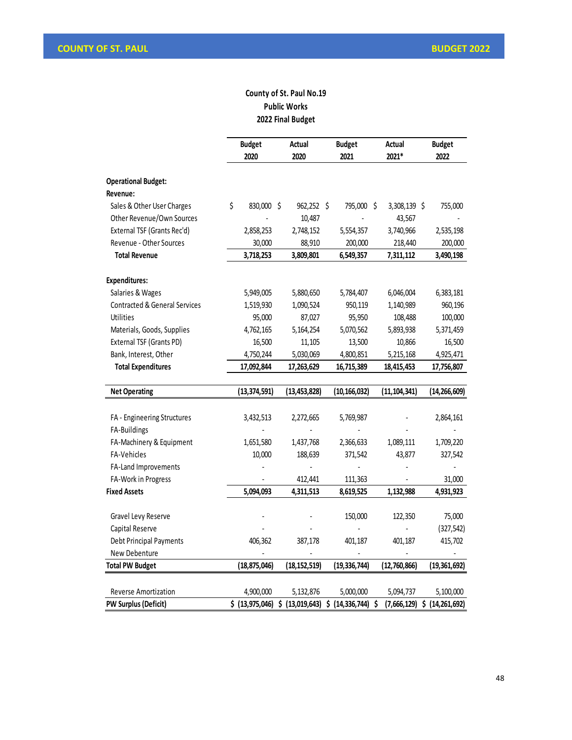## County of St. Paul No.19
## Public Works
## 2022 Final Budget

| | Budget 2020 | Actual 2020 | Budget 2021 | Actual 2021* | Budget 2022 |
|---|---|---|---|---|---|
| **Operational Budget:** | | | | | |
| **Revenue:** | | | | | |
| Sales & Other User Charges | $ 830,000 | $ 962,252 | $ 795,000 | $ 3,308,139 | $ 755,000 |
| Other Revenue/Own Sources | - | 10,487 | - | 43,567 | - |
| External TSF (Grants Rec'd) | 2,858,253 | 2,748,152 | 5,554,357 | 3,740,966 | 2,535,198 |
| Revenue - Other Sources | 30,000 | 88,910 | 200,000 | 218,440 | 200,000 |
| **Total Revenue** | **3,718,253** | **3,809,801** | **6,549,357** | **7,311,112** | **3,490,198** |
| **Expenditures:** | | | | | |
| Salaries & Wages | 5,949,005 | 5,880,650 | 5,784,407 | 6,046,004 | 6,383,181 |
| Contracted & General Services | 1,519,930 | 1,090,524 | 950,119 | 1,140,989 | 960,196 |
| Utilities | 95,000 | 87,027 | 95,950 | 108,488 | 100,000 |
| Materials, Goods, Supplies | 4,762,165 | 5,164,254 | 5,070,562 | 5,893,938 | 5,371,459 |
| External TSF (Grants PD) | 16,500 | 11,105 | 13,500 | 10,866 | 16,500 |
| Bank, Interest, Other | 4,750,244 | 5,030,069 | 4,800,851 | 5,215,168 | 4,925,471 |
| **Total Expenditures** | **17,092,844** | **17,263,629** | **16,715,389** | **18,415,453** | **17,756,807** |
| **Net Operating** | **(13,374,591)** | **(13,453,828)** | **(10,166,032)** | **(11,104,341)** | **(14,266,609)** |
| FA - Engineering Structures | 3,432,513 | 2,272,665 | 5,769,987 | - | 2,864,161 |
| FA-Buildings | - | - | - | - | - |
| FA-Machinery & Equipment | 1,651,580 | 1,437,768 | 2,366,633 | 1,089,111 | 1,709,220 |
| FA-Vehicles | 10,000 | 188,639 | 371,542 | 43,877 | 327,542 |
| FA-Land Improvements | - | - | - | - | - |
| FA-Work in Progress | - | 412,441 | 111,363 | - | 31,000 |
| **Fixed Assets** | **5,094,093** | **4,311,513** | **8,619,525** | **1,132,988** | **4,931,923** |
| Gravel Levy Reserve | - | - | 150,000 | 122,350 | 75,000 |
| Capital Reserve | - | - | - | - | (327,542) |
| Debt Principal Payments | 406,362 | 387,178 | 401,187 | 401,187 | 415,702 |
| New Debenture | - | - | - | - | - |
| **Total PW Budget** | **(18,875,046)** | **(18,152,519)** | **(19,336,744)** | **(12,760,866)** | **(19,361,692)** |
| Reverse Amortization | 4,900,000 | 5,132,876 | 5,000,000 | 5,094,737 | 5,100,000 |
| **PW Surplus (Deficit)** | **$ (13,975,046)** | **$ (13,019,643)** | **$ (14,336,744)** | **$ (7,666,129)** | **$ (14,261,692)** |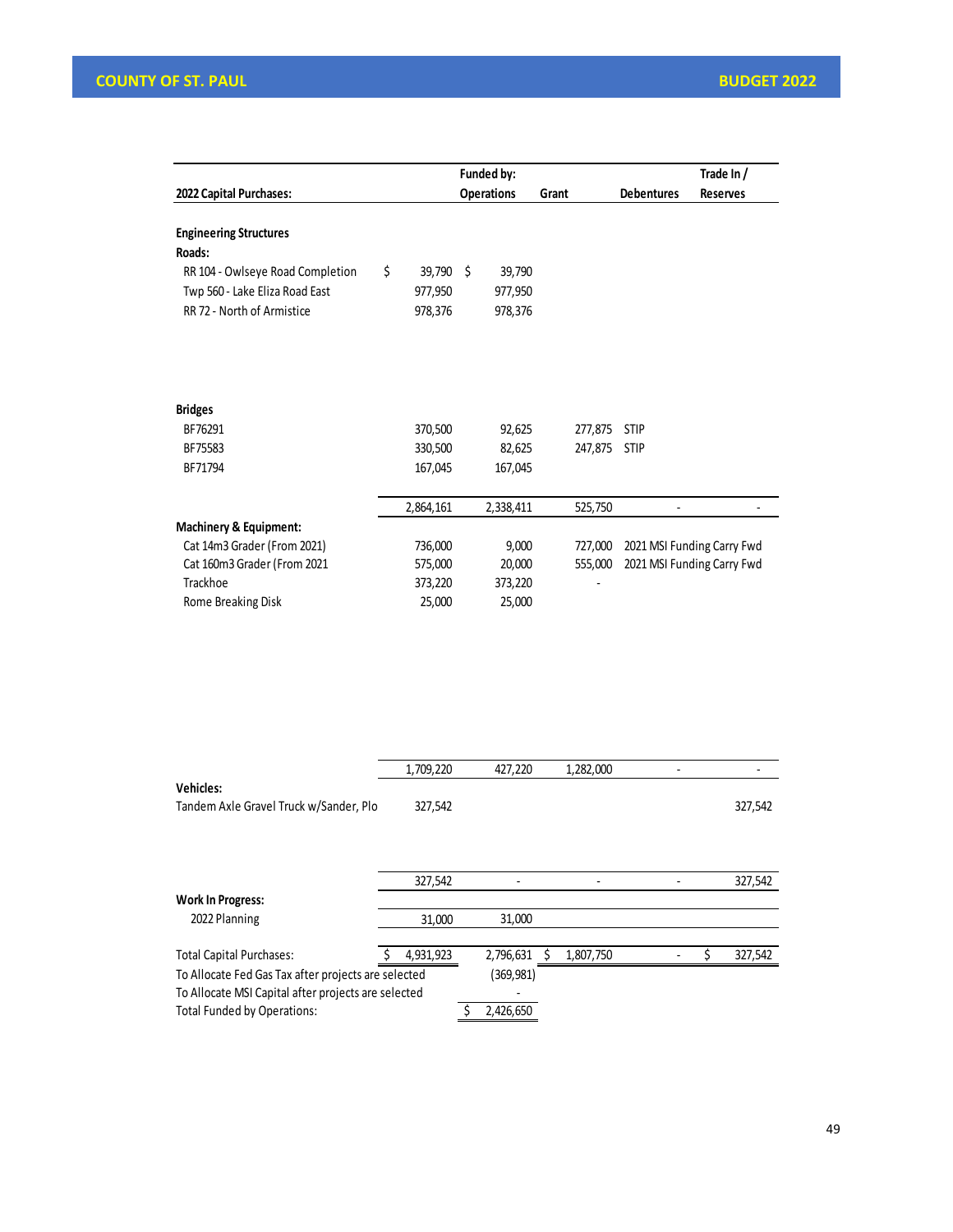| 2022 Capital Purchases: | | Funded by: Operations | Grant | Debentures | Trade In / Reserves |
|---|---|---|---|---|---|
| **Engineering Structures** | | | | | |
| **Roads:** | | | | | |
| RR 104 - Owlseye Road Completion | $ 39,790 | $ 39,790 | | | |
| Twp 560 - Lake Eliza Road East | 977,950 | 977,950 | | | |
| RR 72 - North of Armistice | 978,376 | 978,376 | | | |
| **Bridges** | | | | | |
| BF76291 | 370,500 | 92,625 | 277,875 | STIP | |
| BF75583 | 330,500 | 82,625 | 247,875 | STIP | |
| BF71794 | 167,045 | 167,045 | | | |
| | 2,864,161 | 2,338,411 | 525,750 | - | - |
| **Machinery & Equipment:** | | | | | |
| Cat 14m3 Grader (From 2021) | 736,000 | 9,000 | 727,000 | 2021 MSI Funding Carry Fwd | |
| Cat 160m3 Grader (From 2021 | 575,000 | 20,000 | 555,000 | 2021 MSI Funding Carry Fwd | |
| Trackhoe | 373,220 | 373,220 | - | | |
| Rome Breaking Disk | 25,000 | 25,000 | | | |
| | 1,709,220 | 427,220 | 1,282,000 | - | - |
| **Vehicles:** | | | | | |
| Tandem Axle Gravel Truck w/Sander, Plo | 327,542 | | | | 327,542 |
| | 327,542 | - | - | - | 327,542 |
| **Work In Progress:** | | | | | |
| 2022 Planning | 31,000 | 31,000 | | | |
| Total Capital Purchases: | $ 4,931,923 | 2,796,631 | $ 1,807,750 | - | $ 327,542 |
| To Allocate Fed Gas Tax after projects are selected | | (369,981) | | | |
| To Allocate MSI Capital after projects are selected | | - | | | |
| Total Funded by Operations: | | $ 2,426,650 | | | |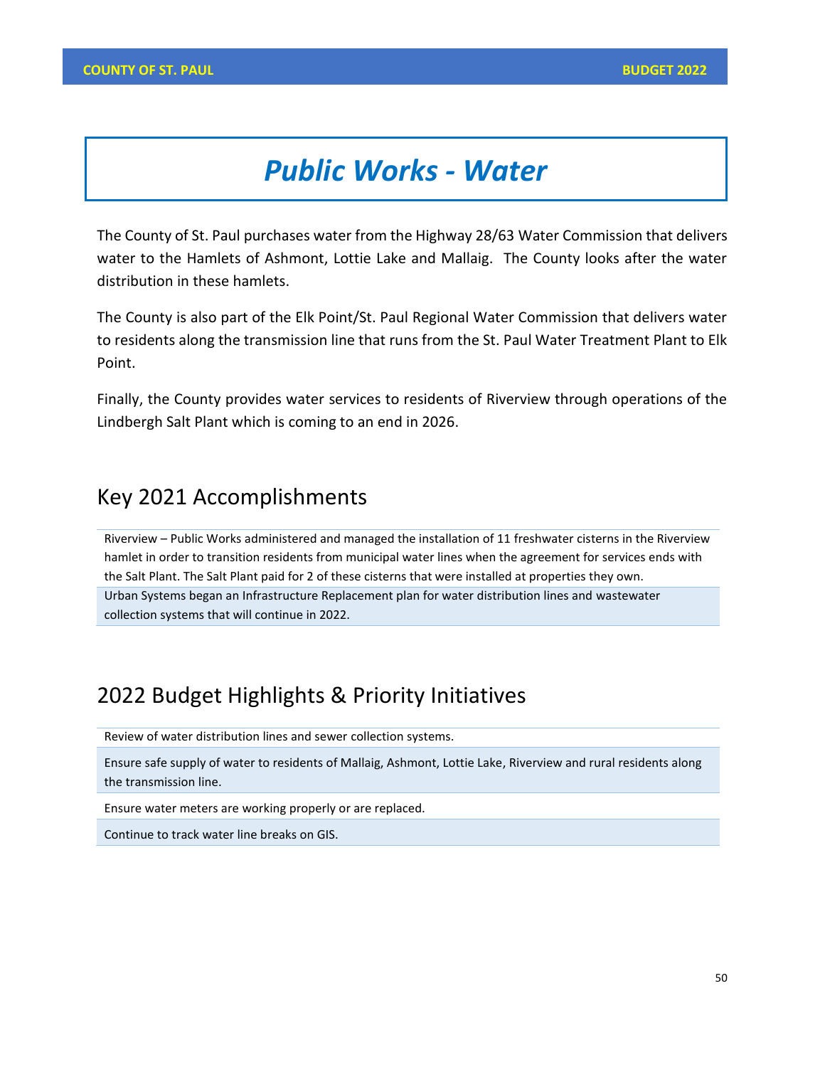# *Public Works - Water*

The County of St. Paul purchases water from the Highway 28/63 Water Commission that delivers water to the Hamlets of Ashmont, Lottie Lake and Mallaig. The County looks after the water distribution in these hamlets.

The County is also part of the Elk Point/St. Paul Regional Water Commission that delivers water to residents along the transmission line that runs from the St. Paul Water Treatment Plant to Elk Point.

Finally, the County provides water services to residents of Riverview through operations of the Lindbergh Salt Plant which is coming to an end in 2026.

## Key 2021 Accomplishments

- Riverview – Public Works administered and managed the installation of 11 freshwater cisterns in the Riverview hamlet in order to transition residents from municipal water lines when the agreement for services ends with the Salt Plant. The Salt Plant paid for 2 of these cisterns that were installed at properties they own.
- Urban Systems began an Infrastructure Replacement plan for water distribution lines and wastewater collection systems that will continue in 2022.

## 2022 Budget Highlights & Priority Initiatives

- Review of water distribution lines and sewer collection systems.
- Ensure safe supply of water to residents of Mallaig, Ashmont, Lottie Lake, Riverview and rural residents along the transmission line.
- Ensure water meters are working properly or are replaced.
- Continue to track water line breaks on GIS.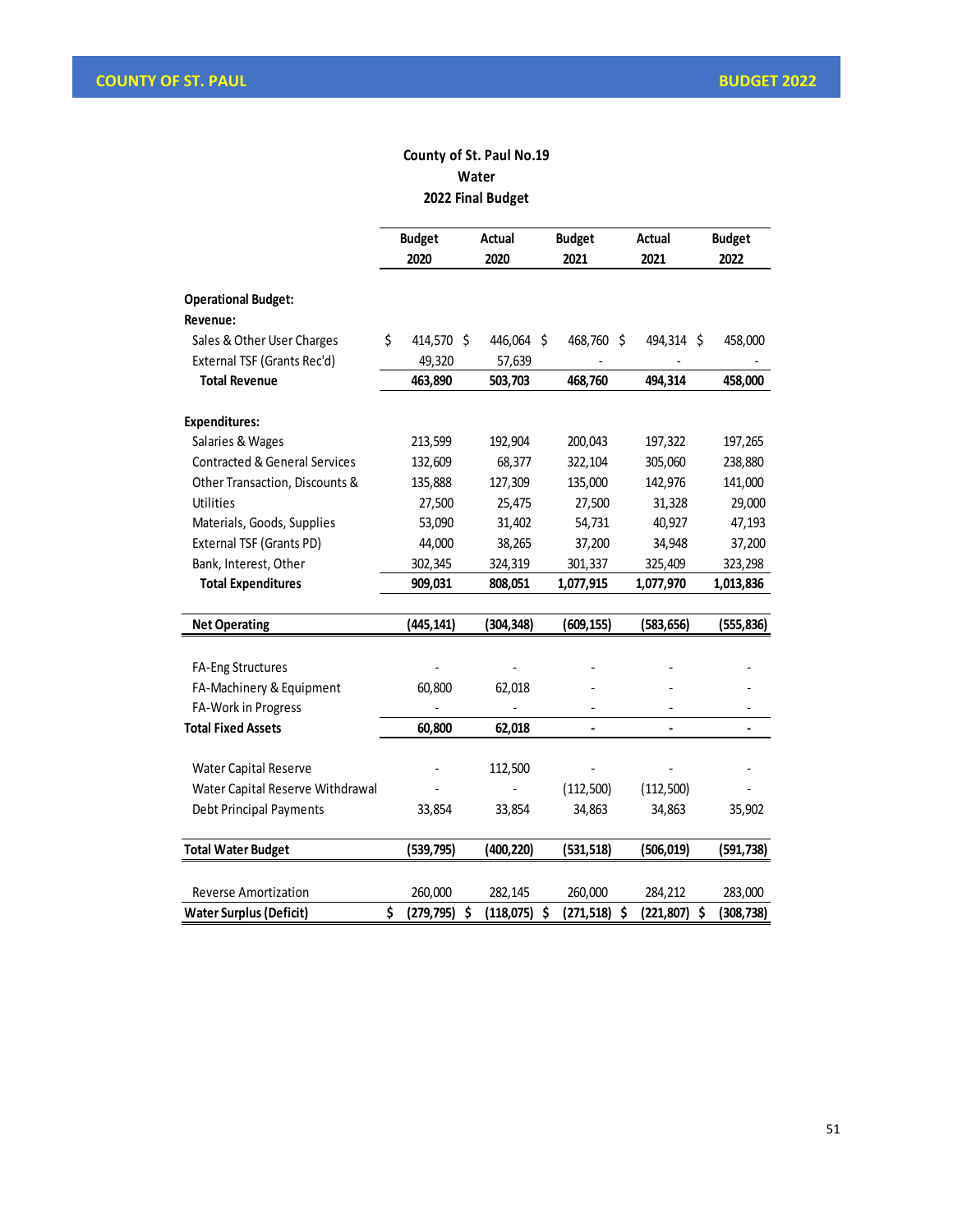## County of St. Paul No.19
## Water
## 2022 Final Budget

| | Budget 2020 | Actual 2020 | Budget 2021 | Actual 2021 | Budget 2022 |
|---|---|---|---|---|---|
| **Operational Budget:** | | | | | |
| **Revenue:** | | | | | |
| Sales & Other User Charges | $ 414,570 | $ 446,064 | $ 468,760 | $ 494,314 | $ 458,000 |
| External TSF (Grants Rec'd) | 49,320 | 57,639 | - | - | - |
| **Total Revenue** | **463,890** | **503,703** | **468,760** | **494,314** | **458,000** |
| **Expenditures:** | | | | | |
| Salaries & Wages | 213,599 | 192,904 | 200,043 | 197,322 | 197,265 |
| Contracted & General Services | 132,609 | 68,377 | 322,104 | 305,060 | 238,880 |
| Other Transaction, Discounts & | 135,888 | 127,309 | 135,000 | 142,976 | 141,000 |
| Utilities | 27,500 | 25,475 | 27,500 | 31,328 | 29,000 |
| Materials, Goods, Supplies | 53,090 | 31,402 | 54,731 | 40,927 | 47,193 |
| External TSF (Grants PD) | 44,000 | 38,265 | 37,200 | 34,948 | 37,200 |
| Bank, Interest, Other | 302,345 | 324,319 | 301,337 | 325,409 | 323,298 |
| **Total Expenditures** | **909,031** | **808,051** | **1,077,915** | **1,077,970** | **1,013,836** |
| **Net Operating** | **(445,141)** | **(304,348)** | **(609,155)** | **(583,656)** | **(555,836)** |
| FA-Eng Structures | - | - | - | - | - |
| FA-Machinery & Equipment | 60,800 | 62,018 | - | - | - |
| FA-Work in Progress | - | - | - | - | - |
| **Total Fixed Assets** | **60,800** | **62,018** | **-** | **-** | **-** |
| Water Capital Reserve | - | 112,500 | - | - | - |
| Water Capital Reserve Withdrawal | - | - | (112,500) | (112,500) | - |
| Debt Principal Payments | 33,854 | 33,854 | 34,863 | 34,863 | 35,902 |
| **Total Water Budget** | **(539,795)** | **(400,220)** | **(531,518)** | **(506,019)** | **(591,738)** |
| Reverse Amortization | 260,000 | 282,145 | 260,000 | 284,212 | 283,000 |
| **Water Surplus (Deficit)** | **$ (279,795)** | **$ (118,075)** | **$ (271,518)** | **$ (221,807)** | **$ (308,738)** |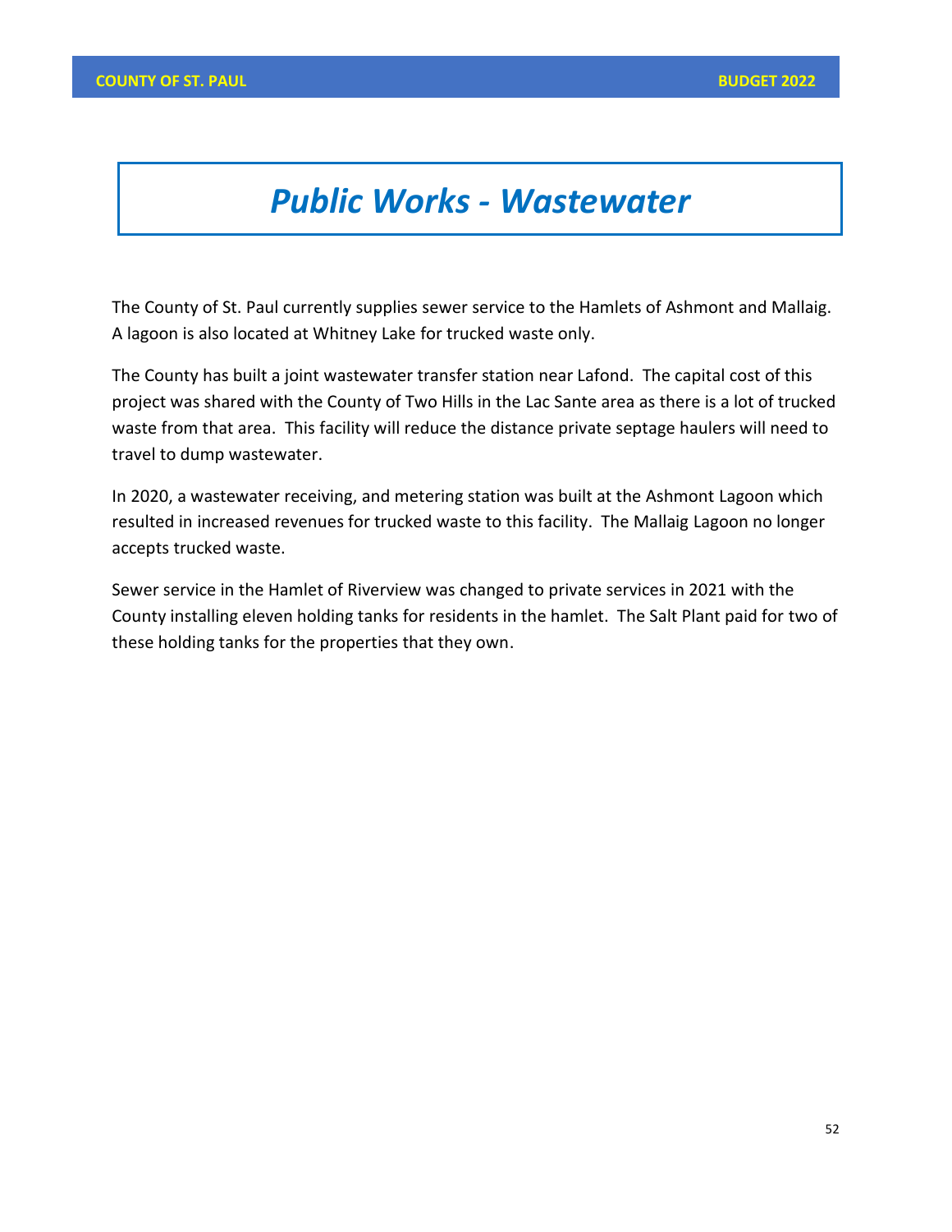# *Public Works - Wastewater*

The County of St. Paul currently supplies sewer service to the Hamlets of Ashmont and Mallaig. A lagoon is also located at Whitney Lake for trucked waste only.

The County has built a joint wastewater transfer station near Lafond. The capital cost of this project was shared with the County of Two Hills in the Lac Sante area as there is a lot of trucked waste from that area. This facility will reduce the distance private septage haulers will need to travel to dump wastewater.

In 2020, a wastewater receiving, and metering station was built at the Ashmont Lagoon which resulted in increased revenues for trucked waste to this facility. The Mallaig Lagoon no longer accepts trucked waste.

Sewer service in the Hamlet of Riverview was changed to private services in 2021 with the County installing eleven holding tanks for residents in the hamlet. The Salt Plant paid for two of these holding tanks for the properties that they own.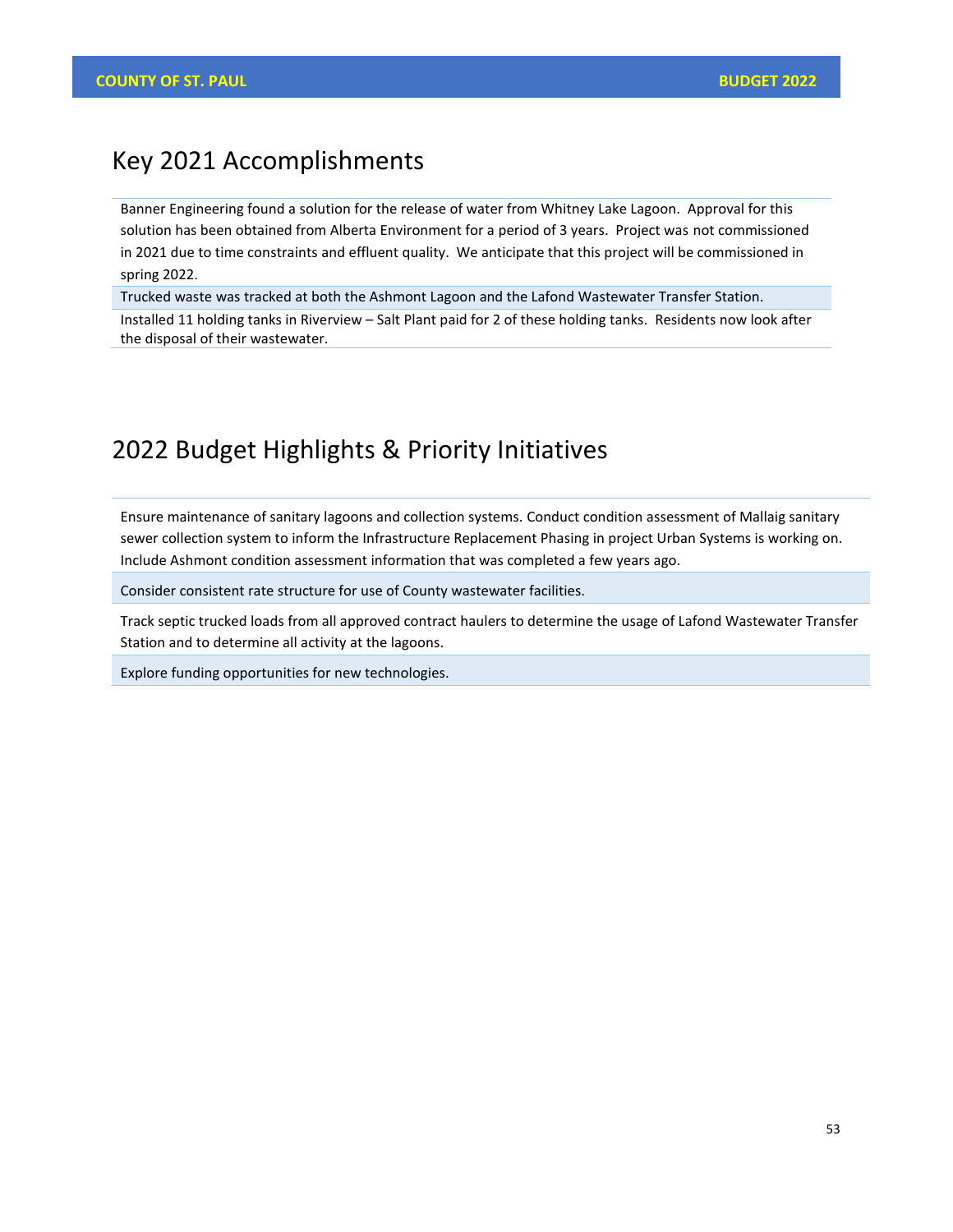## Key 2021 Accomplishments

Banner Engineering found a solution for the release of water from Whitney Lake Lagoon. Approval for this solution has been obtained from Alberta Environment for a period of 3 years. Project was not commissioned in 2021 due to time constraints and effluent quality. We anticipate that this project will be commissioned in spring 2022.

Trucked waste was tracked at both the Ashmont Lagoon and the Lafond Wastewater Transfer Station.

Installed 11 holding tanks in Riverview – Salt Plant paid for 2 of these holding tanks. Residents now look after the disposal of their wastewater.

## 2022 Budget Highlights & Priority Initiatives

Ensure maintenance of sanitary lagoons and collection systems. Conduct condition assessment of Mallaig sanitary sewer collection system to inform the Infrastructure Replacement Phasing in project Urban Systems is working on. Include Ashmont condition assessment information that was completed a few years ago.

Consider consistent rate structure for use of County wastewater facilities.

Track septic trucked loads from all approved contract haulers to determine the usage of Lafond Wastewater Transfer Station and to determine all activity at the lagoons.

Explore funding opportunities for new technologies.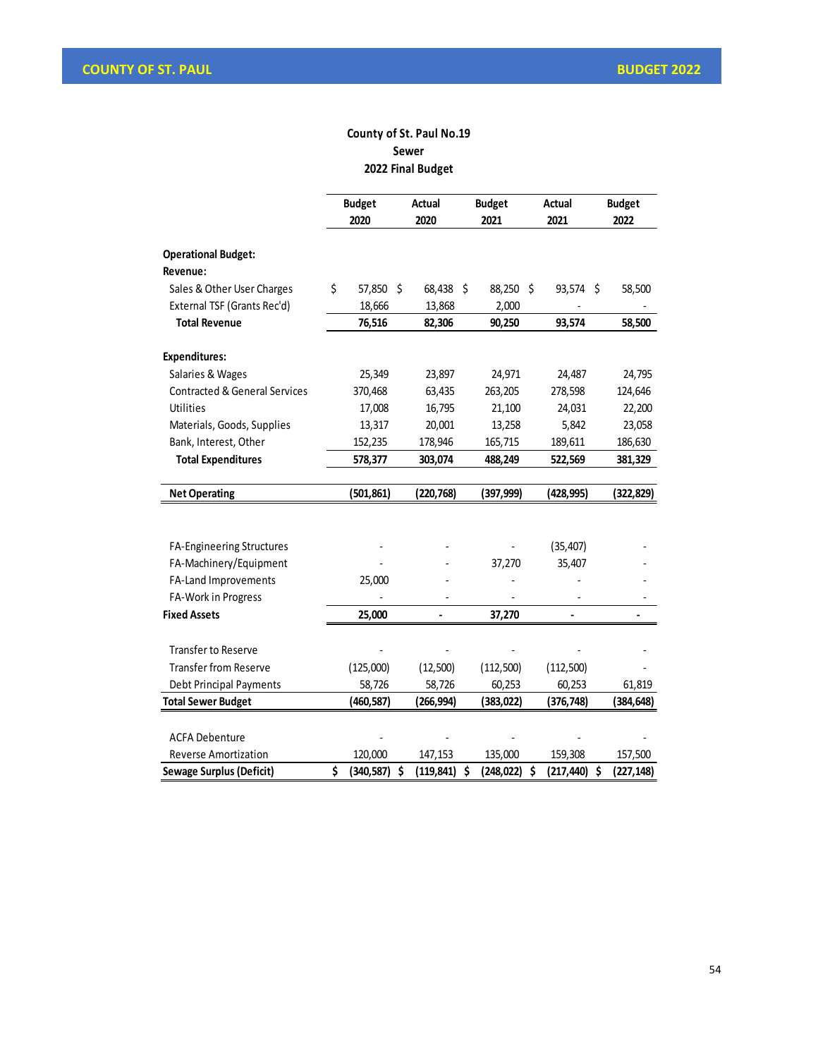**County of St. Paul No.19**
**Sewer**
**2022 Final Budget**

| | Budget 2020 | Actual 2020 | Budget 2021 | Actual 2021 | Budget 2022 |
|---|---|---|---|---|---|
| **Operational Budget:** | | | | | |
| **Revenue:** | | | | | |
| Sales & Other User Charges | $ 57,850 | $ 68,438 | $ 88,250 | $ 93,574 | $ 58,500 |
| External TSF (Grants Rec'd) | 18,666 | 13,868 | 2,000 | - | - |
| **Total Revenue** | **76,516** | **82,306** | **90,250** | **93,574** | **58,500** |
| **Expenditures:** | | | | | |
| Salaries & Wages | 25,349 | 23,897 | 24,971 | 24,487 | 24,795 |
| Contracted & General Services | 370,468 | 63,435 | 263,205 | 278,598 | 124,646 |
| Utilities | 17,008 | 16,795 | 21,100 | 24,031 | 22,200 |
| Materials, Goods, Supplies | 13,317 | 20,001 | 13,258 | 5,842 | 23,058 |
| Bank, Interest, Other | 152,235 | 178,946 | 165,715 | 189,611 | 186,630 |
| **Total Expenditures** | **578,377** | **303,074** | **488,249** | **522,569** | **381,329** |
| **Net Operating** | **(501,861)** | **(220,768)** | **(397,999)** | **(428,995)** | **(322,829)** |
| FA-Engineering Structures | - | - | - | (35,407) | - |
| FA-Machinery/Equipment | - | - | 37,270 | 35,407 | - |
| FA-Land Improvements | 25,000 | - | - | - | - |
| FA-Work in Progress | - | - | - | - | - |
| **Fixed Assets** | **25,000** | **-** | **37,270** | **-** | **-** |
| Transfer to Reserve | - | - | - | - | - |
| Transfer from Reserve | (125,000) | (12,500) | (112,500) | (112,500) | - |
| Debt Principal Payments | 58,726 | 58,726 | 60,253 | 60,253 | 61,819 |
| **Total Sewer Budget** | **(460,587)** | **(266,994)** | **(383,022)** | **(376,748)** | **(384,648)** |
| ACFA Debenture | - | - | - | - | - |
| Reverse Amortization | 120,000 | 147,153 | 135,000 | 159,308 | 157,500 |
| **Sewage Surplus (Deficit)** | **$ (340,587)** | **$ (119,841)** | **$ (248,022)** | **$ (217,440)** | **$ (227,148)** |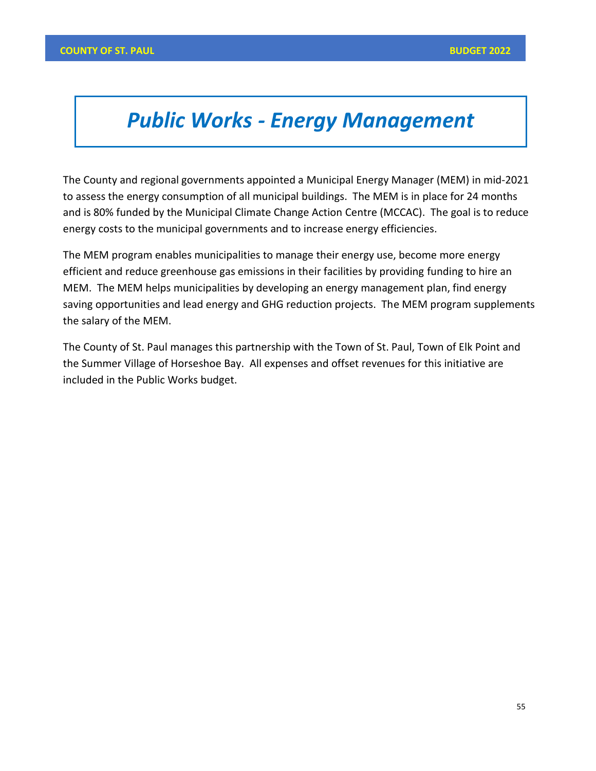# *Public Works - Energy Management*

The County and regional governments appointed a Municipal Energy Manager (MEM) in mid-2021 to assess the energy consumption of all municipal buildings. The MEM is in place for 24 months and is 80% funded by the Municipal Climate Change Action Centre (MCCAC). The goal is to reduce energy costs to the municipal governments and to increase energy efficiencies.

The MEM program enables municipalities to manage their energy use, become more energy efficient and reduce greenhouse gas emissions in their facilities by providing funding to hire an MEM. The MEM helps municipalities by developing an energy management plan, find energy saving opportunities and lead energy and GHG reduction projects. The MEM program supplements the salary of the MEM.

The County of St. Paul manages this partnership with the Town of St. Paul, Town of Elk Point and the Summer Village of Horseshoe Bay. All expenses and offset revenues for this initiative are included in the Public Works budget.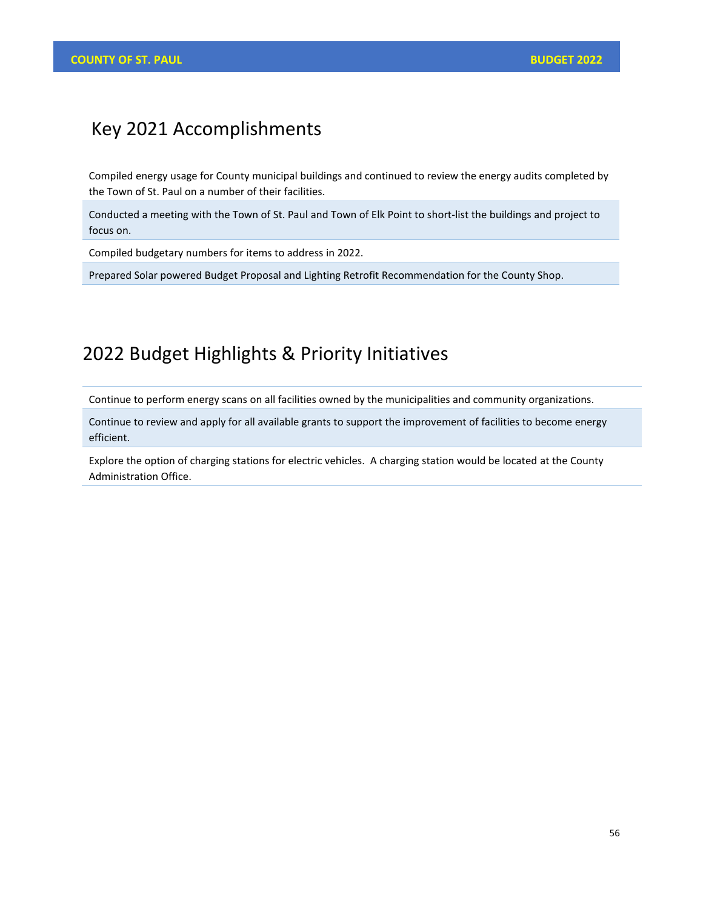## Key 2021 Accomplishments

| |
|---|
| Compiled energy usage for County municipal buildings and continued to review the energy audits completed by the Town of St. Paul on a number of their facilities. |
| Conducted a meeting with the Town of St. Paul and Town of Elk Point to short-list the buildings and project to focus on. |
| Compiled budgetary numbers for items to address in 2022. |
| Prepared Solar powered Budget Proposal and Lighting Retrofit Recommendation for the County Shop. |

## 2022 Budget Highlights & Priority Initiatives

| |
|---|
| Continue to perform energy scans on all facilities owned by the municipalities and community organizations. |
| Continue to review and apply for all available grants to support the improvement of facilities to become energy efficient. |
| Explore the option of charging stations for electric vehicles. A charging station would be located at the County Administration Office. |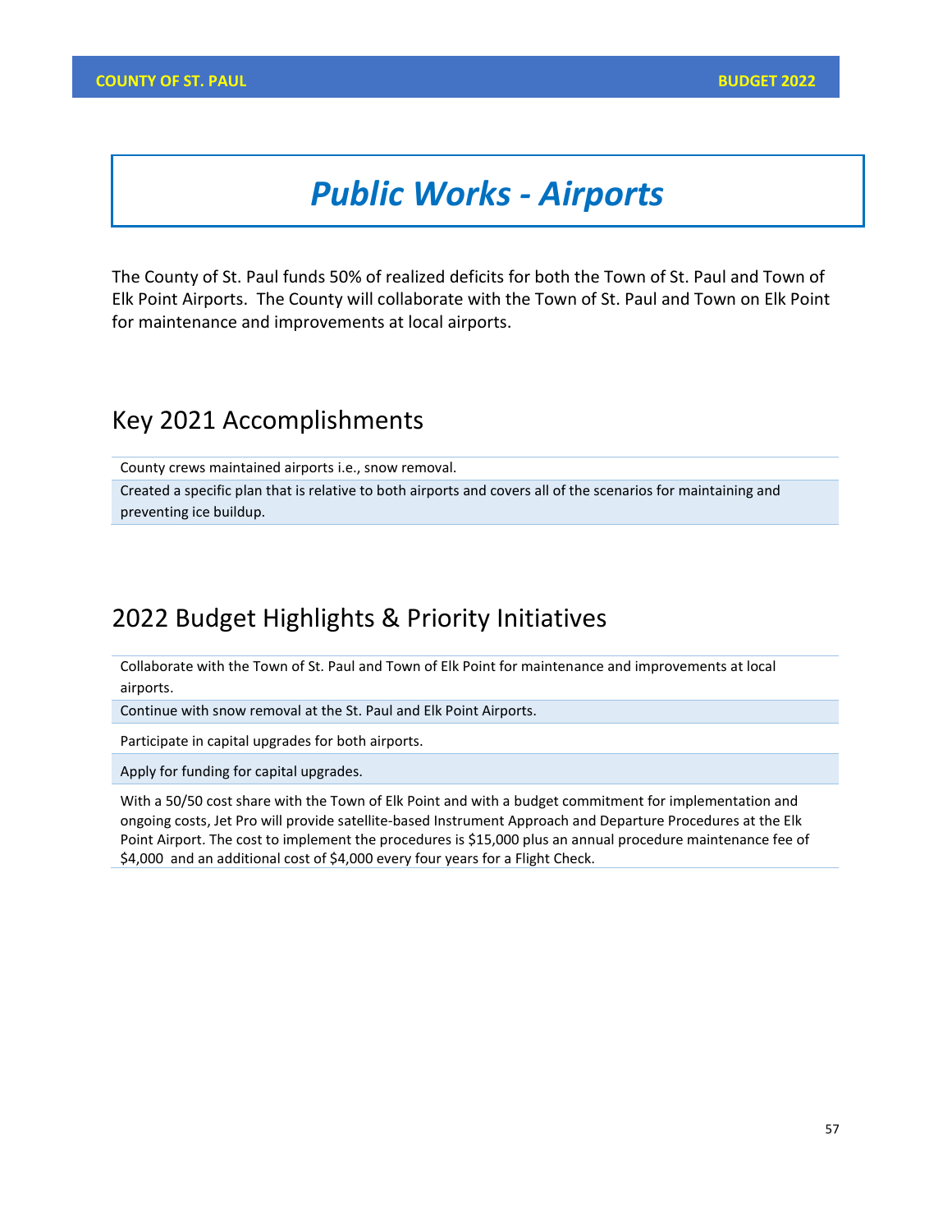# Public Works - Airports

The County of St. Paul funds 50% of realized deficits for both the Town of St. Paul and Town of Elk Point Airports. The County will collaborate with the Town of St. Paul and Town on Elk Point for maintenance and improvements at local airports.

## Key 2021 Accomplishments

- County crews maintained airports i.e., snow removal.
- Created a specific plan that is relative to both airports and covers all of the scenarios for maintaining and preventing ice buildup.

## 2022 Budget Highlights & Priority Initiatives

- Collaborate with the Town of St. Paul and Town of Elk Point for maintenance and improvements at local airports.
- Continue with snow removal at the St. Paul and Elk Point Airports.
- Participate in capital upgrades for both airports.
- Apply for funding for capital upgrades.
- With a 50/50 cost share with the Town of Elk Point and with a budget commitment for implementation and ongoing costs, Jet Pro will provide satellite-based Instrument Approach and Departure Procedures at the Elk Point Airport. The cost to implement the procedures is $15,000 plus an annual procedure maintenance fee of $4,000 and an additional cost of $4,000 every four years for a Flight Check.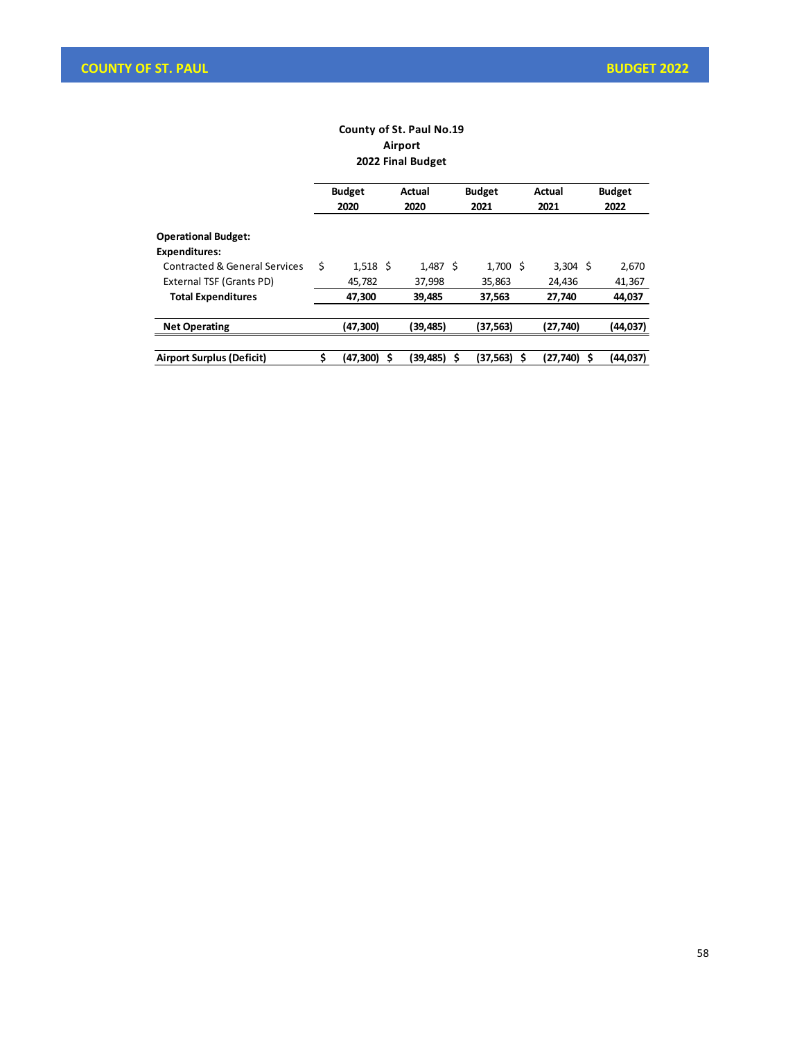**County of St. Paul No.19**
**Airport**
**2022 Final Budget**

| | Budget 2020 | Actual 2020 | Budget 2021 | Actual 2021 | Budget 2022 |
|---|---|---|---|---|---|
| **Operational Budget:** | | | | | |
| **Expenditures:** | | | | | |
| Contracted & General Services | $ 1,518 | $ 1,487 | $ 1,700 | $ 3,304 | $ 2,670 |
| External TSF (Grants PD) | 45,782 | 37,998 | 35,863 | 24,436 | 41,367 |
| **Total Expenditures** | **47,300** | **39,485** | **37,563** | **27,740** | **44,037** |
| **Net Operating** | **(47,300)** | **(39,485)** | **(37,563)** | **(27,740)** | **(44,037)** |
| **Airport Surplus (Deficit)** | **$ (47,300)** | **$ (39,485)** | **$ (37,563)** | **$ (27,740)** | **$ (44,037)** |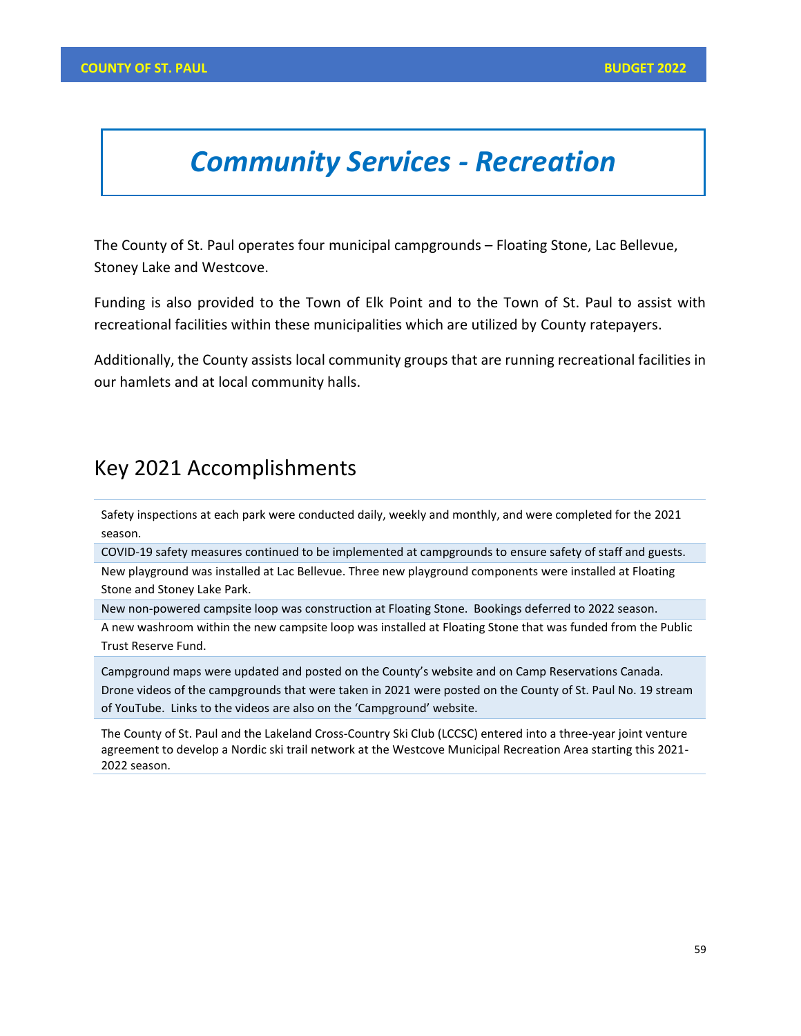# Community Services - Recreation

The County of St. Paul operates four municipal campgrounds – Floating Stone, Lac Bellevue, Stoney Lake and Westcove.

Funding is also provided to the Town of Elk Point and to the Town of St. Paul to assist with recreational facilities within these municipalities which are utilized by County ratepayers.

Additionally, the County assists local community groups that are running recreational facilities in our hamlets and at local community halls.

## Key 2021 Accomplishments

| |
|---|
| Safety inspections at each park were conducted daily, weekly and monthly, and were completed for the 2021 season. |
| COVID-19 safety measures continued to be implemented at campgrounds to ensure safety of staff and guests. |
| New playground was installed at Lac Bellevue. Three new playground components were installed at Floating Stone and Stoney Lake Park. |
| New non-powered campsite loop was construction at Floating Stone. Bookings deferred to 2022 season. |
| A new washroom within the new campsite loop was installed at Floating Stone that was funded from the Public Trust Reserve Fund. |
| Campground maps were updated and posted on the County's website and on Camp Reservations Canada. Drone videos of the campgrounds that were taken in 2021 were posted on the County of St. Paul No. 19 stream of YouTube. Links to the videos are also on the 'Campground' website. |
| The County of St. Paul and the Lakeland Cross-Country Ski Club (LCCSC) entered into a three-year joint venture agreement to develop a Nordic ski trail network at the Westcove Municipal Recreation Area starting this 2021-2022 season. |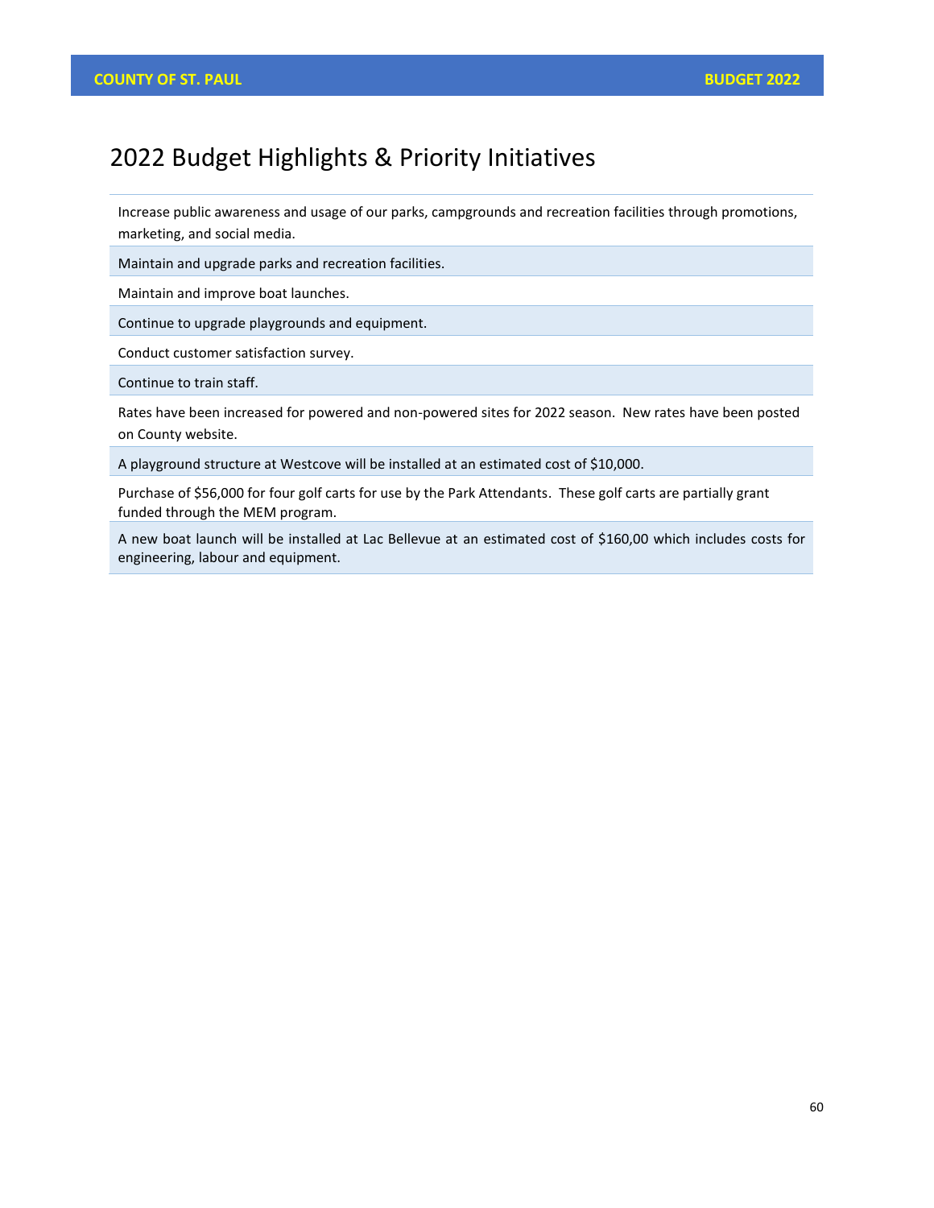# 2022 Budget Highlights & Priority Initiatives

| |
|---|
| Increase public awareness and usage of our parks, campgrounds and recreation facilities through promotions, marketing, and social media. |
| Maintain and upgrade parks and recreation facilities. |
| Maintain and improve boat launches. |
| Continue to upgrade playgrounds and equipment. |
| Conduct customer satisfaction survey. |
| Continue to train staff. |
| Rates have been increased for powered and non-powered sites for 2022 season. New rates have been posted on County website. |
| A playground structure at Westcove will be installed at an estimated cost of $10,000. |
| Purchase of $56,000 for four golf carts for use by the Park Attendants. These golf carts are partially grant funded through the MEM program. |
| A new boat launch will be installed at Lac Bellevue at an estimated cost of $160,00 which includes costs for engineering, labour and equipment. |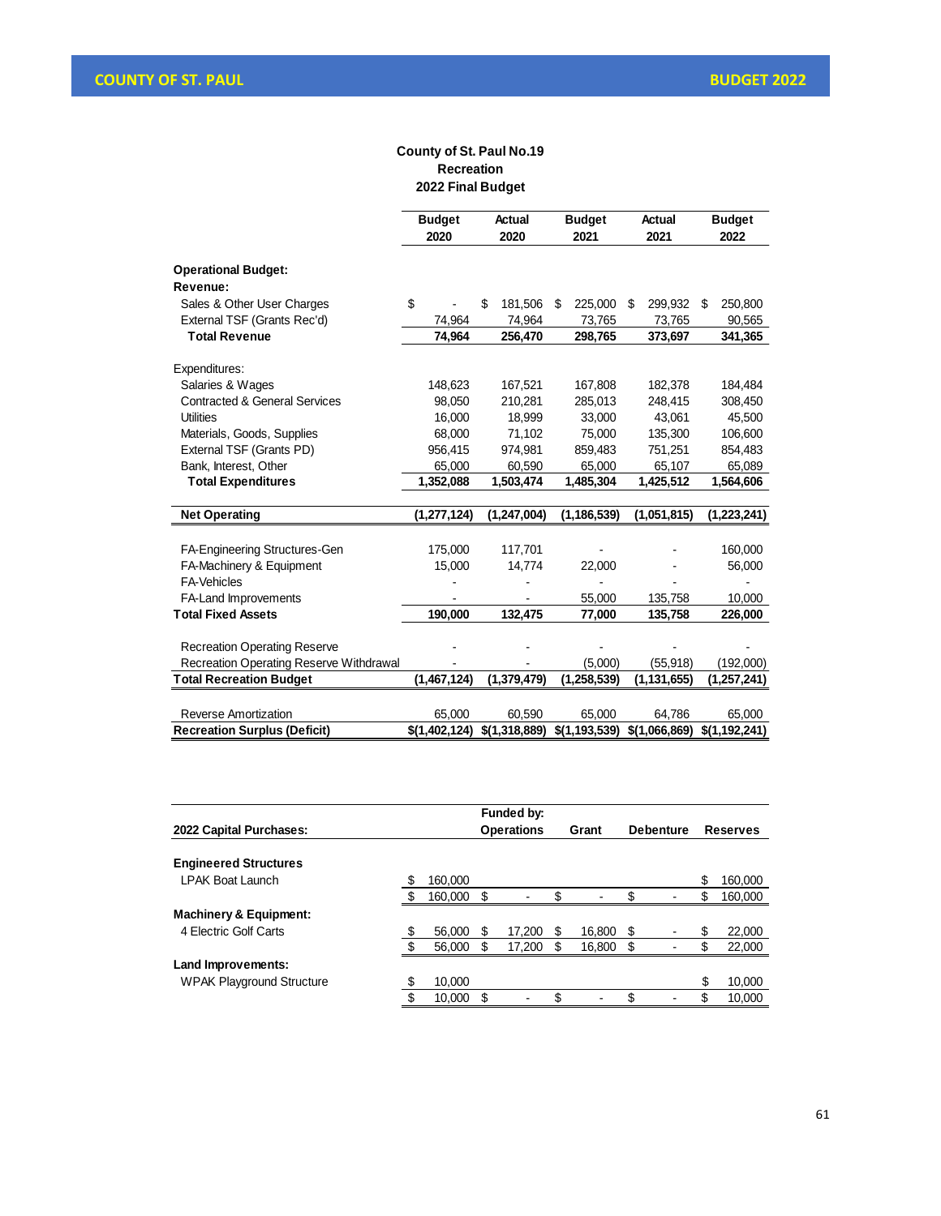## County of St. Paul No.19
## Recreation
## 2022 Final Budget

| | Budget 2020 | Actual 2020 | Budget 2021 | Actual 2021 | Budget 2022 |
|---|---|---|---|---|---|
| **Operational Budget:** | | | | | |
| **Revenue:** | | | | | |
| Sales & Other User Charges | $ - | $ 181,506 | $ 225,000 | $ 299,932 | $ 250,800 |
| External TSF (Grants Rec'd) | 74,964 | 74,964 | 73,765 | 73,765 | 90,565 |
| **Total Revenue** | **74,964** | **256,470** | **298,765** | **373,697** | **341,365** |
| Expenditures: | | | | | |
| Salaries & Wages | 148,623 | 167,521 | 167,808 | 182,378 | 184,484 |
| Contracted & General Services | 98,050 | 210,281 | 285,013 | 248,415 | 308,450 |
| Utilities | 16,000 | 18,999 | 33,000 | 43,061 | 45,500 |
| Materials, Goods, Supplies | 68,000 | 71,102 | 75,000 | 135,300 | 106,600 |
| External TSF (Grants PD) | 956,415 | 974,981 | 859,483 | 751,251 | 854,483 |
| Bank, Interest, Other | 65,000 | 60,590 | 65,000 | 65,107 | 65,089 |
| **Total Expenditures** | **1,352,088** | **1,503,474** | **1,485,304** | **1,425,512** | **1,564,606** |
| **Net Operating** | **(1,277,124)** | **(1,247,004)** | **(1,186,539)** | **(1,051,815)** | **(1,223,241)** |
| FA-Engineering Structures-Gen | 175,000 | 117,701 | - | - | 160,000 |
| FA-Machinery & Equipment | 15,000 | 14,774 | 22,000 | - | 56,000 |
| FA-Vehicles | - | - | - | - | - |
| FA-Land Improvements | - | - | 55,000 | 135,758 | 10,000 |
| **Total Fixed Assets** | **190,000** | **132,475** | **77,000** | **135,758** | **226,000** |
| Recreation Operating Reserve | - | - | - | - | - |
| Recreation Operating Reserve Withdrawal | - | - | (5,000) | (55,918) | (192,000) |
| **Total Recreation Budget** | **(1,467,124)** | **(1,379,479)** | **(1,258,539)** | **(1,131,655)** | **(1,257,241)** |
| Reverse Amortization | 65,000 | 60,590 | 65,000 | 64,786 | 65,000 |
| **Recreation Surplus (Deficit)** | **$(1,402,124)** | **$(1,318,889)** | **$(1,193,539)** | **$(1,066,869)** | **$(1,192,241)** |

| 2022 Capital Purchases: | | Funded by: Operations | Grant | Debenture | Reserves |
|---|---|---|---|---|---|
| **Engineered Structures** | | | | | |
| LPAK Boat Launch | $ 160,000 | | | | $ 160,000 |
| | $ 160,000 | $ - | $ - | $ - | $ 160,000 |
| **Machinery & Equipment:** | | | | | |
| 4 Electric Golf Carts | $ 56,000 | $ 17,200 | $ 16,800 | $ - | $ 22,000 |
| | $ 56,000 | $ 17,200 | $ 16,800 | $ - | $ 22,000 |
| **Land Improvements:** | | | | | |
| WPAK Playground Structure | $ 10,000 | | | | $ 10,000 |
| | $ 10,000 | $ - | $ - | $ - | $ 10,000 |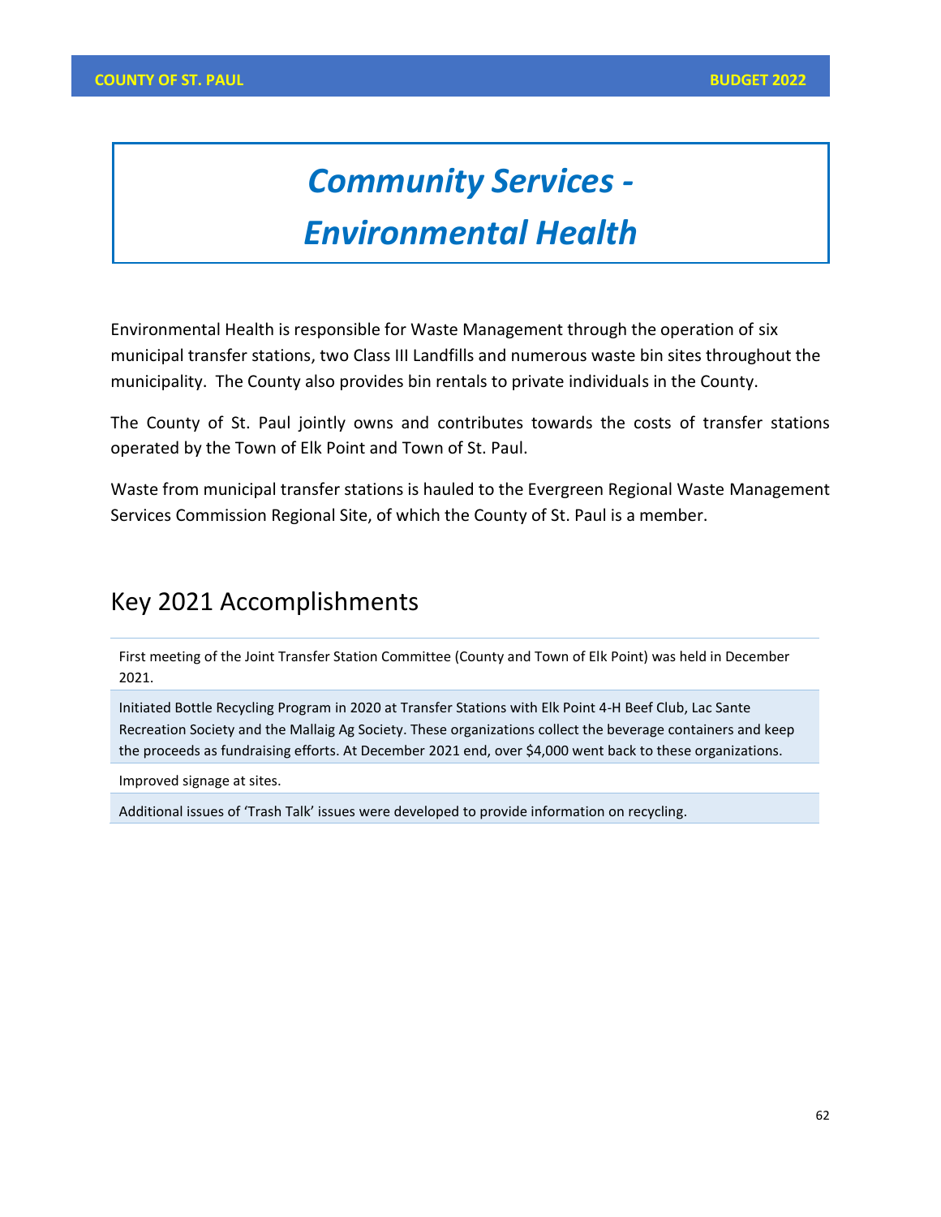# *Community Services - Environmental Health*

Environmental Health is responsible for Waste Management through the operation of six municipal transfer stations, two Class III Landfills and numerous waste bin sites throughout the municipality. The County also provides bin rentals to private individuals in the County.

The County of St. Paul jointly owns and contributes towards the costs of transfer stations operated by the Town of Elk Point and Town of St. Paul.

Waste from municipal transfer stations is hauled to the Evergreen Regional Waste Management Services Commission Regional Site, of which the County of St. Paul is a member.

## Key 2021 Accomplishments

- First meeting of the Joint Transfer Station Committee (County and Town of Elk Point) was held in December 2021.
- Initiated Bottle Recycling Program in 2020 at Transfer Stations with Elk Point 4-H Beef Club, Lac Sante Recreation Society and the Mallaig Ag Society. These organizations collect the beverage containers and keep the proceeds as fundraising efforts. At December 2021 end, over $4,000 went back to these organizations.
- Improved signage at sites.
- Additional issues of 'Trash Talk' issues were developed to provide information on recycling.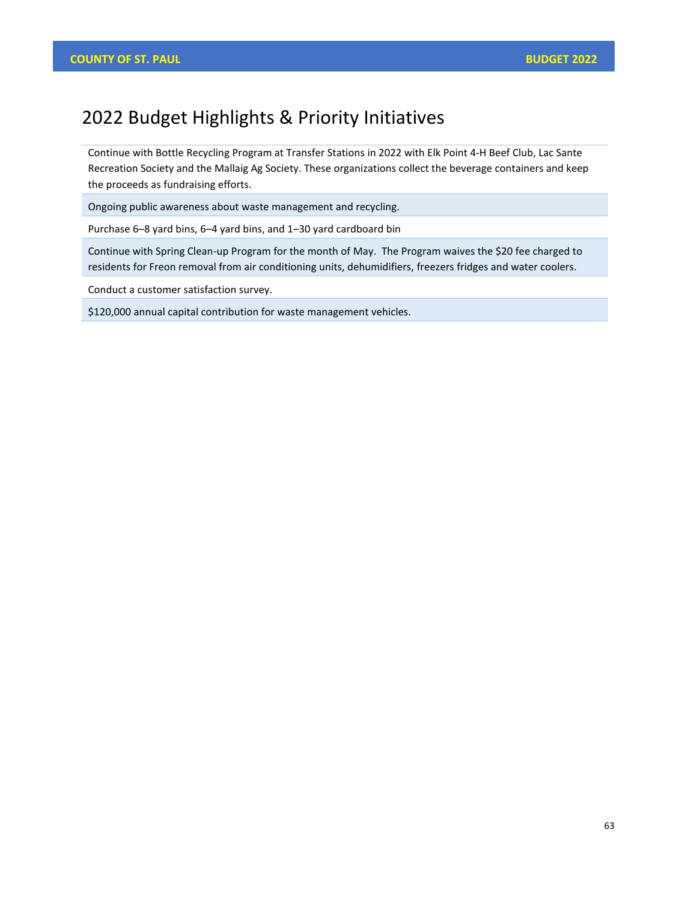# 2022 Budget Highlights & Priority Initiatives

| |
|---|
| Continue with Bottle Recycling Program at Transfer Stations in 2022 with Elk Point 4-H Beef Club, Lac Sante Recreation Society and the Mallaig Ag Society. These organizations collect the beverage containers and keep the proceeds as fundraising efforts. |
| Ongoing public awareness about waste management and recycling. |
| Purchase 6–8 yard bins, 6–4 yard bins, and 1–30 yard cardboard bin |
| Continue with Spring Clean-up Program for the month of May. The Program waives the $20 fee charged to residents for Freon removal from air conditioning units, dehumidifiers, freezers fridges and water coolers. |
| Conduct a customer satisfaction survey. |
| $120,000 annual capital contribution for waste management vehicles. |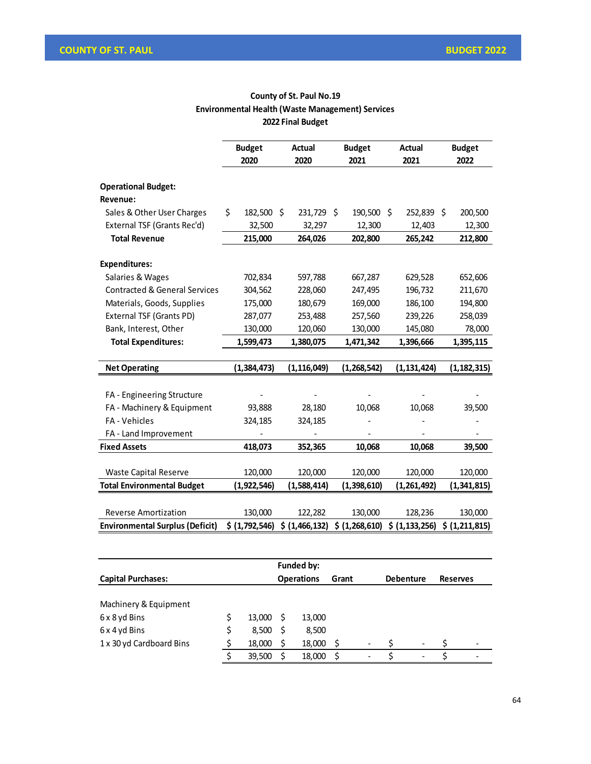**County of St. Paul No.19**
**Environmental Health (Waste Management) Services**
**2022 Final Budget**

| | Budget 2020 | Actual 2020 | Budget 2021 | Actual 2021 | Budget 2022 |
|---|---|---|---|---|---|
| **Operational Budget:** | | | | | |
| **Revenue:** | | | | | |
| Sales & Other User Charges | $ 182,500 | $ 231,729 | $ 190,500 | $ 252,839 | $ 200,500 |
| External TSF (Grants Rec'd) | 32,500 | 32,297 | 12,300 | 12,403 | 12,300 |
| **Total Revenue** | **215,000** | **264,026** | **202,800** | **265,242** | **212,800** |
| **Expenditures:** | | | | | |
| Salaries & Wages | 702,834 | 597,788 | 667,287 | 629,528 | 652,606 |
| Contracted & General Services | 304,562 | 228,060 | 247,495 | 196,732 | 211,670 |
| Materials, Goods, Supplies | 175,000 | 180,679 | 169,000 | 186,100 | 194,800 |
| External TSF (Grants PD) | 287,077 | 253,488 | 257,560 | 239,226 | 258,039 |
| Bank, Interest, Other | 130,000 | 120,060 | 130,000 | 145,080 | 78,000 |
| **Total Expenditures:** | **1,599,473** | **1,380,075** | **1,471,342** | **1,396,666** | **1,395,115** |
| **Net Operating** | **(1,384,473)** | **(1,116,049)** | **(1,268,542)** | **(1,131,424)** | **(1,182,315)** |
| FA - Engineering Structure | - | - | - | - | - |
| FA - Machinery & Equipment | 93,888 | 28,180 | 10,068 | 10,068 | 39,500 |
| FA - Vehicles | 324,185 | 324,185 | - | - | - |
| FA - Land Improvement | - | - | - | - | - |
| **Fixed Assets** | **418,073** | **352,365** | **10,068** | **10,068** | **39,500** |
| Waste Capital Reserve | 120,000 | 120,000 | 120,000 | 120,000 | 120,000 |
| **Total Environmental Budget** | **(1,922,546)** | **(1,588,414)** | **(1,398,610)** | **(1,261,492)** | **(1,341,815)** |
| Reverse Amortization | 130,000 | 122,282 | 130,000 | 128,236 | 130,000 |
| **Environmental Surplus (Deficit)** | **$ (1,792,546)** | **$ (1,466,132)** | **$ (1,268,610)** | **$ (1,133,256)** | **$ (1,211,815)** |

| **Capital Purchases:** | | **Funded by:** Operations | Grant | Debenture | Reserves |
|---|---|---|---|---|---|
| Machinery & Equipment | | | | | |
| 6 x 8 yd Bins | $ 13,000 | $ 13,000 | | | |
| 6 x 4 yd Bins | $ 8,500 | $ 8,500 | | | |
| 1 x 30 yd Cardboard Bins | $ 18,000 | $ 18,000 | $ - | $ - | $ - |
| | $ 39,500 | $ 18,000 | $ - | $ - | $ - |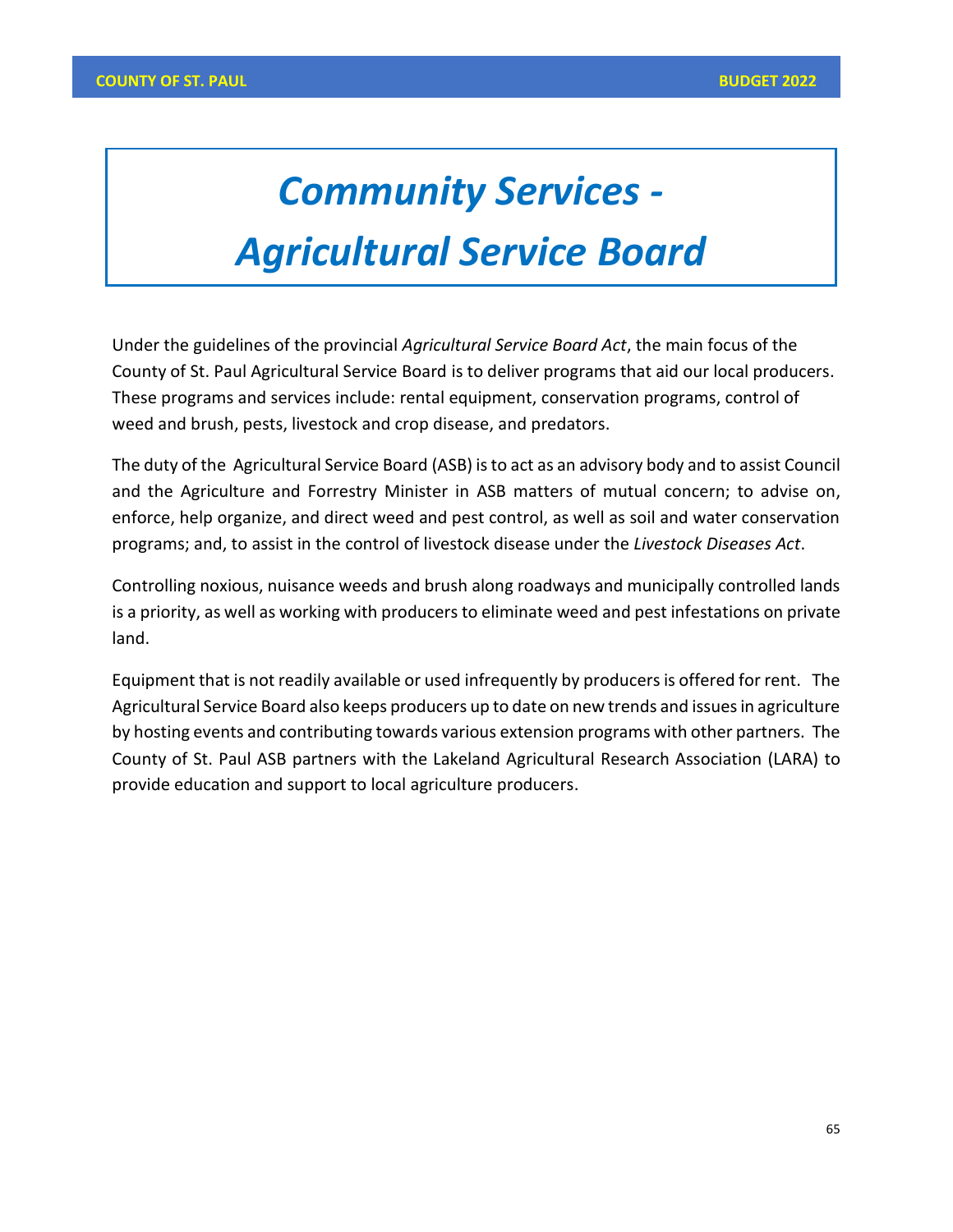# *Community Services - Agricultural Service Board*

Under the guidelines of the provincial *Agricultural Service Board Act*, the main focus of the County of St. Paul Agricultural Service Board is to deliver programs that aid our local producers. These programs and services include: rental equipment, conservation programs, control of weed and brush, pests, livestock and crop disease, and predators.

The duty of the Agricultural Service Board (ASB) is to act as an advisory body and to assist Council and the Agriculture and Forrestry Minister in ASB matters of mutual concern; to advise on, enforce, help organize, and direct weed and pest control, as well as soil and water conservation programs; and, to assist in the control of livestock disease under the *Livestock Diseases Act*.

Controlling noxious, nuisance weeds and brush along roadways and municipally controlled lands is a priority, as well as working with producers to eliminate weed and pest infestations on private land.

Equipment that is not readily available or used infrequently by producers is offered for rent. The Agricultural Service Board also keeps producers up to date on new trends and issues in agriculture by hosting events and contributing towards various extension programs with other partners. The County of St. Paul ASB partners with the Lakeland Agricultural Research Association (LARA) to provide education and support to local agriculture producers.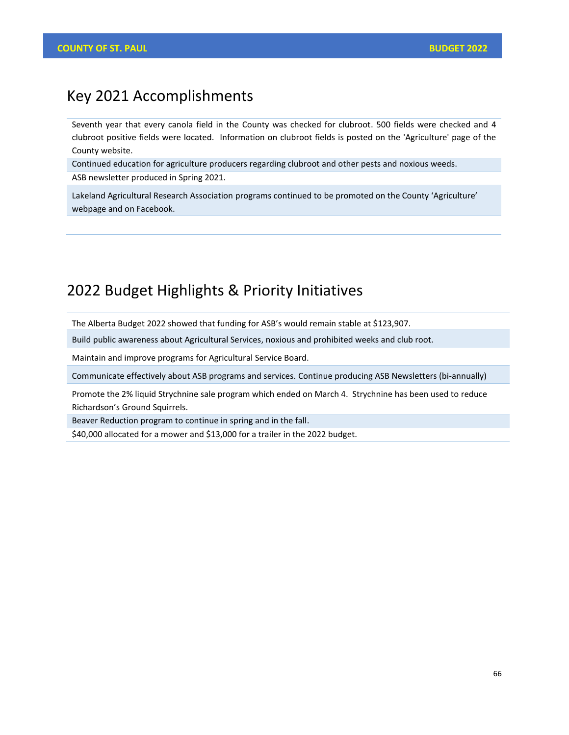## Key 2021 Accomplishments

Seventh year that every canola field in the County was checked for clubroot. 500 fields were checked and 4 clubroot positive fields were located. Information on clubroot fields is posted on the 'Agriculture' page of the County website.

Continued education for agriculture producers regarding clubroot and other pests and noxious weeds.

ASB newsletter produced in Spring 2021.

Lakeland Agricultural Research Association programs continued to be promoted on the County 'Agriculture' webpage and on Facebook.

## 2022 Budget Highlights & Priority Initiatives

The Alberta Budget 2022 showed that funding for ASB's would remain stable at $123,907.

Build public awareness about Agricultural Services, noxious and prohibited weeks and club root.

Maintain and improve programs for Agricultural Service Board.

Communicate effectively about ASB programs and services. Continue producing ASB Newsletters (bi-annually)

Promote the 2% liquid Strychnine sale program which ended on March 4. Strychnine has been used to reduce Richardson's Ground Squirrels.

Beaver Reduction program to continue in spring and in the fall.

$40,000 allocated for a mower and $13,000 for a trailer in the 2022 budget.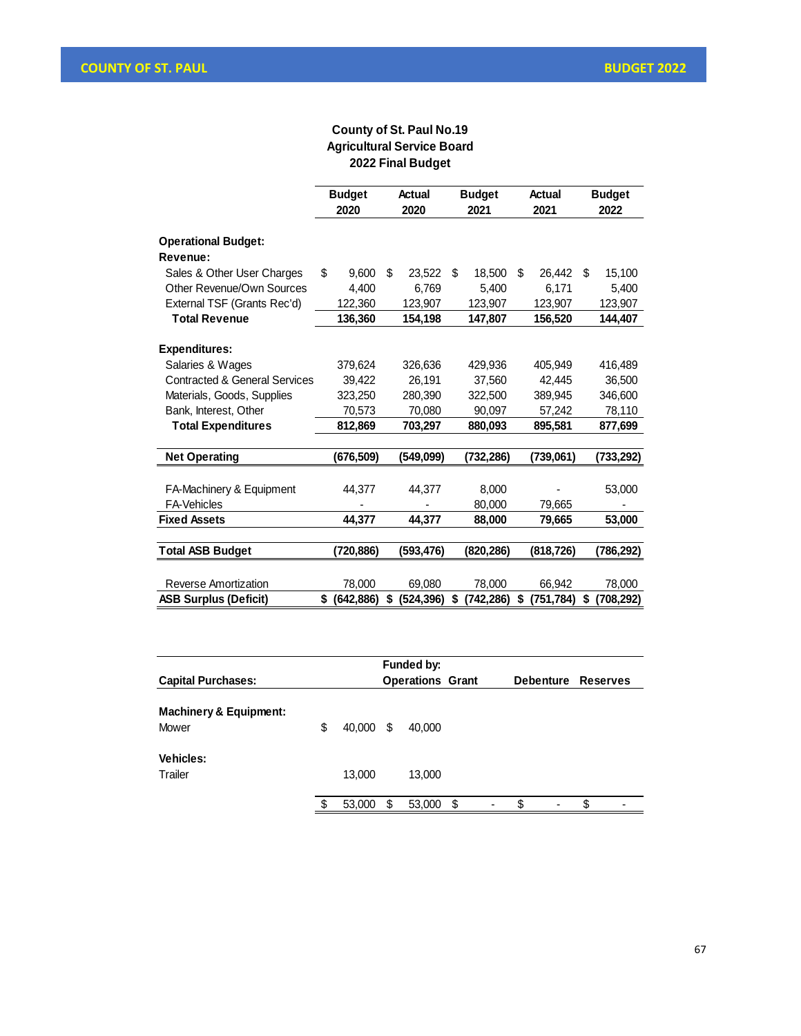**County of St. Paul No.19**
**Agricultural Service Board**
**2022 Final Budget**

| | Budget 2020 | Actual 2020 | Budget 2021 | Actual 2021 | Budget 2022 |
|---|---|---|---|---|---|
| **Operational Budget:** | | | | | |
| **Revenue:** | | | | | |
| Sales & Other User Charges | $ 9,600 | $ 23,522 | $ 18,500 | $ 26,442 | $ 15,100 |
| Other Revenue/Own Sources | 4,400 | 6,769 | 5,400 | 6,171 | 5,400 |
| External TSF (Grants Rec'd) | 122,360 | 123,907 | 123,907 | 123,907 | 123,907 |
| **Total Revenue** | **136,360** | **154,198** | **147,807** | **156,520** | **144,407** |
| **Expenditures:** | | | | | |
| Salaries & Wages | 379,624 | 326,636 | 429,936 | 405,949 | 416,489 |
| Contracted & General Services | 39,422 | 26,191 | 37,560 | 42,445 | 36,500 |
| Materials, Goods, Supplies | 323,250 | 280,390 | 322,500 | 389,945 | 346,600 |
| Bank, Interest, Other | 70,573 | 70,080 | 90,097 | 57,242 | 78,110 |
| **Total Expenditures** | **812,869** | **703,297** | **880,093** | **895,581** | **877,699** |
| **Net Operating** | **(676,509)** | **(549,099)** | **(732,286)** | **(739,061)** | **(733,292)** |
| FA-Machinery & Equipment | 44,377 | 44,377 | 8,000 | - | 53,000 |
| FA-Vehicles | - | - | 80,000 | 79,665 | - |
| **Fixed Assets** | **44,377** | **44,377** | **88,000** | **79,665** | **53,000** |
| **Total ASB Budget** | **(720,886)** | **(593,476)** | **(820,286)** | **(818,726)** | **(786,292)** |
| Reverse Amortization | 78,000 | 69,080 | 78,000 | 66,942 | 78,000 |
| **ASB Surplus (Deficit)** | **$ (642,886)** | **$ (524,396)** | **$ (742,286)** | **$ (751,784)** | **$ (708,292)** |

| **Capital Purchases:** | | **Funded by: Operations** | **Grant** | **Debenture** | **Reserves** |
|---|---|---|---|---|---|
| **Machinery & Equipment:** | | | | | |
| Mower | $ 40,000 | $ 40,000 | | | |
| **Vehicles:** | | | | | |
| Trailer | 13,000 | 13,000 | | | |
| | $ 53,000 | $ 53,000 | $ - | $ - | $ - |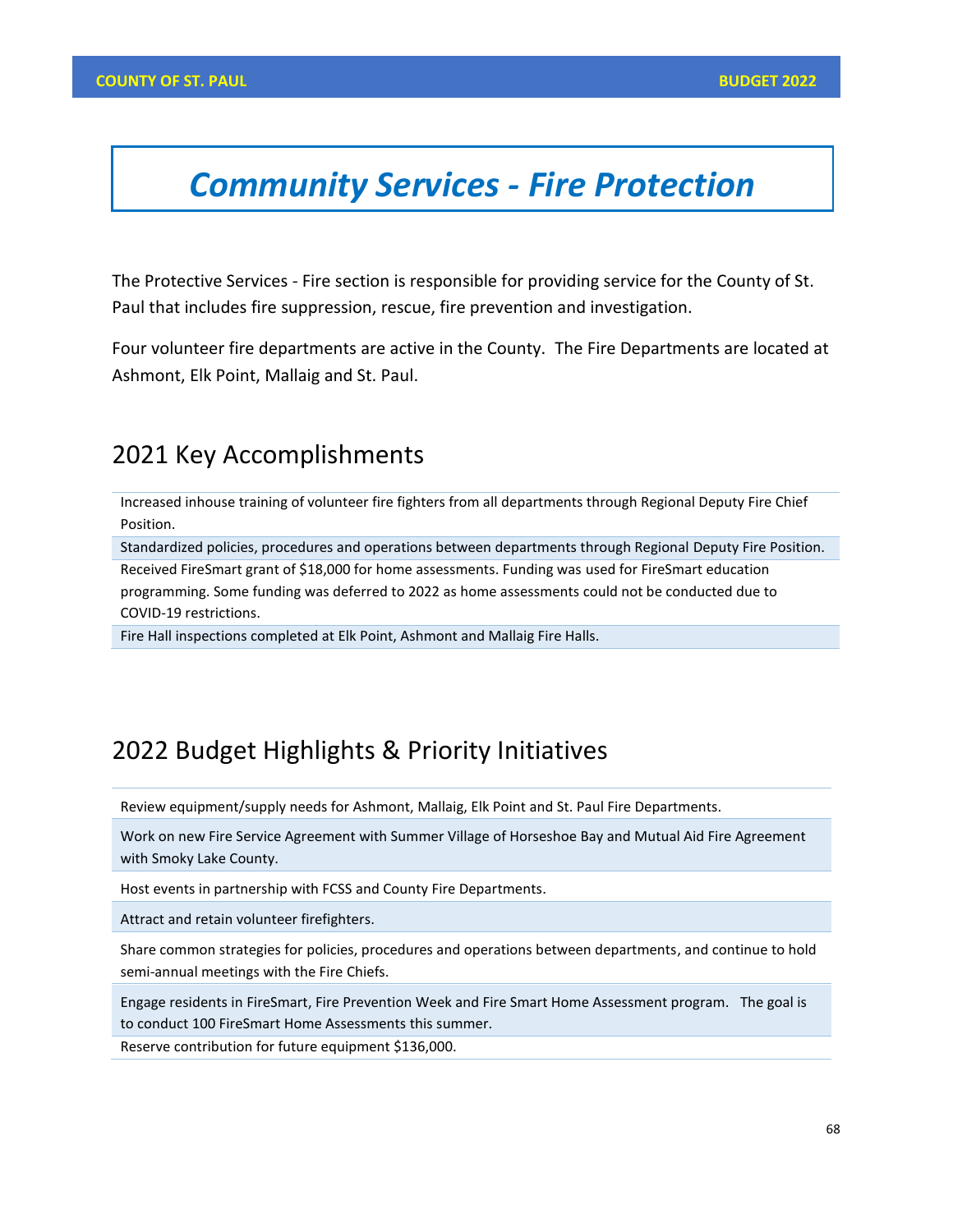# Community Services - Fire Protection

The Protective Services - Fire section is responsible for providing service for the County of St. Paul that includes fire suppression, rescue, fire prevention and investigation.

Four volunteer fire departments are active in the County. The Fire Departments are located at Ashmont, Elk Point, Mallaig and St. Paul.

## 2021 Key Accomplishments

- Increased inhouse training of volunteer fire fighters from all departments through Regional Deputy Fire Chief Position.
- Standardized policies, procedures and operations between departments through Regional Deputy Fire Position.
- Received FireSmart grant of $18,000 for home assessments. Funding was used for FireSmart education programming. Some funding was deferred to 2022 as home assessments could not be conducted due to COVID-19 restrictions.
- Fire Hall inspections completed at Elk Point, Ashmont and Mallaig Fire Halls.

## 2022 Budget Highlights & Priority Initiatives

- Review equipment/supply needs for Ashmont, Mallaig, Elk Point and St. Paul Fire Departments.
- Work on new Fire Service Agreement with Summer Village of Horseshoe Bay and Mutual Aid Fire Agreement with Smoky Lake County.
- Host events in partnership with FCSS and County Fire Departments.
- Attract and retain volunteer firefighters.
- Share common strategies for policies, procedures and operations between departments, and continue to hold semi-annual meetings with the Fire Chiefs.
- Engage residents in FireSmart, Fire Prevention Week and Fire Smart Home Assessment program. The goal is to conduct 100 FireSmart Home Assessments this summer.
- Reserve contribution for future equipment $136,000.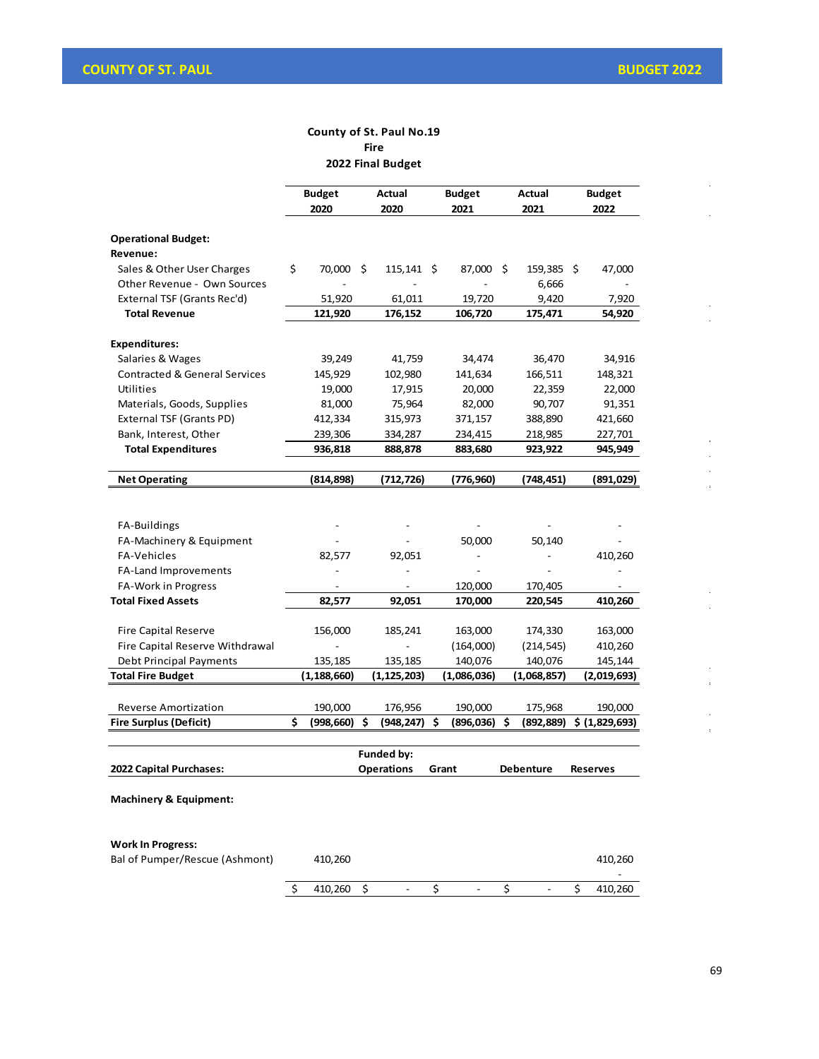**County of St. Paul No.19**
**Fire**
**2022 Final Budget**

| | Budget 2020 | Actual 2020 | Budget 2021 | Actual 2021 | Budget 2022 |
|---|---|---|---|---|---|
| **Operational Budget:** | | | | | |
| **Revenue:** | | | | | |
| Sales & Other User Charges | $ 70,000 | $ 115,141 | $ 87,000 | $ 159,385 | $ 47,000 |
| Other Revenue - Own Sources | - | - | - | 6,666 | - |
| External TSF (Grants Rec'd) | 51,920 | 61,011 | 19,720 | 9,420 | 7,920 |
| **Total Revenue** | **121,920** | **176,152** | **106,720** | **175,471** | **54,920** |
| **Expenditures:** | | | | | |
| Salaries & Wages | 39,249 | 41,759 | 34,474 | 36,470 | 34,916 |
| Contracted & General Services | 145,929 | 102,980 | 141,634 | 166,511 | 148,321 |
| Utilities | 19,000 | 17,915 | 20,000 | 22,359 | 22,000 |
| Materials, Goods, Supplies | 81,000 | 75,964 | 82,000 | 90,707 | 91,351 |
| External TSF (Grants PD) | 412,334 | 315,973 | 371,157 | 388,890 | 421,660 |
| Bank, Interest, Other | 239,306 | 334,287 | 234,415 | 218,985 | 227,701 |
| **Total Expenditures** | **936,818** | **888,878** | **883,680** | **923,922** | **945,949** |
| **Net Operating** | **(814,898)** | **(712,726)** | **(776,960)** | **(748,451)** | **(891,029)** |
| FA-Buildings | - | - | - | - | - |
| FA-Machinery & Equipment | - | - | 50,000 | 50,140 | - |
| FA-Vehicles | 82,577 | 92,051 | - | - | 410,260 |
| FA-Land Improvements | - | - | - | - | - |
| FA-Work in Progress | - | - | 120,000 | 170,405 | - |
| **Total Fixed Assets** | **82,577** | **92,051** | **170,000** | **220,545** | **410,260** |
| Fire Capital Reserve | 156,000 | 185,241 | 163,000 | 174,330 | 163,000 |
| Fire Capital Reserve Withdrawal | - | - | (164,000) | (214,545) | 410,260 |
| Debt Principal Payments | 135,185 | 135,185 | 140,076 | 140,076 | 145,144 |
| **Total Fire Budget** | **(1,188,660)** | **(1,125,203)** | **(1,086,036)** | **(1,068,857)** | **(2,019,693)** |
| Reverse Amortization | 190,000 | 176,956 | 190,000 | 175,968 | 190,000 |
| **Fire Surplus (Deficit)** | **$ (998,660)** | **$ (948,247)** | **$ (896,036)** | **$ (892,889)** | **$ (1,829,693)** |

| **2022 Capital Purchases:** | | **Funded by: Operations** | **Grant** | **Debenture** | **Reserves** |
|---|---|---|---|---|---|
| **Machinery & Equipment:** | | | | | |
| **Work In Progress:** | | | | | |
| Bal of Pumper/Rescue (Ashmont) | 410,260 | | | | 410,260 |
| | | | | | - |
| | $ 410,260 | $ - | $ - | $ - | $ 410,260 |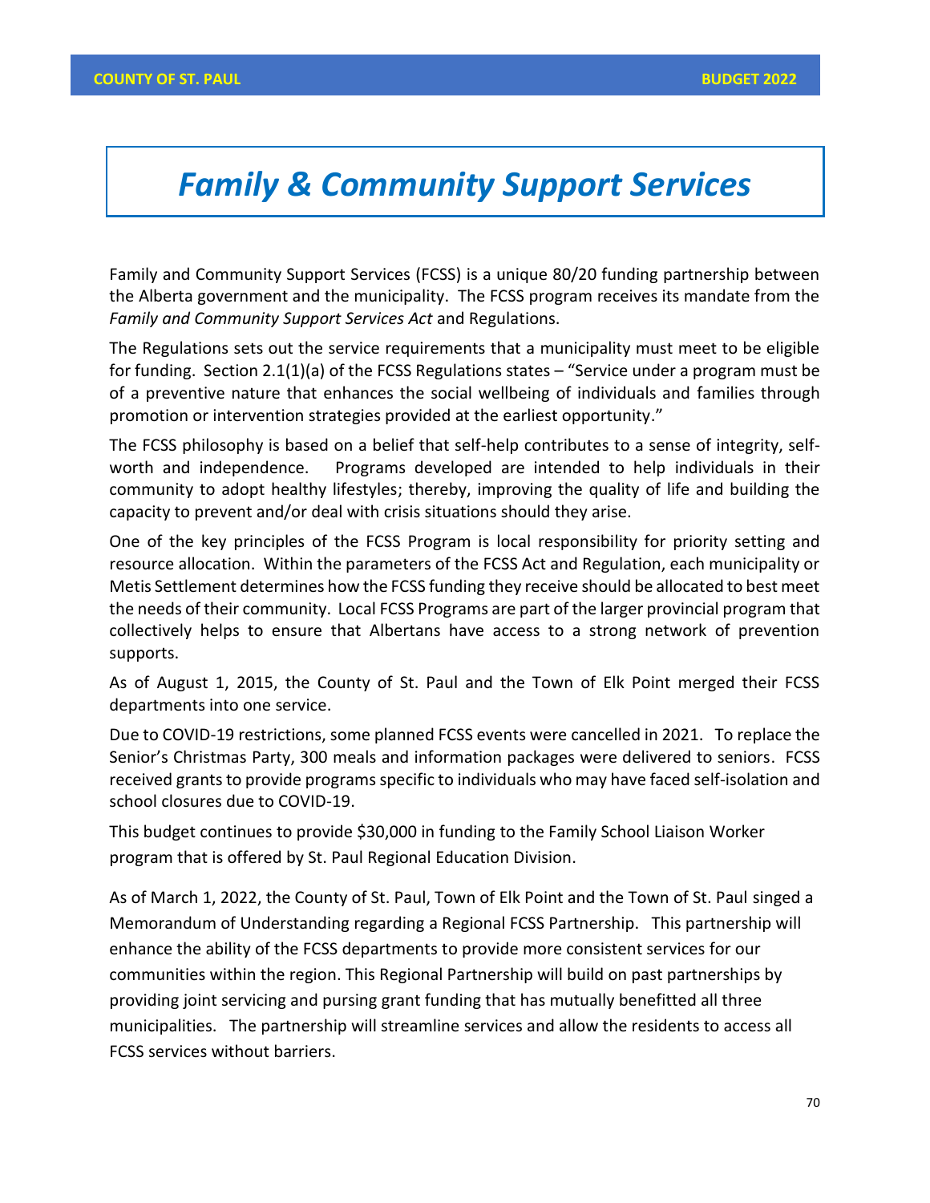# *Family & Community Support Services*

Family and Community Support Services (FCSS) is a unique 80/20 funding partnership between the Alberta government and the municipality. The FCSS program receives its mandate from the *Family and Community Support Services Act* and Regulations.

The Regulations sets out the service requirements that a municipality must meet to be eligible for funding. Section 2.1(1)(a) of the FCSS Regulations states – "Service under a program must be of a preventive nature that enhances the social wellbeing of individuals and families through promotion or intervention strategies provided at the earliest opportunity."

The FCSS philosophy is based on a belief that self-help contributes to a sense of integrity, self-worth and independence. Programs developed are intended to help individuals in their community to adopt healthy lifestyles; thereby, improving the quality of life and building the capacity to prevent and/or deal with crisis situations should they arise.

One of the key principles of the FCSS Program is local responsibility for priority setting and resource allocation. Within the parameters of the FCSS Act and Regulation, each municipality or Metis Settlement determines how the FCSS funding they receive should be allocated to best meet the needs of their community. Local FCSS Programs are part of the larger provincial program that collectively helps to ensure that Albertans have access to a strong network of prevention supports.

As of August 1, 2015, the County of St. Paul and the Town of Elk Point merged their FCSS departments into one service.

Due to COVID-19 restrictions, some planned FCSS events were cancelled in 2021. To replace the Senior's Christmas Party, 300 meals and information packages were delivered to seniors. FCSS received grants to provide programs specific to individuals who may have faced self-isolation and school closures due to COVID-19.

This budget continues to provide $30,000 in funding to the Family School Liaison Worker program that is offered by St. Paul Regional Education Division.

As of March 1, 2022, the County of St. Paul, Town of Elk Point and the Town of St. Paul singed a Memorandum of Understanding regarding a Regional FCSS Partnership. This partnership will enhance the ability of the FCSS departments to provide more consistent services for our communities within the region. This Regional Partnership will build on past partnerships by providing joint servicing and pursing grant funding that has mutually benefitted all three municipalities. The partnership will streamline services and allow the residents to access all FCSS services without barriers.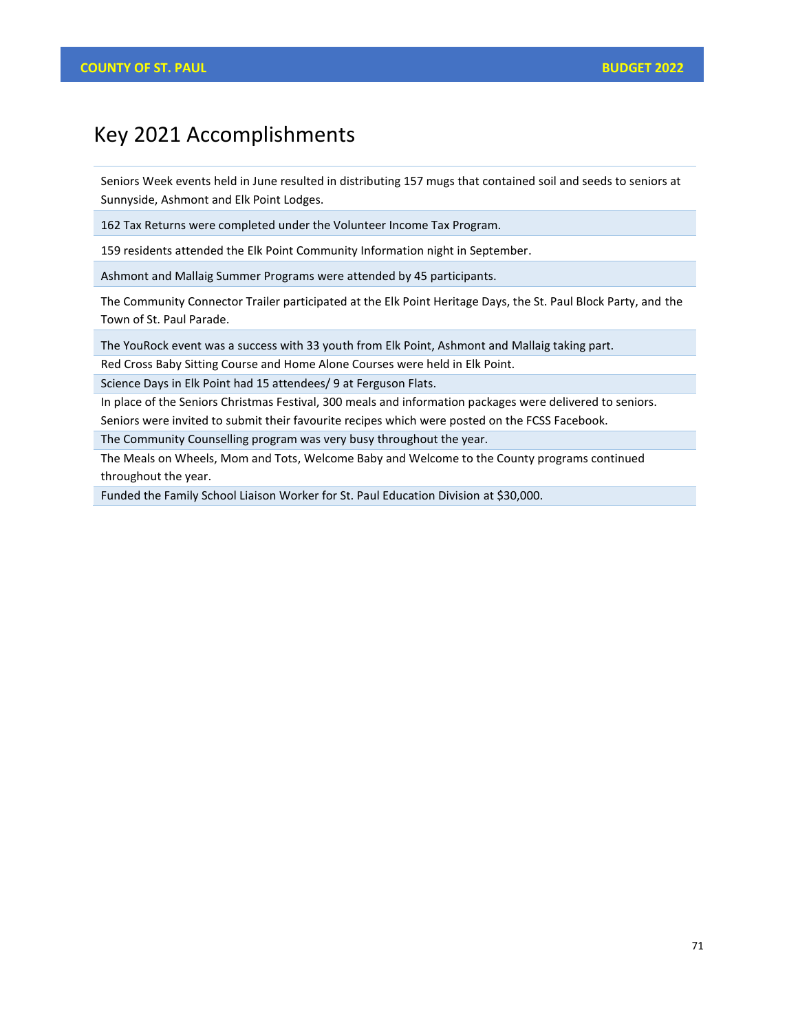# Key 2021 Accomplishments

| |
|---|
| Seniors Week events held in June resulted in distributing 157 mugs that contained soil and seeds to seniors at Sunnyside, Ashmont and Elk Point Lodges. |
| 162 Tax Returns were completed under the Volunteer Income Tax Program. |
| 159 residents attended the Elk Point Community Information night in September. |
| Ashmont and Mallaig Summer Programs were attended by 45 participants. |
| The Community Connector Trailer participated at the Elk Point Heritage Days, the St. Paul Block Party, and the Town of St. Paul Parade. |
| The YouRock event was a success with 33 youth from Elk Point, Ashmont and Mallaig taking part. |
| Red Cross Baby Sitting Course and Home Alone Courses were held in Elk Point. |
| Science Days in Elk Point had 15 attendees/ 9 at Ferguson Flats. |
| In place of the Seniors Christmas Festival, 300 meals and information packages were delivered to seniors. Seniors were invited to submit their favourite recipes which were posted on the FCSS Facebook. |
| The Community Counselling program was very busy throughout the year. |
| The Meals on Wheels, Mom and Tots, Welcome Baby and Welcome to the County programs continued throughout the year. |
| Funded the Family School Liaison Worker for St. Paul Education Division at $30,000. |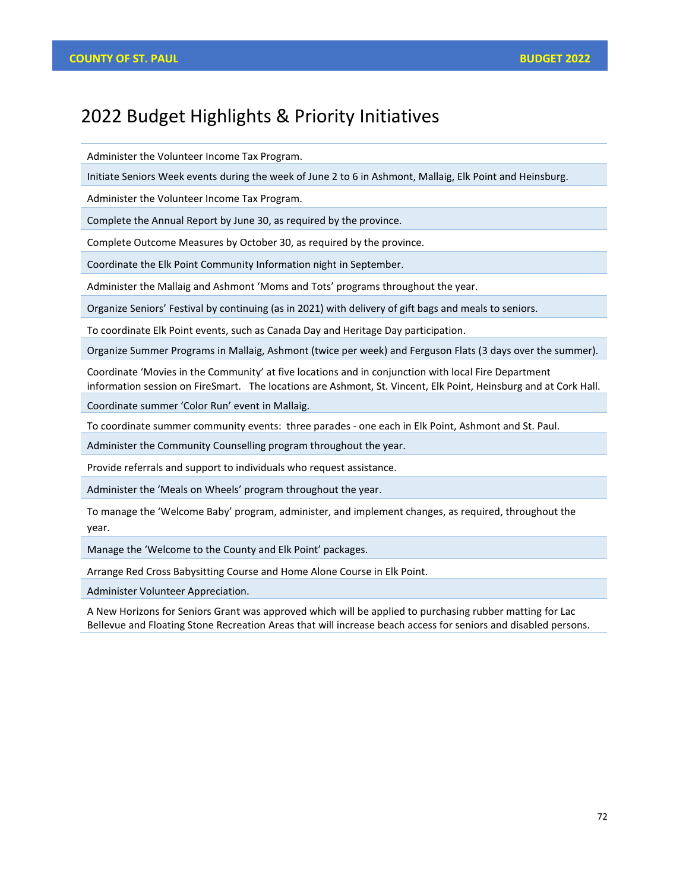# 2022 Budget Highlights & Priority Initiatives

| |
|---|
| Administer the Volunteer Income Tax Program. |
| Initiate Seniors Week events during the week of June 2 to 6 in Ashmont, Mallaig, Elk Point and Heinsburg. |
| Administer the Volunteer Income Tax Program. |
| Complete the Annual Report by June 30, as required by the province. |
| Complete Outcome Measures by October 30, as required by the province. |
| Coordinate the Elk Point Community Information night in September. |
| Administer the Mallaig and Ashmont 'Moms and Tots' programs throughout the year. |
| Organize Seniors' Festival by continuing (as in 2021) with delivery of gift bags and meals to seniors. |
| To coordinate Elk Point events, such as Canada Day and Heritage Day participation. |
| Organize Summer Programs in Mallaig, Ashmont (twice per week) and Ferguson Flats (3 days over the summer). |
| Coordinate 'Movies in the Community' at five locations and in conjunction with local Fire Department information session on FireSmart. The locations are Ashmont, St. Vincent, Elk Point, Heinsburg and at Cork Hall. |
| Coordinate summer 'Color Run' event in Mallaig. |
| To coordinate summer community events: three parades - one each in Elk Point, Ashmont and St. Paul. |
| Administer the Community Counselling program throughout the year. |
| Provide referrals and support to individuals who request assistance. |
| Administer the 'Meals on Wheels' program throughout the year. |
| To manage the 'Welcome Baby' program, administer, and implement changes, as required, throughout the year. |
| Manage the 'Welcome to the County and Elk Point' packages. |
| Arrange Red Cross Babysitting Course and Home Alone Course in Elk Point. |
| Administer Volunteer Appreciation. |
| A New Horizons for Seniors Grant was approved which will be applied to purchasing rubber matting for Lac Bellevue and Floating Stone Recreation Areas that will increase beach access for seniors and disabled persons. |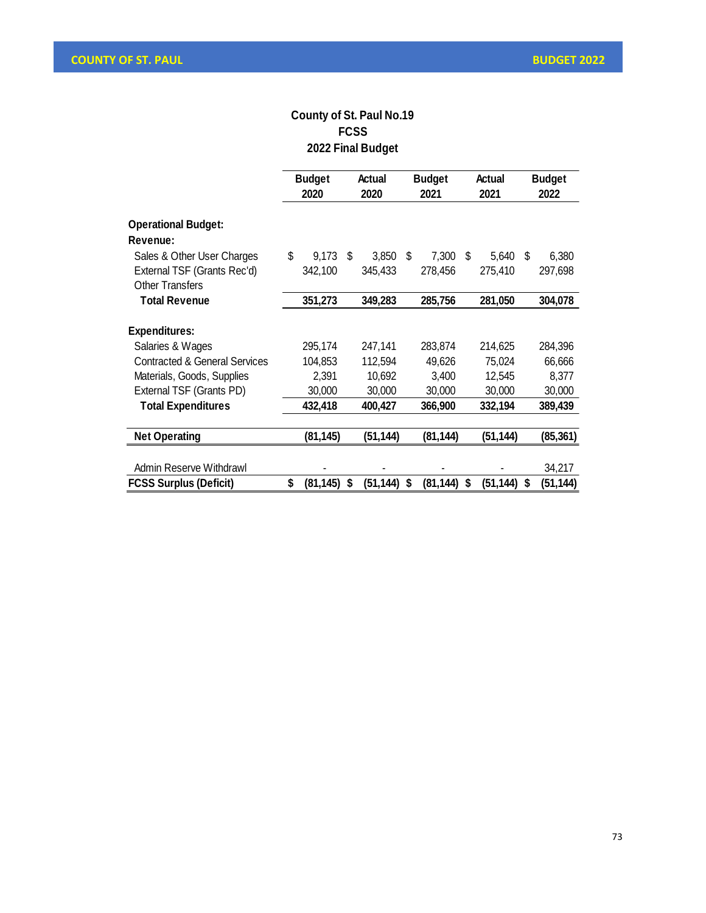## County of St. Paul No.19
## FCSS
## 2022 Final Budget

| | Budget 2020 | Actual 2020 | Budget 2021 | Actual 2021 | Budget 2022 |
|---|---|---|---|---|---|
| **Operational Budget:** | | | | | |
| **Revenue:** | | | | | |
| Sales & Other User Charges | $ 9,173 | $ 3,850 | $ 7,300 | $ 5,640 | $ 6,380 |
| External TSF (Grants Rec'd) | 342,100 | 345,433 | 278,456 | 275,410 | 297,698 |
| Other Transfers | | | | | |
| **Total Revenue** | **351,273** | **349,283** | **285,756** | **281,050** | **304,078** |
| **Expenditures:** | | | | | |
| Salaries & Wages | 295,174 | 247,141 | 283,874 | 214,625 | 284,396 |
| Contracted & General Services | 104,853 | 112,594 | 49,626 | 75,024 | 66,666 |
| Materials, Goods, Supplies | 2,391 | 10,692 | 3,400 | 12,545 | 8,377 |
| External TSF (Grants PD) | 30,000 | 30,000 | 30,000 | 30,000 | 30,000 |
| **Total Expenditures** | **432,418** | **400,427** | **366,900** | **332,194** | **389,439** |
| **Net Operating** | **(81,145)** | **(51,144)** | **(81,144)** | **(51,144)** | **(85,361)** |
| Admin Reserve Withdrawl | - | - | - | - | 34,217 |
| **FCSS Surplus (Deficit)** | **$ (81,145)** | **$ (51,144)** | **$ (81,144)** | **$ (51,144)** | **$ (51,144)** |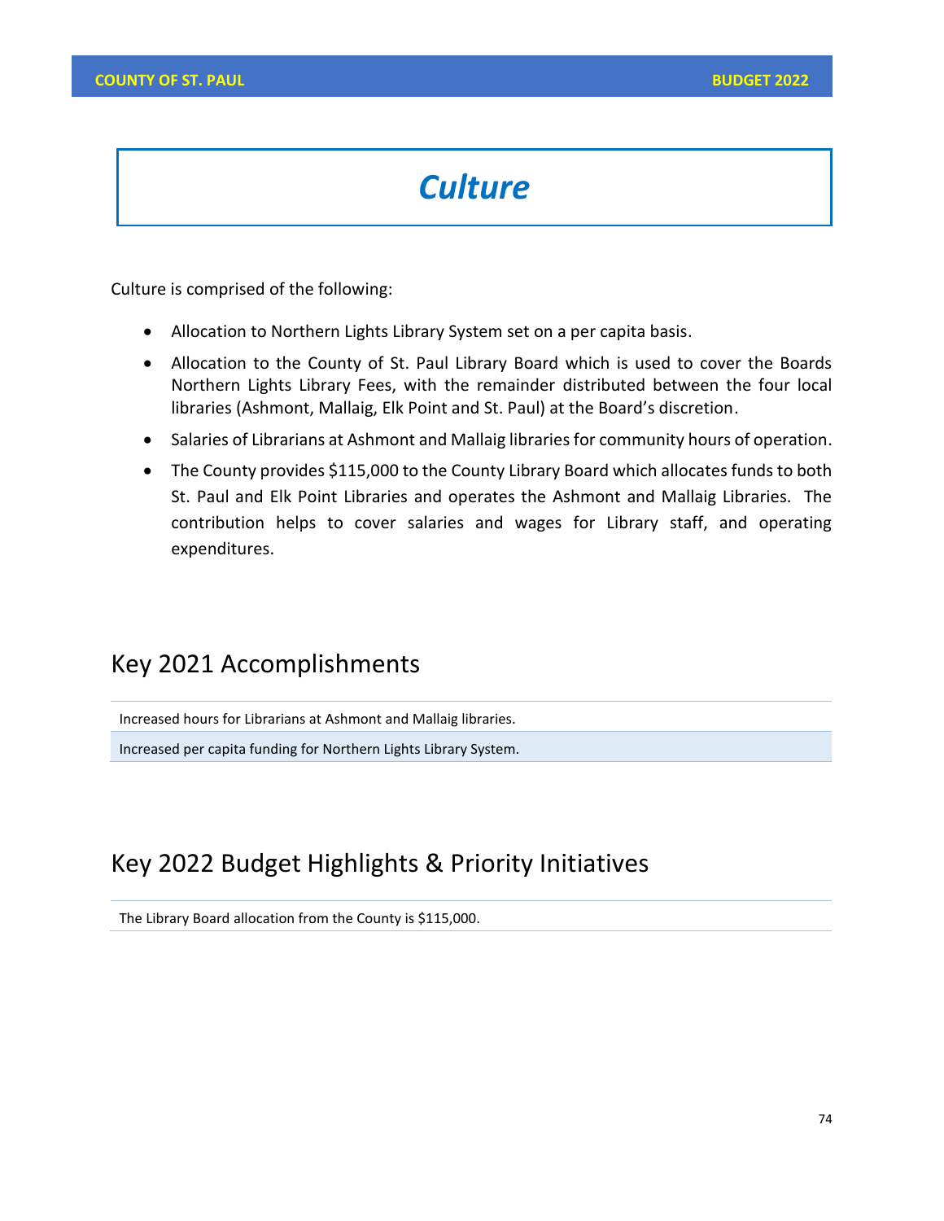# *Culture*

Culture is comprised of the following:

- Allocation to Northern Lights Library System set on a per capita basis.
- Allocation to the County of St. Paul Library Board which is used to cover the Boards Northern Lights Library Fees, with the remainder distributed between the four local libraries (Ashmont, Mallaig, Elk Point and St. Paul) at the Board's discretion.
- Salaries of Librarians at Ashmont and Mallaig libraries for community hours of operation.
- The County provides $115,000 to the County Library Board which allocates funds to both St. Paul and Elk Point Libraries and operates the Ashmont and Mallaig Libraries. The contribution helps to cover salaries and wages for Library staff, and operating expenditures.

## Key 2021 Accomplishments

| Increased hours for Librarians at Ashmont and Mallaig libraries. |
|---|
| Increased per capita funding for Northern Lights Library System. |

## Key 2022 Budget Highlights & Priority Initiatives

| The Library Board allocation from the County is $115,000. |
|---|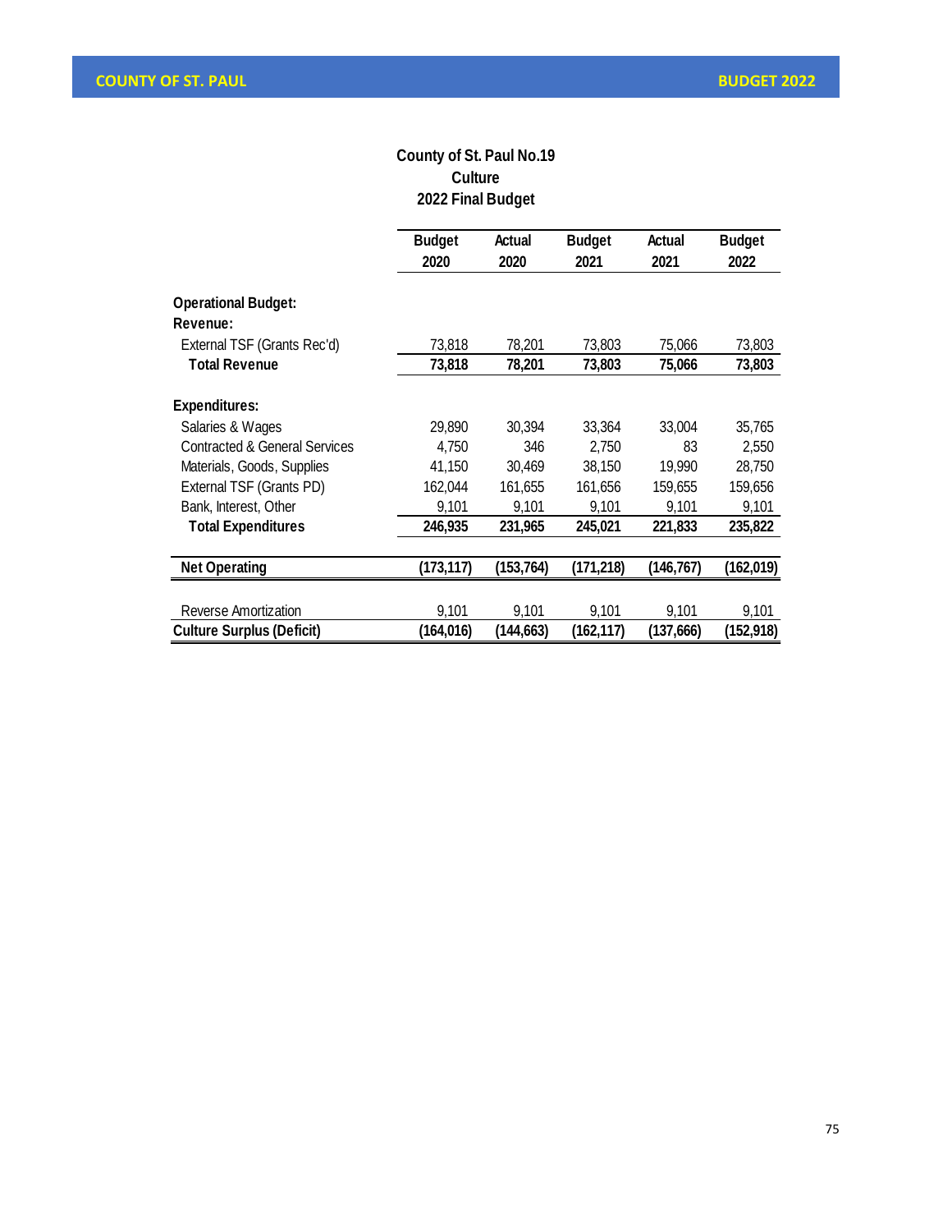# County of St. Paul No.19
## Culture
### 2022 Final Budget

| | Budget 2020 | Actual 2020 | Budget 2021 | Actual 2021 | Budget 2022 |
|---|---|---|---|---|---|
| **Operational Budget:** | | | | | |
| **Revenue:** | | | | | |
| External TSF (Grants Rec'd) | 73,818 | 78,201 | 73,803 | 75,066 | 73,803 |
| **Total Revenue** | **73,818** | **78,201** | **73,803** | **75,066** | **73,803** |
| **Expenditures:** | | | | | |
| Salaries & Wages | 29,890 | 30,394 | 33,364 | 33,004 | 35,765 |
| Contracted & General Services | 4,750 | 346 | 2,750 | 83 | 2,550 |
| Materials, Goods, Supplies | 41,150 | 30,469 | 38,150 | 19,990 | 28,750 |
| External TSF (Grants PD) | 162,044 | 161,655 | 161,656 | 159,655 | 159,656 |
| Bank, Interest, Other | 9,101 | 9,101 | 9,101 | 9,101 | 9,101 |
| **Total Expenditures** | **246,935** | **231,965** | **245,021** | **221,833** | **235,822** |
| **Net Operating** | **(173,117)** | **(153,764)** | **(171,218)** | **(146,767)** | **(162,019)** |
| Reverse Amortization | 9,101 | 9,101 | 9,101 | 9,101 | 9,101 |
| **Culture Surplus (Deficit)** | **(164,016)** | **(144,663)** | **(162,117)** | **(137,666)** | **(152,918)** |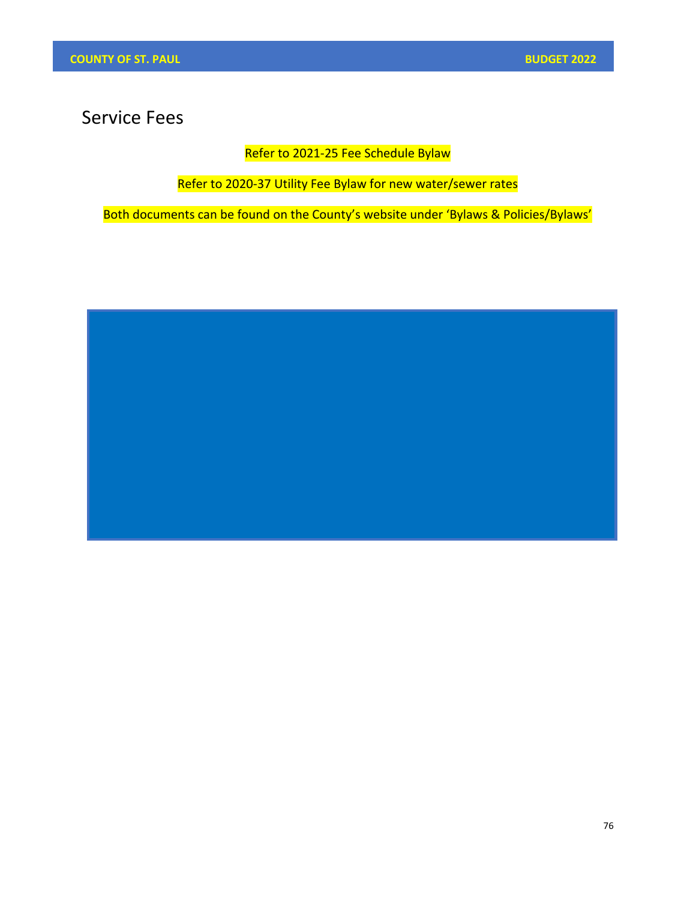# Service Fees

Refer to 2021-25 Fee Schedule Bylaw

Refer to 2020-37 Utility Fee Bylaw for new water/sewer rates

Both documents can be found on the County's website under 'Bylaws & Policies/Bylaws'